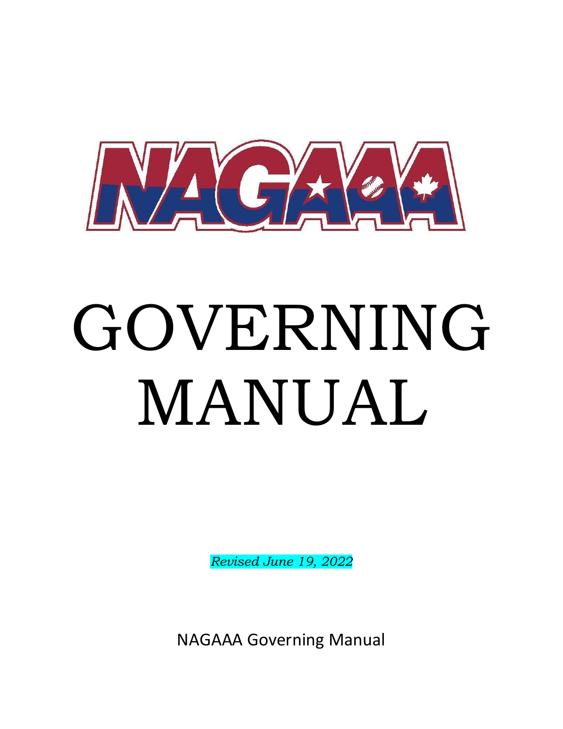NAGAAA

# GOVERNING MANUAL

*Revised June 19, 2022*

NAGAAA Governing Manual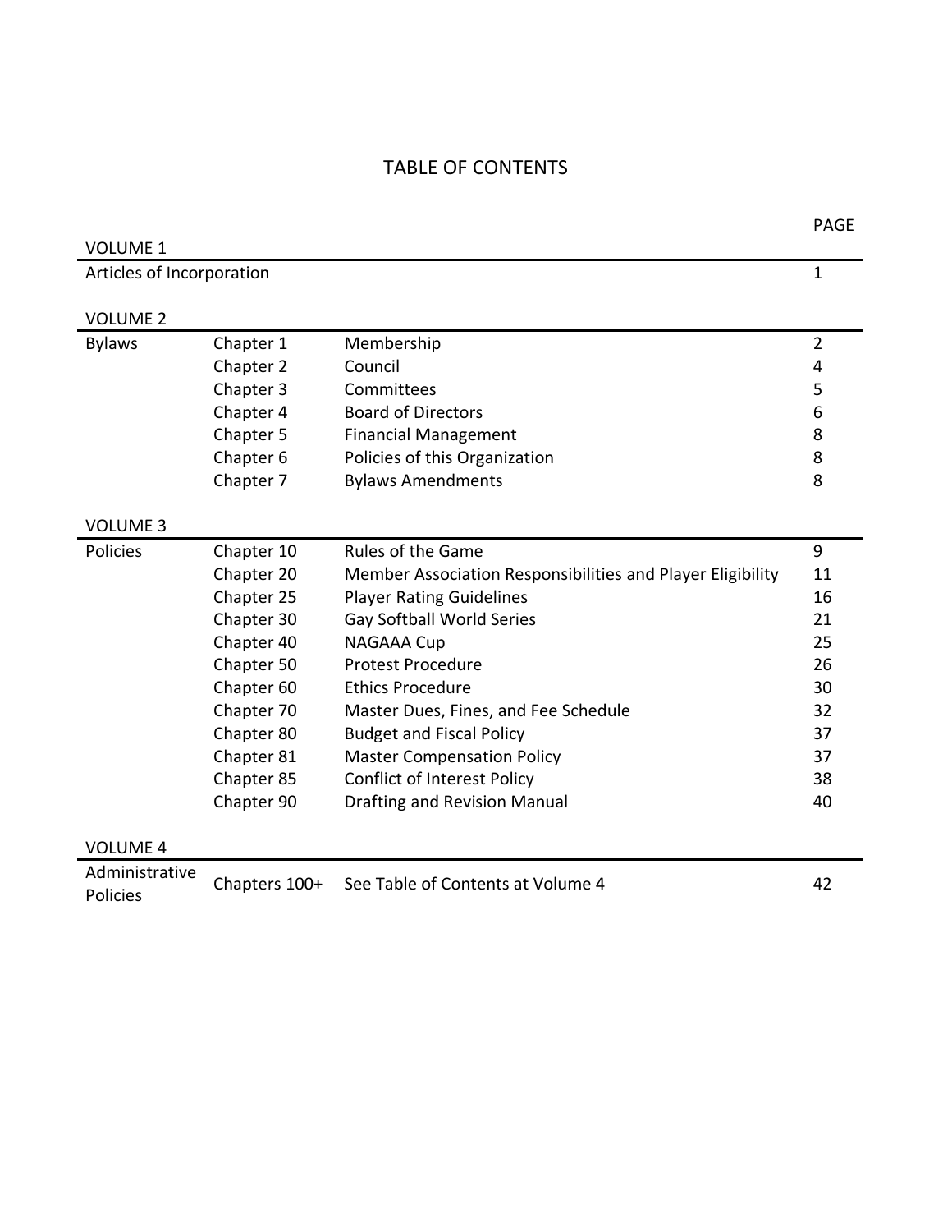# TABLE OF CONTENTS

| | | | PAGE |
|---|---|---|---|
| **VOLUME 1** | | | |
| Articles of Incorporation | | | 1 |
| **VOLUME 2** | | | |
| Bylaws | Chapter 1 | Membership | 2 |
| | Chapter 2 | Council | 4 |
| | Chapter 3 | Committees | 5 |
| | Chapter 4 | Board of Directors | 6 |
| | Chapter 5 | Financial Management | 8 |
| | Chapter 6 | Policies of this Organization | 8 |
| | Chapter 7 | Bylaws Amendments | 8 |
| **VOLUME 3** | | | |
| Policies | Chapter 10 | Rules of the Game | 9 |
| | Chapter 20 | Member Association Responsibilities and Player Eligibility | 11 |
| | Chapter 25 | Player Rating Guidelines | 16 |
| | Chapter 30 | Gay Softball World Series | 21 |
| | Chapter 40 | NAGAAA Cup | 25 |
| | Chapter 50 | Protest Procedure | 26 |
| | Chapter 60 | Ethics Procedure | 30 |
| | Chapter 70 | Master Dues, Fines, and Fee Schedule | 32 |
| | Chapter 80 | Budget and Fiscal Policy | 37 |
| | Chapter 81 | Master Compensation Policy | 37 |
| | Chapter 85 | Conflict of Interest Policy | 38 |
| | Chapter 90 | Drafting and Revision Manual | 40 |
| **VOLUME 4** | | | |
| Administrative Policies | Chapters 100+ | See Table of Contents at Volume 4 | 42 |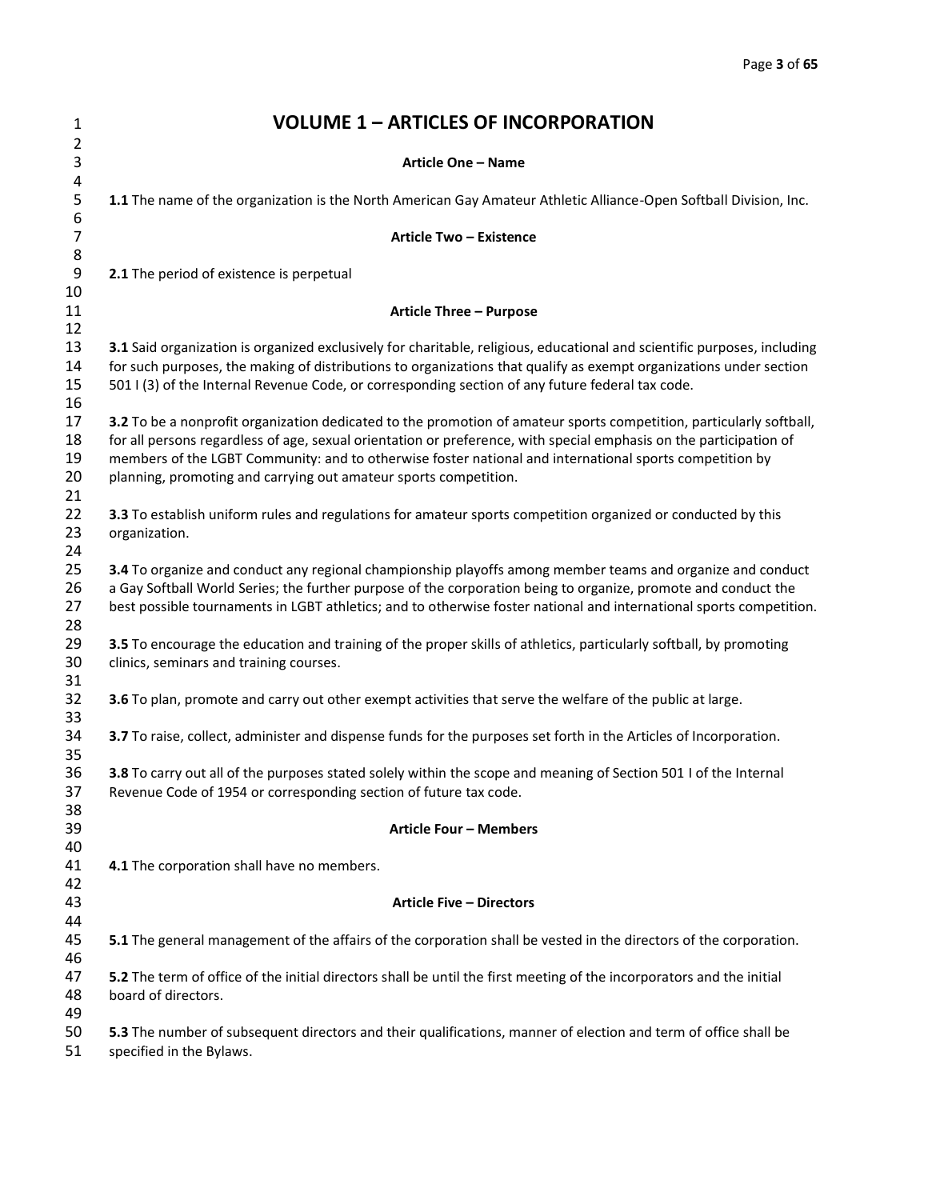# VOLUME 1 – ARTICLES OF INCORPORATION

### Article One – Name

**1.1** The name of the organization is the North American Gay Amateur Athletic Alliance-Open Softball Division, Inc.

### Article Two – Existence

**2.1** The period of existence is perpetual

### Article Three – Purpose

**3.1** Said organization is organized exclusively for charitable, religious, educational and scientific purposes, including for such purposes, the making of distributions to organizations that qualify as exempt organizations under section 501 I (3) of the Internal Revenue Code, or corresponding section of any future federal tax code.

**3.2** To be a nonprofit organization dedicated to the promotion of amateur sports competition, particularly softball, for all persons regardless of age, sexual orientation or preference, with special emphasis on the participation of members of the LGBT Community: and to otherwise foster national and international sports competition by planning, promoting and carrying out amateur sports competition.

**3.3** To establish uniform rules and regulations for amateur sports competition organized or conducted by this organization.

**3.4** To organize and conduct any regional championship playoffs among member teams and organize and conduct a Gay Softball World Series; the further purpose of the corporation being to organize, promote and conduct the best possible tournaments in LGBT athletics; and to otherwise foster national and international sports competition.

**3.5** To encourage the education and training of the proper skills of athletics, particularly softball, by promoting clinics, seminars and training courses.

**3.6** To plan, promote and carry out other exempt activities that serve the welfare of the public at large.

**3.7** To raise, collect, administer and dispense funds for the purposes set forth in the Articles of Incorporation.

**3.8** To carry out all of the purposes stated solely within the scope and meaning of Section 501 I of the Internal Revenue Code of 1954 or corresponding section of future tax code.

### Article Four – Members

**4.1** The corporation shall have no members.

### Article Five – Directors

**5.1** The general management of the affairs of the corporation shall be vested in the directors of the corporation.

**5.2** The term of office of the initial directors shall be until the first meeting of the incorporators and the initial board of directors.

**5.3** The number of subsequent directors and their qualifications, manner of election and term of office shall be specified in the Bylaws.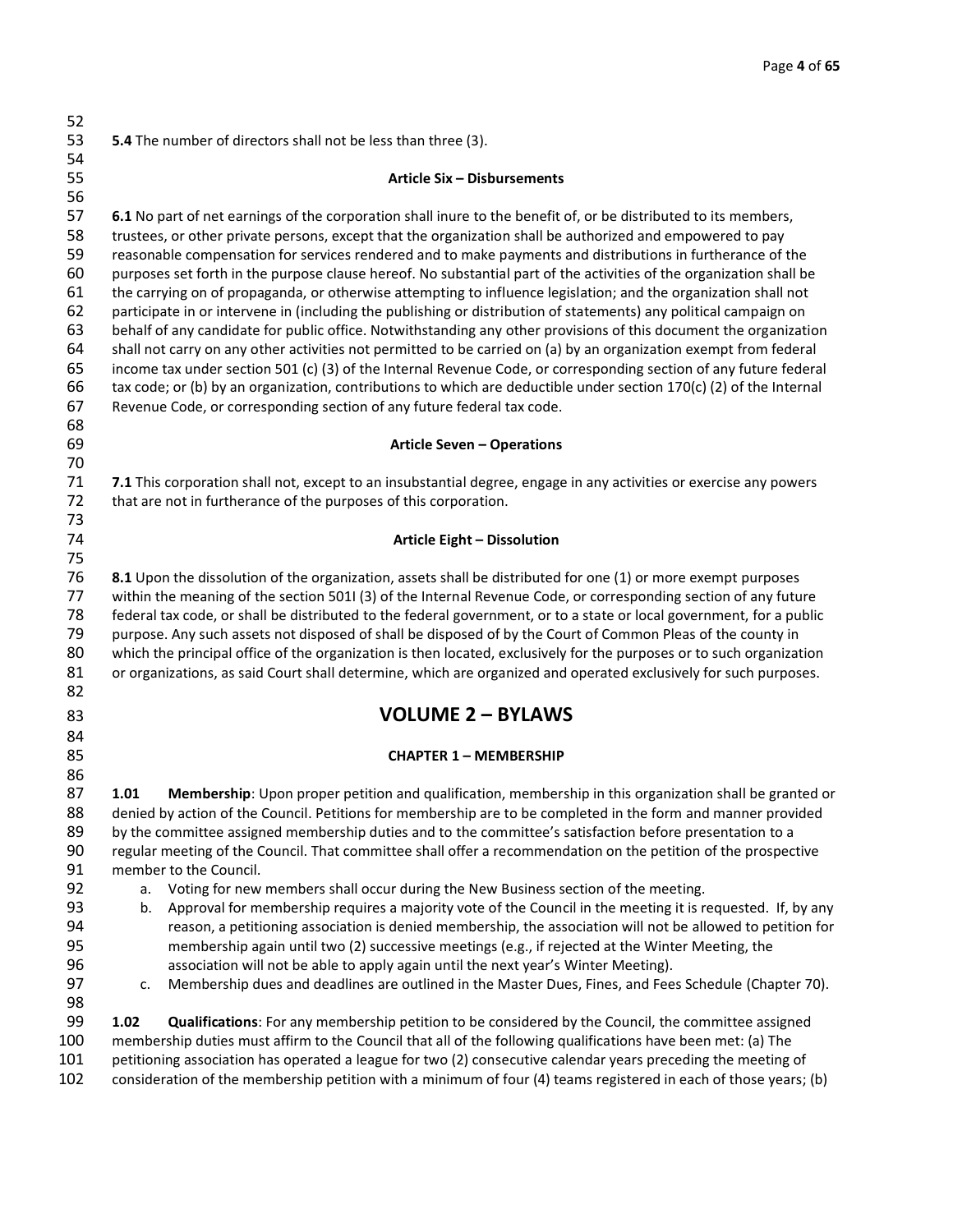**5.4** The number of directors shall not be less than three (3).

### Article Six – Disbursements

**6.1** No part of net earnings of the corporation shall inure to the benefit of, or be distributed to its members, trustees, or other private persons, except that the organization shall be authorized and empowered to pay reasonable compensation for services rendered and to make payments and distributions in furtherance of the purposes set forth in the purpose clause hereof. No substantial part of the activities of the organization shall be the carrying on of propaganda, or otherwise attempting to influence legislation; and the organization shall not participate in or intervene in (including the publishing or distribution of statements) any political campaign on behalf of any candidate for public office. Notwithstanding any other provisions of this document the organization shall not carry on any other activities not permitted to be carried on (a) by an organization exempt from federal income tax under section 501 (c) (3) of the Internal Revenue Code, or corresponding section of any future federal tax code; or (b) by an organization, contributions to which are deductible under section 170(c) (2) of the Internal Revenue Code, or corresponding section of any future federal tax code.

### Article Seven – Operations

**7.1** This corporation shall not, except to an insubstantial degree, engage in any activities or exercise any powers that are not in furtherance of the purposes of this corporation.

### Article Eight – Dissolution

**8.1** Upon the dissolution of the organization, assets shall be distributed for one (1) or more exempt purposes within the meaning of the section 501I (3) of the Internal Revenue Code, or corresponding section of any future federal tax code, or shall be distributed to the federal government, or to a state or local government, for a public purpose. Any such assets not disposed of shall be disposed of by the Court of Common Pleas of the county in which the principal office of the organization is then located, exclusively for the purposes or to such organization or organizations, as said Court shall determine, which are organized and operated exclusively for such purposes.

# VOLUME 2 – BYLAWS

## CHAPTER 1 – MEMBERSHIP

**1.01 Membership**: Upon proper petition and qualification, membership in this organization shall be granted or denied by action of the Council. Petitions for membership are to be completed in the form and manner provided by the committee assigned membership duties and to the committee's satisfaction before presentation to a regular meeting of the Council. That committee shall offer a recommendation on the petition of the prospective member to the Council.

a. Voting for new members shall occur during the New Business section of the meeting.
b. Approval for membership requires a majority vote of the Council in the meeting it is requested. If, by any reason, a petitioning association is denied membership, the association will not be allowed to petition for membership again until two (2) successive meetings (e.g., if rejected at the Winter Meeting, the association will not be able to apply again until the next year's Winter Meeting).
c. Membership dues and deadlines are outlined in the Master Dues, Fines, and Fees Schedule (Chapter 70).

**1.02 Qualifications**: For any membership petition to be considered by the Council, the committee assigned membership duties must affirm to the Council that all of the following qualifications have been met: (a) The petitioning association has operated a league for two (2) consecutive calendar years preceding the meeting of consideration of the membership petition with a minimum of four (4) teams registered in each of those years; (b)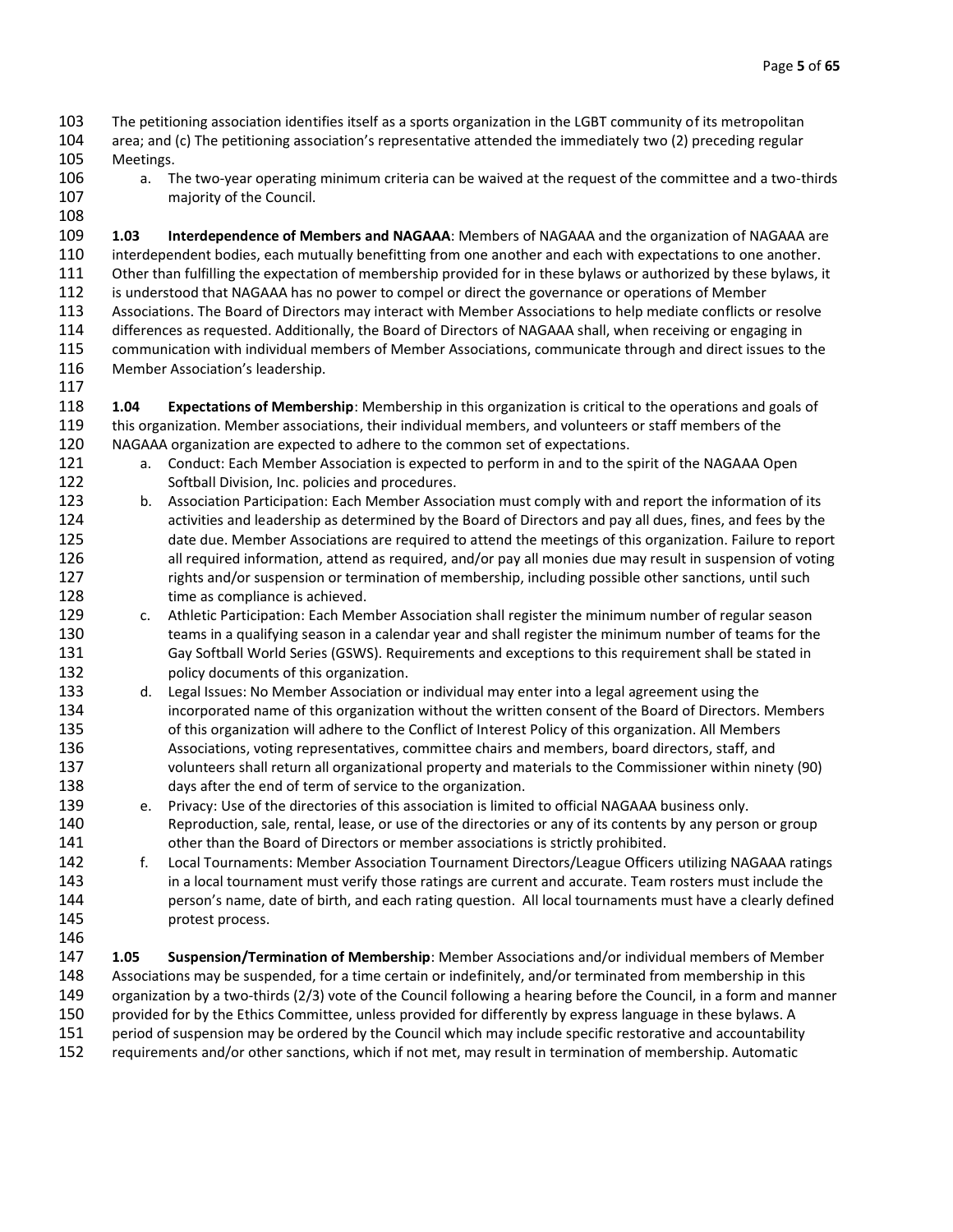The petitioning association identifies itself as a sports organization in the LGBT community of its metropolitan area; and (c) The petitioning association's representative attended the immediately two (2) preceding regular Meetings.

a. The two-year operating minimum criteria can be waived at the request of the committee and a two-thirds majority of the Council.

**1.03 Interdependence of Members and NAGAAA**: Members of NAGAAA and the organization of NAGAAA are interdependent bodies, each mutually benefitting from one another and each with expectations to one another. Other than fulfilling the expectation of membership provided for in these bylaws or authorized by these bylaws, it is understood that NAGAAA has no power to compel or direct the governance or operations of Member Associations. The Board of Directors may interact with Member Associations to help mediate conflicts or resolve differences as requested. Additionally, the Board of Directors of NAGAAA shall, when receiving or engaging in communication with individual members of Member Associations, communicate through and direct issues to the Member Association's leadership.

**1.04 Expectations of Membership**: Membership in this organization is critical to the operations and goals of this organization. Member associations, their individual members, and volunteers or staff members of the NAGAAA organization are expected to adhere to the common set of expectations.

a. Conduct: Each Member Association is expected to perform in and to the spirit of the NAGAAA Open Softball Division, Inc. policies and procedures.
b. Association Participation: Each Member Association must comply with and report the information of its activities and leadership as determined by the Board of Directors and pay all dues, fines, and fees by the date due. Member Associations are required to attend the meetings of this organization. Failure to report all required information, attend as required, and/or pay all monies due may result in suspension of voting rights and/or suspension or termination of membership, including possible other sanctions, until such time as compliance is achieved.
c. Athletic Participation: Each Member Association shall register the minimum number of regular season teams in a qualifying season in a calendar year and shall register the minimum number of teams for the Gay Softball World Series (GSWS). Requirements and exceptions to this requirement shall be stated in policy documents of this organization.
d. Legal Issues: No Member Association or individual may enter into a legal agreement using the incorporated name of this organization without the written consent of the Board of Directors. Members of this organization will adhere to the Conflict of Interest Policy of this organization. All Members Associations, voting representatives, committee chairs and members, board directors, staff, and volunteers shall return all organizational property and materials to the Commissioner within ninety (90) days after the end of term of service to the organization.
e. Privacy: Use of the directories of this association is limited to official NAGAAA business only. Reproduction, sale, rental, lease, or use of the directories or any of its contents by any person or group other than the Board of Directors or member associations is strictly prohibited.
f. Local Tournaments: Member Association Tournament Directors/League Officers utilizing NAGAAA ratings in a local tournament must verify those ratings are current and accurate. Team rosters must include the person's name, date of birth, and each rating question. All local tournaments must have a clearly defined protest process.

**1.05 Suspension/Termination of Membership**: Member Associations and/or individual members of Member Associations may be suspended, for a time certain or indefinitely, and/or terminated from membership in this organization by a two-thirds (2/3) vote of the Council following a hearing before the Council, in a form and manner provided for by the Ethics Committee, unless provided for differently by express language in these bylaws. A period of suspension may be ordered by the Council which may include specific restorative and accountability requirements and/or other sanctions, which if not met, may result in termination of membership. Automatic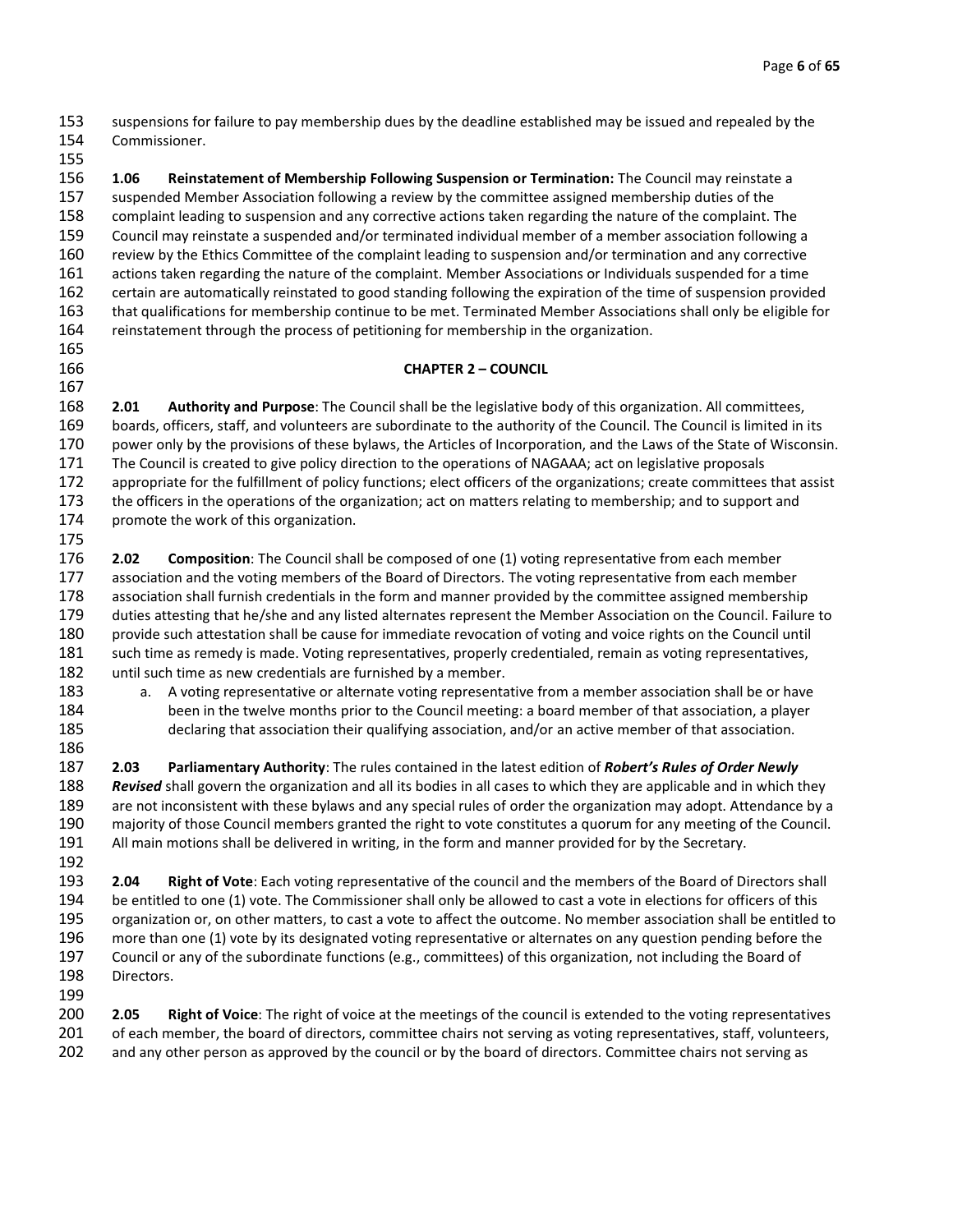suspensions for failure to pay membership dues by the deadline established may be issued and repealed by the Commissioner.

**1.06 Reinstatement of Membership Following Suspension or Termination:** The Council may reinstate a suspended Member Association following a review by the committee assigned membership duties of the complaint leading to suspension and any corrective actions taken regarding the nature of the complaint. The Council may reinstate a suspended and/or terminated individual member of a member association following a review by the Ethics Committee of the complaint leading to suspension and/or termination and any corrective actions taken regarding the nature of the complaint. Member Associations or Individuals suspended for a time certain are automatically reinstated to good standing following the expiration of the time of suspension provided that qualifications for membership continue to be met. Terminated Member Associations shall only be eligible for reinstatement through the process of petitioning for membership in the organization.

## CHAPTER 2 – COUNCIL

**2.01 Authority and Purpose**: The Council shall be the legislative body of this organization. All committees, boards, officers, staff, and volunteers are subordinate to the authority of the Council. The Council is limited in its power only by the provisions of these bylaws, the Articles of Incorporation, and the Laws of the State of Wisconsin. The Council is created to give policy direction to the operations of NAGAAA; act on legislative proposals appropriate for the fulfillment of policy functions; elect officers of the organizations; create committees that assist the officers in the operations of the organization; act on matters relating to membership; and to support and promote the work of this organization.

**2.02 Composition**: The Council shall be composed of one (1) voting representative from each member association and the voting members of the Board of Directors. The voting representative from each member association shall furnish credentials in the form and manner provided by the committee assigned membership duties attesting that he/she and any listed alternates represent the Member Association on the Council. Failure to provide such attestation shall be cause for immediate revocation of voting and voice rights on the Council until such time as remedy is made. Voting representatives, properly credentialed, remain as voting representatives, until such time as new credentials are furnished by a member.

a. A voting representative or alternate voting representative from a member association shall be or have been in the twelve months prior to the Council meeting: a board member of that association, a player declaring that association their qualifying association, and/or an active member of that association.

**2.03 Parliamentary Authority**: The rules contained in the latest edition of ***Robert's Rules of Order Newly Revised*** shall govern the organization and all its bodies in all cases to which they are applicable and in which they are not inconsistent with these bylaws and any special rules of order the organization may adopt. Attendance by a majority of those Council members granted the right to vote constitutes a quorum for any meeting of the Council. All main motions shall be delivered in writing, in the form and manner provided for by the Secretary.

**2.04 Right of Vote**: Each voting representative of the council and the members of the Board of Directors shall be entitled to one (1) vote. The Commissioner shall only be allowed to cast a vote in elections for officers of this organization or, on other matters, to cast a vote to affect the outcome. No member association shall be entitled to more than one (1) vote by its designated voting representative or alternates on any question pending before the Council or any of the subordinate functions (e.g., committees) of this organization, not including the Board of Directors.

**2.05 Right of Voice**: The right of voice at the meetings of the council is extended to the voting representatives of each member, the board of directors, committee chairs not serving as voting representatives, staff, volunteers, and any other person as approved by the council or by the board of directors. Committee chairs not serving as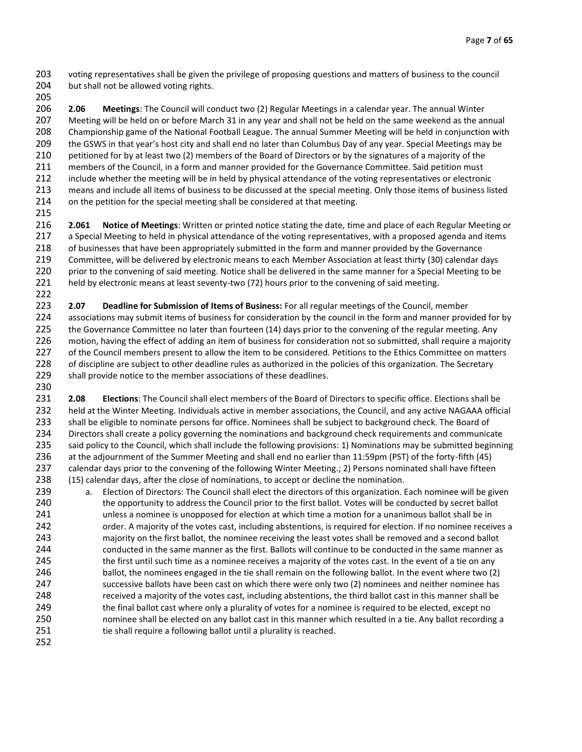voting representatives shall be given the privilege of proposing questions and matters of business to the council but shall not be allowed voting rights.

**2.06 Meetings**: The Council will conduct two (2) Regular Meetings in a calendar year. The annual Winter Meeting will be held on or before March 31 in any year and shall not be held on the same weekend as the annual Championship game of the National Football League. The annual Summer Meeting will be held in conjunction with the GSWS in that year's host city and shall end no later than Columbus Day of any year. Special Meetings may be petitioned for by at least two (2) members of the Board of Directors or by the signatures of a majority of the members of the Council, in a form and manner provided for the Governance Committee. Said petition must include whether the meeting will be in held by physical attendance of the voting representatives or electronic means and include all items of business to be discussed at the special meeting. Only those items of business listed on the petition for the special meeting shall be considered at that meeting.

**2.061 Notice of Meetings**: Written or printed notice stating the date, time and place of each Regular Meeting or a Special Meeting to held in physical attendance of the voting representatives, with a proposed agenda and items of businesses that have been appropriately submitted in the form and manner provided by the Governance Committee, will be delivered by electronic means to each Member Association at least thirty (30) calendar days prior to the convening of said meeting. Notice shall be delivered in the same manner for a Special Meeting to be held by electronic means at least seventy-two (72) hours prior to the convening of said meeting.

**2.07 Deadline for Submission of Items of Business:** For all regular meetings of the Council, member associations may submit items of business for consideration by the council in the form and manner provided for by the Governance Committee no later than fourteen (14) days prior to the convening of the regular meeting. Any motion, having the effect of adding an item of business for consideration not so submitted, shall require a majority of the Council members present to allow the item to be considered. Petitions to the Ethics Committee on matters of discipline are subject to other deadline rules as authorized in the policies of this organization. The Secretary shall provide notice to the member associations of these deadlines.

**2.08 Elections**: The Council shall elect members of the Board of Directors to specific office. Elections shall be held at the Winter Meeting. Individuals active in member associations, the Council, and any active NAGAAA official shall be eligible to nominate persons for office. Nominees shall be subject to background check. The Board of Directors shall create a policy governing the nominations and background check requirements and communicate said policy to the Council, which shall include the following provisions: 1) Nominations may be submitted beginning at the adjournment of the Summer Meeting and shall end no earlier than 11:59pm (PST) of the forty-fifth (45) calendar days prior to the convening of the following Winter Meeting.; 2) Persons nominated shall have fifteen (15) calendar days, after the close of nominations, to accept or decline the nomination.

a. Election of Directors: The Council shall elect the directors of this organization. Each nominee will be given the opportunity to address the Council prior to the first ballot. Votes will be conducted by secret ballot unless a nominee is unopposed for election at which time a motion for a unanimous ballot shall be in order. A majority of the votes cast, including abstentions, is required for election. If no nominee receives a majority on the first ballot, the nominee receiving the least votes shall be removed and a second ballot conducted in the same manner as the first. Ballots will continue to be conducted in the same manner as the first until such time as a nominee receives a majority of the votes cast. In the event of a tie on any ballot, the nominees engaged in the tie shall remain on the following ballot. In the event where two (2) successive ballots have been cast on which there were only two (2) nominees and neither nominee has received a majority of the votes cast, including abstentions, the third ballot cast in this manner shall be the final ballot cast where only a plurality of votes for a nominee is required to be elected, except no nominee shall be elected on any ballot cast in this manner which resulted in a tie. Any ballot recording a tie shall require a following ballot until a plurality is reached.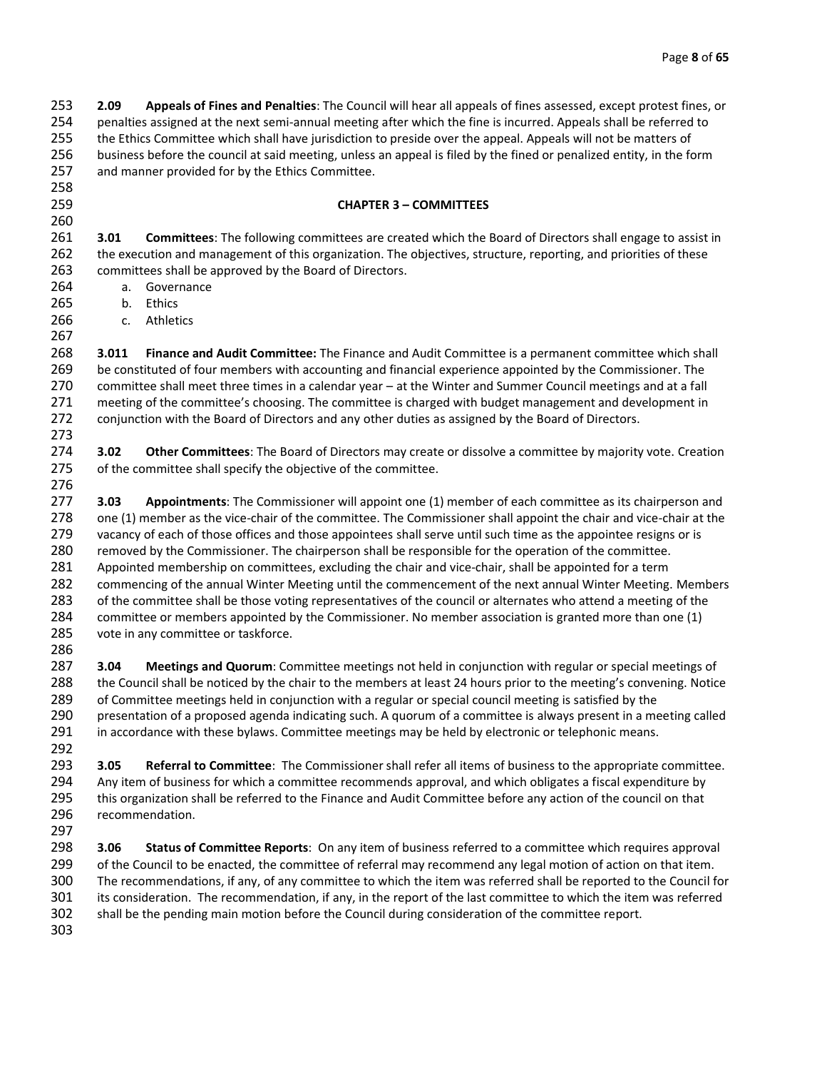**2.09 Appeals of Fines and Penalties**: The Council will hear all appeals of fines assessed, except protest fines, or penalties assigned at the next semi-annual meeting after which the fine is incurred. Appeals shall be referred to the Ethics Committee which shall have jurisdiction to preside over the appeal. Appeals will not be matters of business before the council at said meeting, unless an appeal is filed by the fined or penalized entity, in the form and manner provided for by the Ethics Committee.

## CHAPTER 3 – COMMITTEES

**3.01 Committees**: The following committees are created which the Board of Directors shall engage to assist in the execution and management of this organization. The objectives, structure, reporting, and priorities of these committees shall be approved by the Board of Directors.

a. Governance
b. Ethics
c. Athletics

**3.011 Finance and Audit Committee:** The Finance and Audit Committee is a permanent committee which shall be constituted of four members with accounting and financial experience appointed by the Commissioner. The committee shall meet three times in a calendar year – at the Winter and Summer Council meetings and at a fall meeting of the committee's choosing. The committee is charged with budget management and development in conjunction with the Board of Directors and any other duties as assigned by the Board of Directors.

**3.02 Other Committees**: The Board of Directors may create or dissolve a committee by majority vote. Creation of the committee shall specify the objective of the committee.

**3.03 Appointments**: The Commissioner will appoint one (1) member of each committee as its chairperson and one (1) member as the vice-chair of the committee. The Commissioner shall appoint the chair and vice-chair at the vacancy of each of those offices and those appointees shall serve until such time as the appointee resigns or is removed by the Commissioner. The chairperson shall be responsible for the operation of the committee. Appointed membership on committees, excluding the chair and vice-chair, shall be appointed for a term commencing of the annual Winter Meeting until the commencement of the next annual Winter Meeting. Members of the committee shall be those voting representatives of the council or alternates who attend a meeting of the committee or members appointed by the Commissioner. No member association is granted more than one (1) vote in any committee or taskforce.

**3.04 Meetings and Quorum**: Committee meetings not held in conjunction with regular or special meetings of the Council shall be noticed by the chair to the members at least 24 hours prior to the meeting's convening. Notice of Committee meetings held in conjunction with a regular or special council meeting is satisfied by the presentation of a proposed agenda indicating such. A quorum of a committee is always present in a meeting called in accordance with these bylaws. Committee meetings may be held by electronic or telephonic means.

**3.05 Referral to Committee**: The Commissioner shall refer all items of business to the appropriate committee. Any item of business for which a committee recommends approval, and which obligates a fiscal expenditure by this organization shall be referred to the Finance and Audit Committee before any action of the council on that recommendation.

**3.06 Status of Committee Reports**: On any item of business referred to a committee which requires approval of the Council to be enacted, the committee of referral may recommend any legal motion of action on that item. The recommendations, if any, of any committee to which the item was referred shall be reported to the Council for its consideration. The recommendation, if any, in the report of the last committee to which the item was referred shall be the pending main motion before the Council during consideration of the committee report.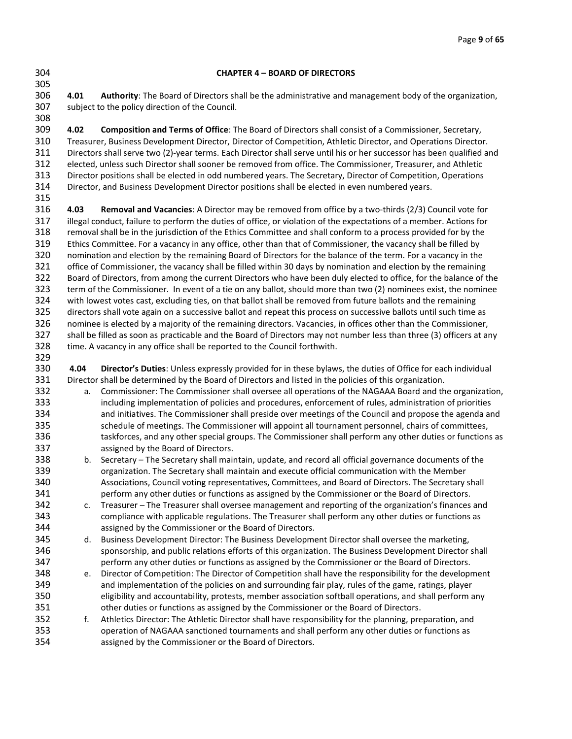## CHAPTER 4 – BOARD OF DIRECTORS

**4.01 Authority**: The Board of Directors shall be the administrative and management body of the organization, subject to the policy direction of the Council.

**4.02 Composition and Terms of Office**: The Board of Directors shall consist of a Commissioner, Secretary, Treasurer, Business Development Director, Director of Competition, Athletic Director, and Operations Director. Directors shall serve two (2)-year terms. Each Director shall serve until his or her successor has been qualified and elected, unless such Director shall sooner be removed from office. The Commissioner, Treasurer, and Athletic Director positions shall be elected in odd numbered years. The Secretary, Director of Competition, Operations Director, and Business Development Director positions shall be elected in even numbered years.

**4.03 Removal and Vacancies**: A Director may be removed from office by a two-thirds (2/3) Council vote for illegal conduct, failure to perform the duties of office, or violation of the expectations of a member. Actions for removal shall be in the jurisdiction of the Ethics Committee and shall conform to a process provided for by the Ethics Committee. For a vacancy in any office, other than that of Commissioner, the vacancy shall be filled by nomination and election by the remaining Board of Directors for the balance of the term. For a vacancy in the office of Commissioner, the vacancy shall be filled within 30 days by nomination and election by the remaining Board of Directors, from among the current Directors who have been duly elected to office, for the balance of the term of the Commissioner. In event of a tie on any ballot, should more than two (2) nominees exist, the nominee with lowest votes cast, excluding ties, on that ballot shall be removed from future ballots and the remaining directors shall vote again on a successive ballot and repeat this process on successive ballots until such time as nominee is elected by a majority of the remaining directors. Vacancies, in offices other than the Commissioner, shall be filled as soon as practicable and the Board of Directors may not number less than three (3) officers at any time. A vacancy in any office shall be reported to the Council forthwith.

**4.04 Director's Duties**: Unless expressly provided for in these bylaws, the duties of Office for each individual Director shall be determined by the Board of Directors and listed in the policies of this organization.

a. Commissioner: The Commissioner shall oversee all operations of the NAGAAA Board and the organization, including implementation of policies and procedures, enforcement of rules, administration of priorities and initiatives. The Commissioner shall preside over meetings of the Council and propose the agenda and schedule of meetings. The Commissioner will appoint all tournament personnel, chairs of committees, taskforces, and any other special groups. The Commissioner shall perform any other duties or functions as assigned by the Board of Directors.

b. Secretary – The Secretary shall maintain, update, and record all official governance documents of the organization. The Secretary shall maintain and execute official communication with the Member Associations, Council voting representatives, Committees, and Board of Directors. The Secretary shall perform any other duties or functions as assigned by the Commissioner or the Board of Directors.

c. Treasurer – The Treasurer shall oversee management and reporting of the organization's finances and compliance with applicable regulations. The Treasurer shall perform any other duties or functions as assigned by the Commissioner or the Board of Directors.

d. Business Development Director: The Business Development Director shall oversee the marketing, sponsorship, and public relations efforts of this organization. The Business Development Director shall perform any other duties or functions as assigned by the Commissioner or the Board of Directors.

e. Director of Competition: The Director of Competition shall have the responsibility for the development and implementation of the policies on and surrounding fair play, rules of the game, ratings, player eligibility and accountability, protests, member association softball operations, and shall perform any other duties or functions as assigned by the Commissioner or the Board of Directors.

f. Athletics Director: The Athletic Director shall have responsibility for the planning, preparation, and operation of NAGAAA sanctioned tournaments and shall perform any other duties or functions as assigned by the Commissioner or the Board of Directors.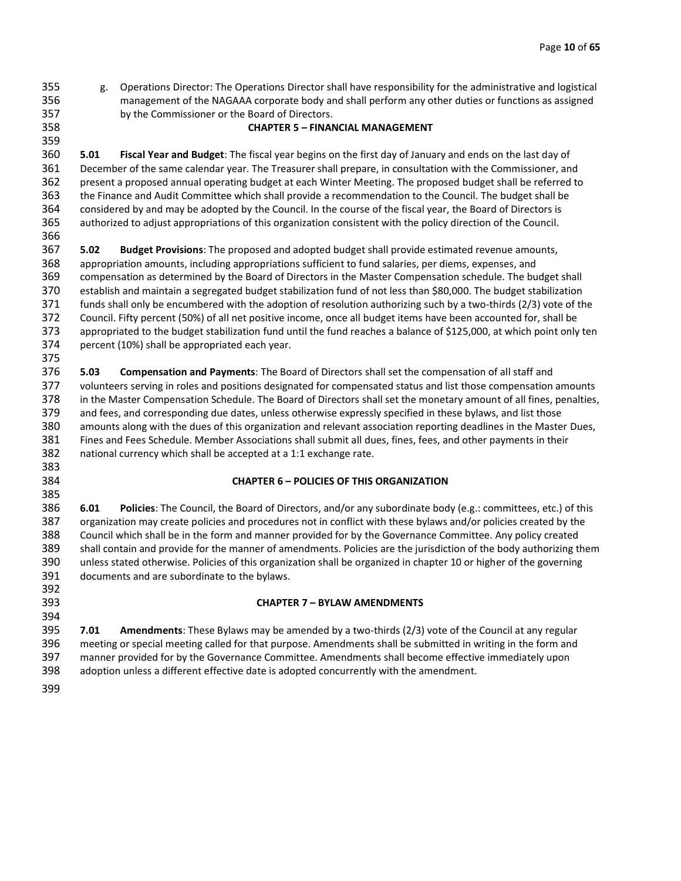g. Operations Director: The Operations Director shall have responsibility for the administrative and logistical management of the NAGAAA corporate body and shall perform any other duties or functions as assigned by the Commissioner or the Board of Directors.

## CHAPTER 5 – FINANCIAL MANAGEMENT

**5.01 Fiscal Year and Budget**: The fiscal year begins on the first day of January and ends on the last day of December of the same calendar year. The Treasurer shall prepare, in consultation with the Commissioner, and present a proposed annual operating budget at each Winter Meeting. The proposed budget shall be referred to the Finance and Audit Committee which shall provide a recommendation to the Council. The budget shall be considered by and may be adopted by the Council. In the course of the fiscal year, the Board of Directors is authorized to adjust appropriations of this organization consistent with the policy direction of the Council.

**5.02 Budget Provisions**: The proposed and adopted budget shall provide estimated revenue amounts, appropriation amounts, including appropriations sufficient to fund salaries, per diems, expenses, and compensation as determined by the Board of Directors in the Master Compensation schedule. The budget shall establish and maintain a segregated budget stabilization fund of not less than $80,000. The budget stabilization funds shall only be encumbered with the adoption of resolution authorizing such by a two-thirds (2/3) vote of the Council. Fifty percent (50%) of all net positive income, once all budget items have been accounted for, shall be appropriated to the budget stabilization fund until the fund reaches a balance of $125,000, at which point only ten percent (10%) shall be appropriated each year.

**5.03 Compensation and Payments**: The Board of Directors shall set the compensation of all staff and volunteers serving in roles and positions designated for compensated status and list those compensation amounts in the Master Compensation Schedule. The Board of Directors shall set the monetary amount of all fines, penalties, and fees, and corresponding due dates, unless otherwise expressly specified in these bylaws, and list those amounts along with the dues of this organization and relevant association reporting deadlines in the Master Dues, Fines and Fees Schedule. Member Associations shall submit all dues, fines, fees, and other payments in their national currency which shall be accepted at a 1:1 exchange rate.

## CHAPTER 6 – POLICIES OF THIS ORGANIZATION

**6.01 Policies**: The Council, the Board of Directors, and/or any subordinate body (e.g.: committees, etc.) of this organization may create policies and procedures not in conflict with these bylaws and/or policies created by the Council which shall be in the form and manner provided for by the Governance Committee. Any policy created shall contain and provide for the manner of amendments. Policies are the jurisdiction of the body authorizing them unless stated otherwise. Policies of this organization shall be organized in chapter 10 or higher of the governing documents and are subordinate to the bylaws.

## CHAPTER 7 – BYLAW AMENDMENTS

**7.01 Amendments**: These Bylaws may be amended by a two-thirds (2/3) vote of the Council at any regular meeting or special meeting called for that purpose. Amendments shall be submitted in writing in the form and manner provided for by the Governance Committee. Amendments shall become effective immediately upon adoption unless a different effective date is adopted concurrently with the amendment.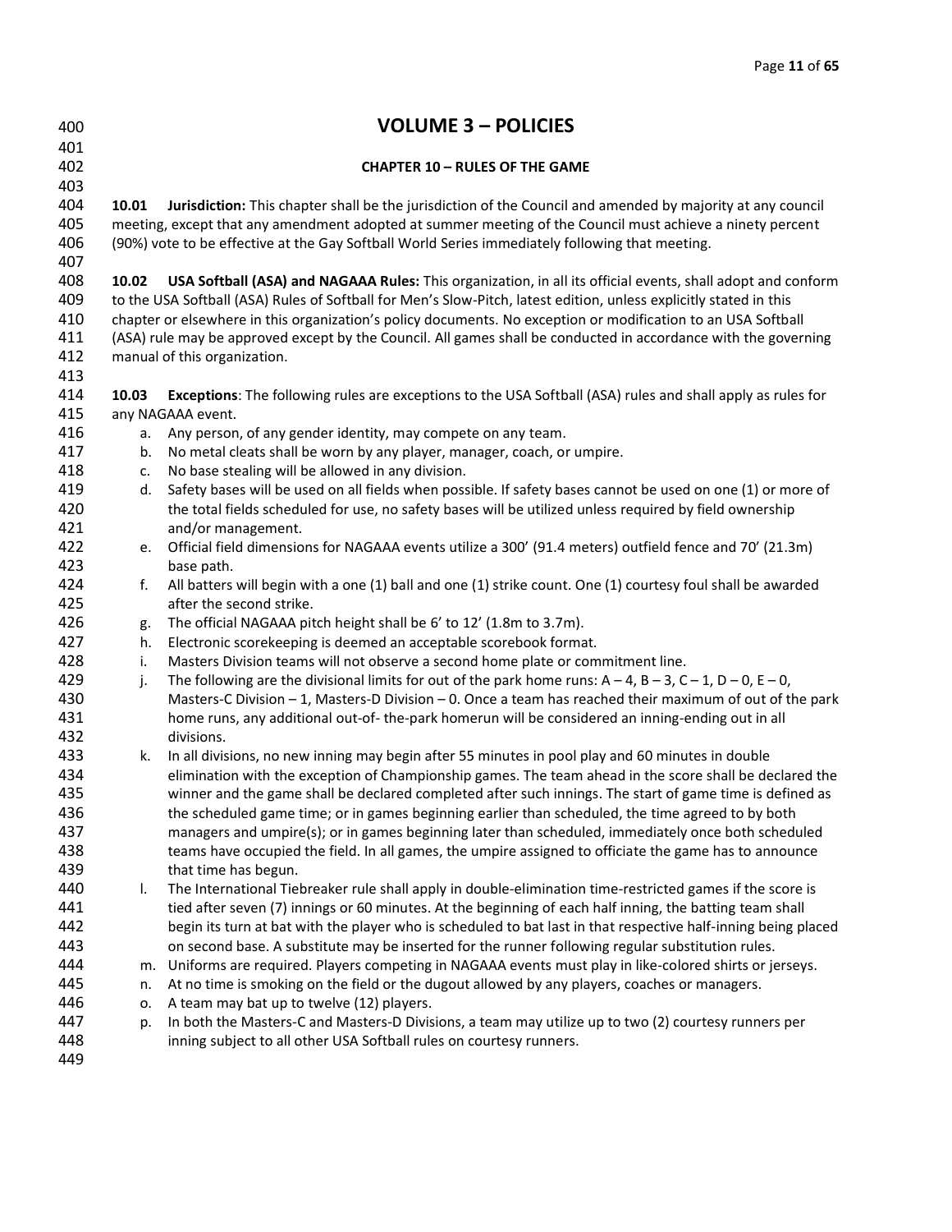# VOLUME 3 – POLICIES

## CHAPTER 10 – RULES OF THE GAME

**10.01 Jurisdiction:** This chapter shall be the jurisdiction of the Council and amended by majority at any council meeting, except that any amendment adopted at summer meeting of the Council must achieve a ninety percent (90%) vote to be effective at the Gay Softball World Series immediately following that meeting.

**10.02 USA Softball (ASA) and NAGAAA Rules:** This organization, in all its official events, shall adopt and conform to the USA Softball (ASA) Rules of Softball for Men's Slow-Pitch, latest edition, unless explicitly stated in this chapter or elsewhere in this organization's policy documents. No exception or modification to an USA Softball (ASA) rule may be approved except by the Council. All games shall be conducted in accordance with the governing manual of this organization.

**10.03 Exceptions**: The following rules are exceptions to the USA Softball (ASA) rules and shall apply as rules for any NAGAAA event.

a. Any person, of any gender identity, may compete on any team.
b. No metal cleats shall be worn by any player, manager, coach, or umpire.
c. No base stealing will be allowed in any division.
d. Safety bases will be used on all fields when possible. If safety bases cannot be used on one (1) or more of the total fields scheduled for use, no safety bases will be utilized unless required by field ownership and/or management.
e. Official field dimensions for NAGAAA events utilize a 300' (91.4 meters) outfield fence and 70' (21.3m) base path.
f. All batters will begin with a one (1) ball and one (1) strike count. One (1) courtesy foul shall be awarded after the second strike.
g. The official NAGAAA pitch height shall be 6' to 12' (1.8m to 3.7m).
h. Electronic scorekeeping is deemed an acceptable scorebook format.
i. Masters Division teams will not observe a second home plate or commitment line.
j. The following are the divisional limits for out of the park home runs: A – 4, B – 3, C – 1, D – 0, E – 0, Masters-C Division – 1, Masters-D Division – 0. Once a team has reached their maximum of out of the park home runs, any additional out-of- the-park homerun will be considered an inning-ending out in all divisions.
k. In all divisions, no new inning may begin after 55 minutes in pool play and 60 minutes in double elimination with the exception of Championship games. The team ahead in the score shall be declared the winner and the game shall be declared completed after such innings. The start of game time is defined as the scheduled game time; or in games beginning earlier than scheduled, the time agreed to by both managers and umpire(s); or in games beginning later than scheduled, immediately once both scheduled teams have occupied the field. In all games, the umpire assigned to officiate the game has to announce that time has begun.
l. The International Tiebreaker rule shall apply in double-elimination time-restricted games if the score is tied after seven (7) innings or 60 minutes. At the beginning of each half inning, the batting team shall begin its turn at bat with the player who is scheduled to bat last in that respective half-inning being placed on second base. A substitute may be inserted for the runner following regular substitution rules.
m. Uniforms are required. Players competing in NAGAAA events must play in like-colored shirts or jerseys.
n. At no time is smoking on the field or the dugout allowed by any players, coaches or managers.
o. A team may bat up to twelve (12) players.
p. In both the Masters-C and Masters-D Divisions, a team may utilize up to two (2) courtesy runners per inning subject to all other USA Softball rules on courtesy runners.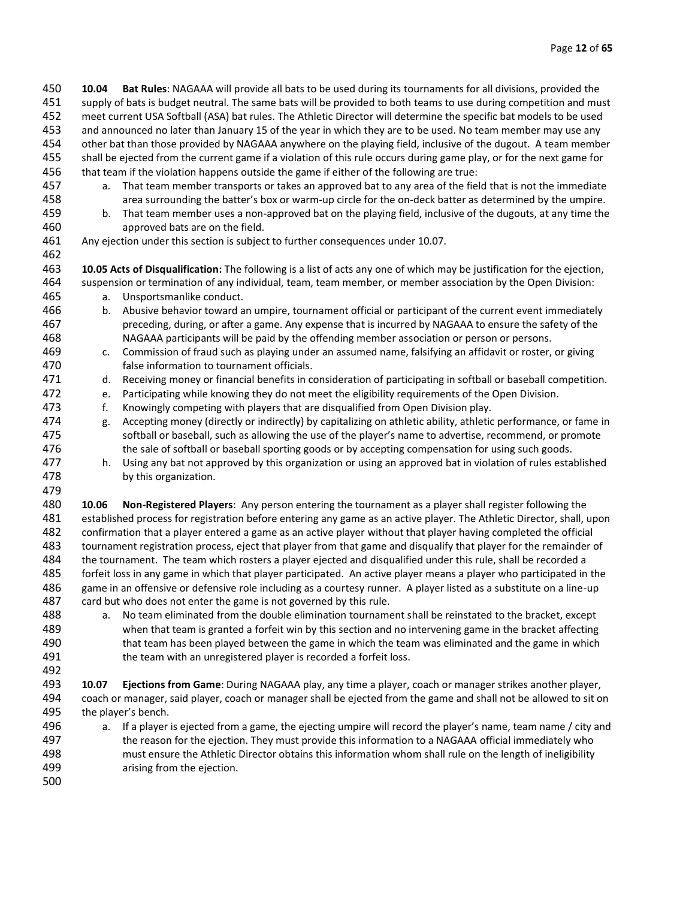**10.04 Bat Rules**: NAGAAA will provide all bats to be used during its tournaments for all divisions, provided the supply of bats is budget neutral. The same bats will be provided to both teams to use during competition and must meet current USA Softball (ASA) bat rules. The Athletic Director will determine the specific bat models to be used and announced no later than January 15 of the year in which they are to be used. No team member may use any other bat than those provided by NAGAAA anywhere on the playing field, inclusive of the dugout. A team member shall be ejected from the current game if a violation of this rule occurs during game play, or for the next game for that team if the violation happens outside the game if either of the following are true:

a. That team member transports or takes an approved bat to any area of the field that is not the immediate area surrounding the batter's box or warm-up circle for the on-deck batter as determined by the umpire.
b. That team member uses a non-approved bat on the playing field, inclusive of the dugouts, at any time the approved bats are on the field.

Any ejection under this section is subject to further consequences under 10.07.

**10.05 Acts of Disqualification:** The following is a list of acts any one of which may be justification for the ejection, suspension or termination of any individual, team, team member, or member association by the Open Division:

a. Unsportsmanlike conduct.
b. Abusive behavior toward an umpire, tournament official or participant of the current event immediately preceding, during, or after a game. Any expense that is incurred by NAGAAA to ensure the safety of the NAGAAA participants will be paid by the offending member association or person or persons.
c. Commission of fraud such as playing under an assumed name, falsifying an affidavit or roster, or giving false information to tournament officials.
d. Receiving money or financial benefits in consideration of participating in softball or baseball competition.
e. Participating while knowing they do not meet the eligibility requirements of the Open Division.
f. Knowingly competing with players that are disqualified from Open Division play.
g. Accepting money (directly or indirectly) by capitalizing on athletic ability, athletic performance, or fame in softball or baseball, such as allowing the use of the player's name to advertise, recommend, or promote the sale of softball or baseball sporting goods or by accepting compensation for using such goods.
h. Using any bat not approved by this organization or using an approved bat in violation of rules established by this organization.

**10.06 Non-Registered Players**: Any person entering the tournament as a player shall register following the established process for registration before entering any game as an active player. The Athletic Director, shall, upon confirmation that a player entered a game as an active player without that player having completed the official tournament registration process, eject that player from that game and disqualify that player for the remainder of the tournament. The team which rosters a player ejected and disqualified under this rule, shall be recorded a forfeit loss in any game in which that player participated. An active player means a player who participated in the game in an offensive or defensive role including as a courtesy runner. A player listed as a substitute on a line-up card but who does not enter the game is not governed by this rule.

a. No team eliminated from the double elimination tournament shall be reinstated to the bracket, except when that team is granted a forfeit win by this section and no intervening game in the bracket affecting that team has been played between the game in which the team was eliminated and the game in which the team with an unregistered player is recorded a forfeit loss.

**10.07 Ejections from Game**: During NAGAAA play, any time a player, coach or manager strikes another player, coach or manager, said player, coach or manager shall be ejected from the game and shall not be allowed to sit on the player's bench.

a. If a player is ejected from a game, the ejecting umpire will record the player's name, team name / city and the reason for the ejection. They must provide this information to a NAGAAA official immediately who must ensure the Athletic Director obtains this information whom shall rule on the length of ineligibility arising from the ejection.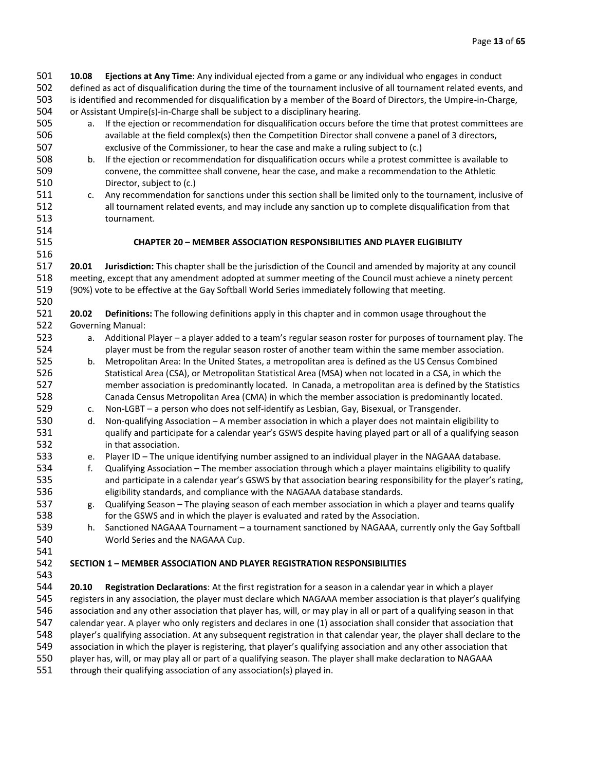**10.08 Ejections at Any Time**: Any individual ejected from a game or any individual who engages in conduct defined as act of disqualification during the time of the tournament inclusive of all tournament related events, and is identified and recommended for disqualification by a member of the Board of Directors, the Umpire-in-Charge, or Assistant Umpire(s)-in-Charge shall be subject to a disciplinary hearing.

a. If the ejection or recommendation for disqualification occurs before the time that protest committees are available at the field complex(s) then the Competition Director shall convene a panel of 3 directors, exclusive of the Commissioner, to hear the case and make a ruling subject to (c.)
b. If the ejection or recommendation for disqualification occurs while a protest committee is available to convene, the committee shall convene, hear the case, and make a recommendation to the Athletic Director, subject to (c.)
c. Any recommendation for sanctions under this section shall be limited only to the tournament, inclusive of all tournament related events, and may include any sanction up to complete disqualification from that tournament.

## CHAPTER 20 – MEMBER ASSOCIATION RESPONSIBILITIES AND PLAYER ELIGIBILITY

**20.01 Jurisdiction:** This chapter shall be the jurisdiction of the Council and amended by majority at any council meeting, except that any amendment adopted at summer meeting of the Council must achieve a ninety percent (90%) vote to be effective at the Gay Softball World Series immediately following that meeting.

**20.02 Definitions:** The following definitions apply in this chapter and in common usage throughout the Governing Manual:

a. Additional Player – a player added to a team's regular season roster for purposes of tournament play. The player must be from the regular season roster of another team within the same member association.
b. Metropolitan Area: In the United States, a metropolitan area is defined as the US Census Combined Statistical Area (CSA), or Metropolitan Statistical Area (MSA) when not located in a CSA, in which the member association is predominantly located. In Canada, a metropolitan area is defined by the Statistics Canada Census Metropolitan Area (CMA) in which the member association is predominantly located.
c. Non-LGBT – a person who does not self-identify as Lesbian, Gay, Bisexual, or Transgender.
d. Non-qualifying Association – A member association in which a player does not maintain eligibility to qualify and participate for a calendar year's GSWS despite having played part or all of a qualifying season in that association.
e. Player ID – The unique identifying number assigned to an individual player in the NAGAAA database.
f. Qualifying Association – The member association through which a player maintains eligibility to qualify and participate in a calendar year's GSWS by that association bearing responsibility for the player's rating, eligibility standards, and compliance with the NAGAAA database standards.
g. Qualifying Season – The playing season of each member association in which a player and teams qualify for the GSWS and in which the player is evaluated and rated by the Association.
h. Sanctioned NAGAAA Tournament – a tournament sanctioned by NAGAAA, currently only the Gay Softball World Series and the NAGAAA Cup.

### SECTION 1 – MEMBER ASSOCIATION AND PLAYER REGISTRATION RESPONSIBILITIES

**20.10 Registration Declarations**: At the first registration for a season in a calendar year in which a player registers in any association, the player must declare which NAGAAA member association is that player's qualifying association and any other association that player has, will, or may play in all or part of a qualifying season in that calendar year. A player who only registers and declares in one (1) association shall consider that association that player's qualifying association. At any subsequent registration in that calendar year, the player shall declare to the association in which the player is registering, that player's qualifying association and any other association that player has, will, or may play all or part of a qualifying season. The player shall make declaration to NAGAAA through their qualifying association of any association(s) played in.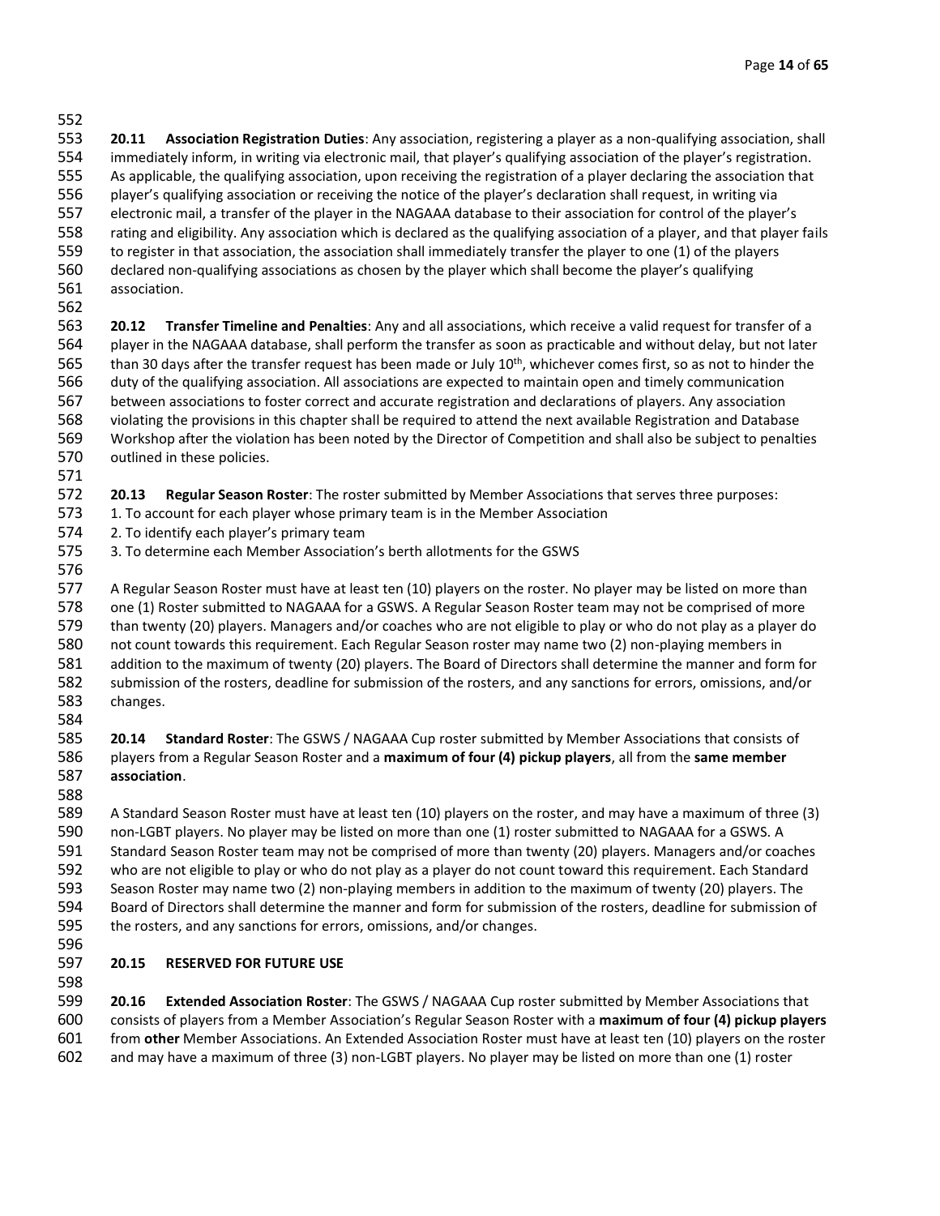**20.11 Association Registration Duties**: Any association, registering a player as a non-qualifying association, shall immediately inform, in writing via electronic mail, that player's qualifying association of the player's registration. As applicable, the qualifying association, upon receiving the registration of a player declaring the association that player's qualifying association or receiving the notice of the player's declaration shall request, in writing via electronic mail, a transfer of the player in the NAGAAA database to their association for control of the player's rating and eligibility. Any association which is declared as the qualifying association of a player, and that player fails to register in that association, the association shall immediately transfer the player to one (1) of the players declared non-qualifying associations as chosen by the player which shall become the player's qualifying association.

**20.12 Transfer Timeline and Penalties**: Any and all associations, which receive a valid request for transfer of a player in the NAGAAA database, shall perform the transfer as soon as practicable and without delay, but not later than 30 days after the transfer request has been made or July 10th, whichever comes first, so as not to hinder the duty of the qualifying association. All associations are expected to maintain open and timely communication between associations to foster correct and accurate registration and declarations of players. Any association violating the provisions in this chapter shall be required to attend the next available Registration and Database Workshop after the violation has been noted by the Director of Competition and shall also be subject to penalties outlined in these policies.

**20.13 Regular Season Roster**: The roster submitted by Member Associations that serves three purposes:
1. To account for each player whose primary team is in the Member Association
2. To identify each player's primary team
3. To determine each Member Association's berth allotments for the GSWS

A Regular Season Roster must have at least ten (10) players on the roster. No player may be listed on more than one (1) Roster submitted to NAGAAA for a GSWS. A Regular Season Roster team may not be comprised of more than twenty (20) players. Managers and/or coaches who are not eligible to play or who do not play as a player do not count towards this requirement. Each Regular Season roster may name two (2) non-playing members in addition to the maximum of twenty (20) players. The Board of Directors shall determine the manner and form for submission of the rosters, deadline for submission of the rosters, and any sanctions for errors, omissions, and/or changes.

**20.14 Standard Roster**: The GSWS / NAGAAA Cup roster submitted by Member Associations that consists of players from a Regular Season Roster and a **maximum of four (4) pickup players**, all from the **same member association**.

A Standard Season Roster must have at least ten (10) players on the roster, and may have a maximum of three (3) non-LGBT players. No player may be listed on more than one (1) roster submitted to NAGAAA for a GSWS. A Standard Season Roster team may not be comprised of more than twenty (20) players. Managers and/or coaches who are not eligible to play or who do not play as a player do not count toward this requirement. Each Standard Season Roster may name two (2) non-playing members in addition to the maximum of twenty (20) players. The Board of Directors shall determine the manner and form for submission of the rosters, deadline for submission of the rosters, and any sanctions for errors, omissions, and/or changes.

**20.15 RESERVED FOR FUTURE USE**

**20.16 Extended Association Roster**: The GSWS / NAGAAA Cup roster submitted by Member Associations that consists of players from a Member Association's Regular Season Roster with a **maximum of four (4) pickup players** from **other** Member Associations. An Extended Association Roster must have at least ten (10) players on the roster and may have a maximum of three (3) non-LGBT players. No player may be listed on more than one (1) roster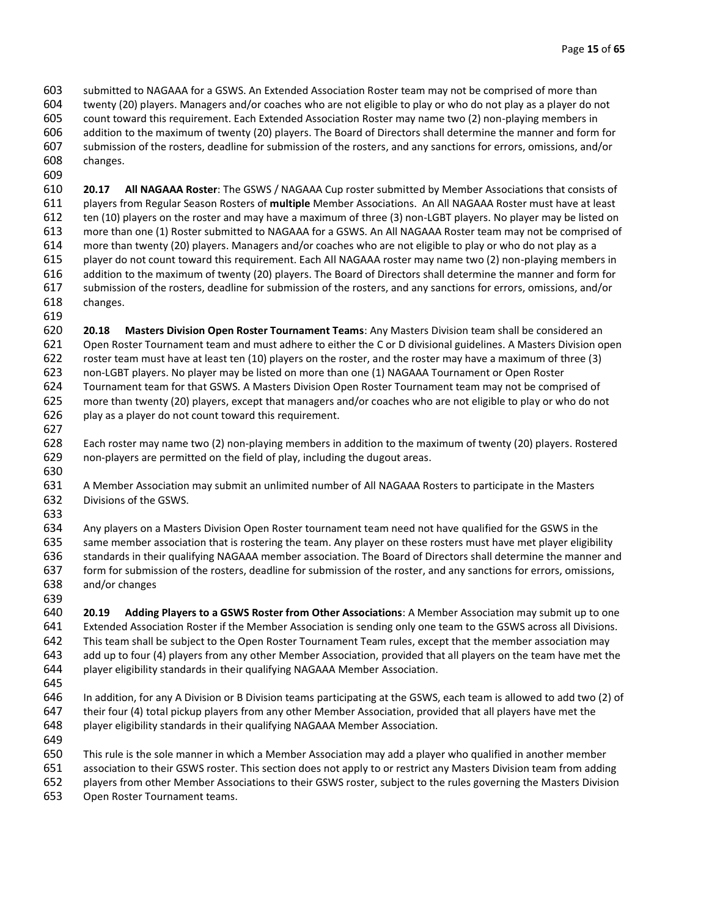submitted to NAGAAA for a GSWS. An Extended Association Roster team may not be comprised of more than twenty (20) players. Managers and/or coaches who are not eligible to play or who do not play as a player do not count toward this requirement. Each Extended Association Roster may name two (2) non-playing members in addition to the maximum of twenty (20) players. The Board of Directors shall determine the manner and form for submission of the rosters, deadline for submission of the rosters, and any sanctions for errors, omissions, and/or changes.

**20.17 All NAGAAA Roster**: The GSWS / NAGAAA Cup roster submitted by Member Associations that consists of players from Regular Season Rosters of **multiple** Member Associations. An All NAGAAA Roster must have at least ten (10) players on the roster and may have a maximum of three (3) non-LGBT players. No player may be listed on more than one (1) Roster submitted to NAGAAA for a GSWS. An All NAGAAA Roster team may not be comprised of more than twenty (20) players. Managers and/or coaches who are not eligible to play or who do not play as a player do not count toward this requirement. Each All NAGAAA roster may name two (2) non-playing members in addition to the maximum of twenty (20) players. The Board of Directors shall determine the manner and form for submission of the rosters, deadline for submission of the rosters, and any sanctions for errors, omissions, and/or changes.

**20.18 Masters Division Open Roster Tournament Teams**: Any Masters Division team shall be considered an Open Roster Tournament team and must adhere to either the C or D divisional guidelines. A Masters Division open roster team must have at least ten (10) players on the roster, and the roster may have a maximum of three (3) non-LGBT players. No player may be listed on more than one (1) NAGAAA Tournament or Open Roster Tournament team for that GSWS. A Masters Division Open Roster Tournament team may not be comprised of more than twenty (20) players, except that managers and/or coaches who are not eligible to play or who do not play as a player do not count toward this requirement.

Each roster may name two (2) non-playing members in addition to the maximum of twenty (20) players. Rostered non-players are permitted on the field of play, including the dugout areas.

A Member Association may submit an unlimited number of All NAGAAA Rosters to participate in the Masters Divisions of the GSWS.

Any players on a Masters Division Open Roster tournament team need not have qualified for the GSWS in the same member association that is rostering the team. Any player on these rosters must have met player eligibility standards in their qualifying NAGAAA member association. The Board of Directors shall determine the manner and form for submission of the rosters, deadline for submission of the roster, and any sanctions for errors, omissions, and/or changes

**20.19 Adding Players to a GSWS Roster from Other Associations**: A Member Association may submit up to one Extended Association Roster if the Member Association is sending only one team to the GSWS across all Divisions. This team shall be subject to the Open Roster Tournament Team rules, except that the member association may add up to four (4) players from any other Member Association, provided that all players on the team have met the player eligibility standards in their qualifying NAGAAA Member Association.

In addition, for any A Division or B Division teams participating at the GSWS, each team is allowed to add two (2) of their four (4) total pickup players from any other Member Association, provided that all players have met the player eligibility standards in their qualifying NAGAAA Member Association.

This rule is the sole manner in which a Member Association may add a player who qualified in another member association to their GSWS roster. This section does not apply to or restrict any Masters Division team from adding players from other Member Associations to their GSWS roster, subject to the rules governing the Masters Division Open Roster Tournament teams.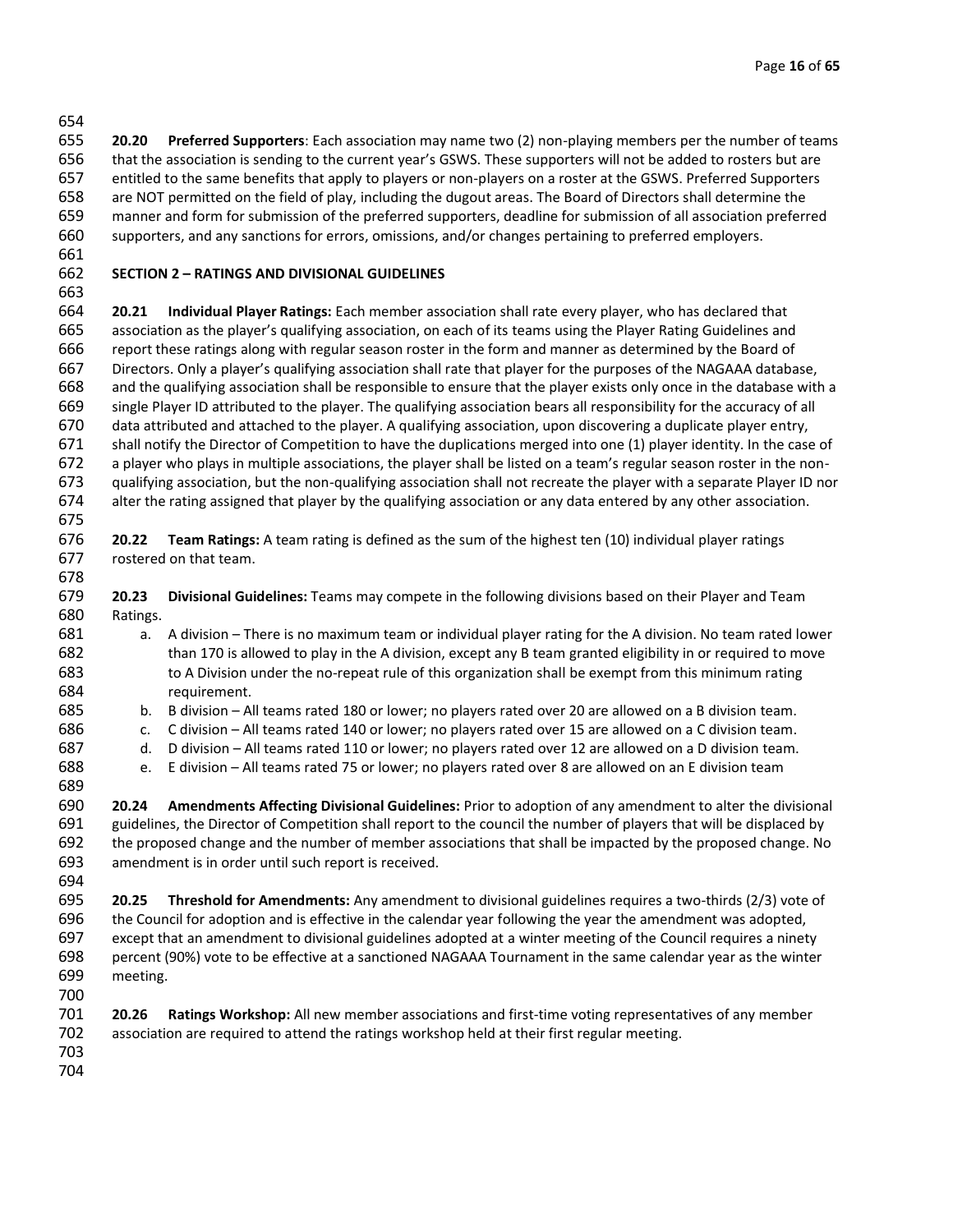**20.20 Preferred Supporters**: Each association may name two (2) non-playing members per the number of teams that the association is sending to the current year's GSWS. These supporters will not be added to rosters but are entitled to the same benefits that apply to players or non-players on a roster at the GSWS. Preferred Supporters are NOT permitted on the field of play, including the dugout areas. The Board of Directors shall determine the manner and form for submission of the preferred supporters, deadline for submission of all association preferred supporters, and any sanctions for errors, omissions, and/or changes pertaining to preferred employers.

## SECTION 2 – RATINGS AND DIVISIONAL GUIDELINES

**20.21 Individual Player Ratings:** Each member association shall rate every player, who has declared that association as the player's qualifying association, on each of its teams using the Player Rating Guidelines and report these ratings along with regular season roster in the form and manner as determined by the Board of Directors. Only a player's qualifying association shall rate that player for the purposes of the NAGAAA database, and the qualifying association shall be responsible to ensure that the player exists only once in the database with a single Player ID attributed to the player. The qualifying association bears all responsibility for the accuracy of all data attributed and attached to the player. A qualifying association, upon discovering a duplicate player entry, shall notify the Director of Competition to have the duplications merged into one (1) player identity. In the case of a player who plays in multiple associations, the player shall be listed on a team's regular season roster in the non-qualifying association, but the non-qualifying association shall not recreate the player with a separate Player ID nor alter the rating assigned that player by the qualifying association or any data entered by any other association.

**20.22 Team Ratings:** A team rating is defined as the sum of the highest ten (10) individual player ratings rostered on that team.

**20.23 Divisional Guidelines:** Teams may compete in the following divisions based on their Player and Team Ratings.

a. A division – There is no maximum team or individual player rating for the A division. No team rated lower than 170 is allowed to play in the A division, except any B team granted eligibility in or required to move to A Division under the no-repeat rule of this organization shall be exempt from this minimum rating requirement.
b. B division – All teams rated 180 or lower; no players rated over 20 are allowed on a B division team.
c. C division – All teams rated 140 or lower; no players rated over 15 are allowed on a C division team.
d. D division – All teams rated 110 or lower; no players rated over 12 are allowed on a D division team.
e. E division – All teams rated 75 or lower; no players rated over 8 are allowed on an E division team

**20.24 Amendments Affecting Divisional Guidelines:** Prior to adoption of any amendment to alter the divisional guidelines, the Director of Competition shall report to the council the number of players that will be displaced by the proposed change and the number of member associations that shall be impacted by the proposed change. No amendment is in order until such report is received.

**20.25 Threshold for Amendments:** Any amendment to divisional guidelines requires a two-thirds (2/3) vote of the Council for adoption and is effective in the calendar year following the year the amendment was adopted, except that an amendment to divisional guidelines adopted at a winter meeting of the Council requires a ninety percent (90%) vote to be effective at a sanctioned NAGAAA Tournament in the same calendar year as the winter meeting.

**20.26 Ratings Workshop:** All new member associations and first-time voting representatives of any member association are required to attend the ratings workshop held at their first regular meeting.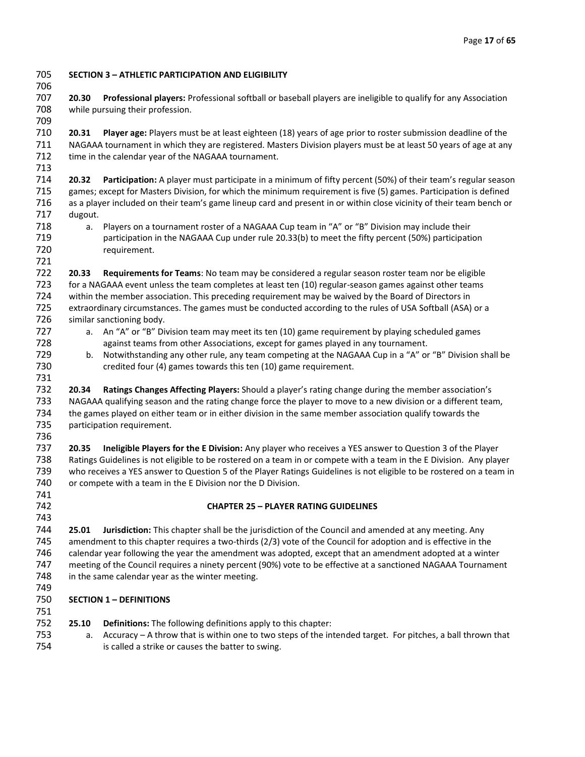**SECTION 3 – ATHLETIC PARTICIPATION AND ELIGIBILITY**

**20.30 Professional players:** Professional softball or baseball players are ineligible to qualify for any Association while pursuing their profession.

**20.31 Player age:** Players must be at least eighteen (18) years of age prior to roster submission deadline of the NAGAAA tournament in which they are registered. Masters Division players must be at least 50 years of age at any time in the calendar year of the NAGAAA tournament.

**20.32 Participation:** A player must participate in a minimum of fifty percent (50%) of their team's regular season games; except for Masters Division, for which the minimum requirement is five (5) games. Participation is defined as a player included on their team's game lineup card and present in or within close vicinity of their team bench or dugout.

a. Players on a tournament roster of a NAGAAA Cup team in "A" or "B" Division may include their participation in the NAGAAA Cup under rule 20.33(b) to meet the fifty percent (50%) participation requirement.

**20.33 Requirements for Teams**: No team may be considered a regular season roster team nor be eligible for a NAGAAA event unless the team completes at least ten (10) regular-season games against other teams within the member association. This preceding requirement may be waived by the Board of Directors in extraordinary circumstances. The games must be conducted according to the rules of USA Softball (ASA) or a similar sanctioning body.

a. An "A" or "B" Division team may meet its ten (10) game requirement by playing scheduled games against teams from other Associations, except for games played in any tournament.
b. Notwithstanding any other rule, any team competing at the NAGAAA Cup in a "A" or "B" Division shall be credited four (4) games towards this ten (10) game requirement.

**20.34 Ratings Changes Affecting Players:** Should a player's rating change during the member association's NAGAAA qualifying season and the rating change force the player to move to a new division or a different team, the games played on either team or in either division in the same member association qualify towards the participation requirement.

**20.35 Ineligible Players for the E Division:** Any player who receives a YES answer to Question 3 of the Player Ratings Guidelines is not eligible to be rostered on a team in or compete with a team in the E Division. Any player who receives a YES answer to Question 5 of the Player Ratings Guidelines is not eligible to be rostered on a team in or compete with a team in the E Division nor the D Division.

## CHAPTER 25 – PLAYER RATING GUIDELINES

**25.01 Jurisdiction:** This chapter shall be the jurisdiction of the Council and amended at any meeting. Any amendment to this chapter requires a two-thirds (2/3) vote of the Council for adoption and is effective in the calendar year following the year the amendment was adopted, except that an amendment adopted at a winter meeting of the Council requires a ninety percent (90%) vote to be effective at a sanctioned NAGAAA Tournament in the same calendar year as the winter meeting.

**SECTION 1 – DEFINITIONS**

**25.10 Definitions:** The following definitions apply to this chapter:

a. Accuracy – A throw that is within one to two steps of the intended target. For pitches, a ball thrown that is called a strike or causes the batter to swing.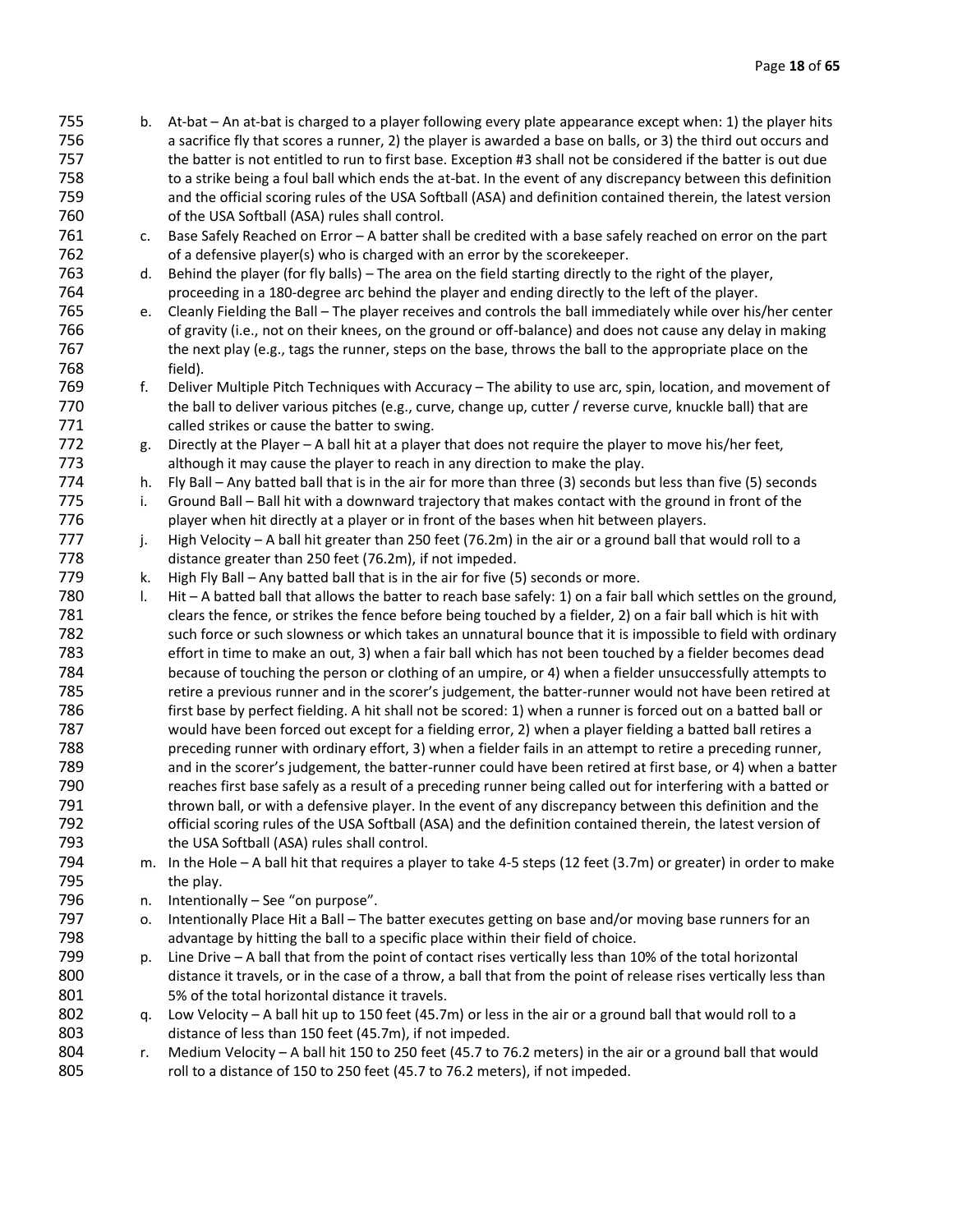b. At-bat – An at-bat is charged to a player following every plate appearance except when: 1) the player hits a sacrifice fly that scores a runner, 2) the player is awarded a base on balls, or 3) the third out occurs and the batter is not entitled to run to first base. Exception #3 shall not be considered if the batter is out due to a strike being a foul ball which ends the at-bat. In the event of any discrepancy between this definition and the official scoring rules of the USA Softball (ASA) and definition contained therein, the latest version of the USA Softball (ASA) rules shall control.

c. Base Safely Reached on Error – A batter shall be credited with a base safely reached on error on the part of a defensive player(s) who is charged with an error by the scorekeeper.

d. Behind the player (for fly balls) – The area on the field starting directly to the right of the player, proceeding in a 180-degree arc behind the player and ending directly to the left of the player.

e. Cleanly Fielding the Ball – The player receives and controls the ball immediately while over his/her center of gravity (i.e., not on their knees, on the ground or off-balance) and does not cause any delay in making the next play (e.g., tags the runner, steps on the base, throws the ball to the appropriate place on the field).

f. Deliver Multiple Pitch Techniques with Accuracy – The ability to use arc, spin, location, and movement of the ball to deliver various pitches (e.g., curve, change up, cutter / reverse curve, knuckle ball) that are called strikes or cause the batter to swing.

g. Directly at the Player – A ball hit at a player that does not require the player to move his/her feet, although it may cause the player to reach in any direction to make the play.

h. Fly Ball – Any batted ball that is in the air for more than three (3) seconds but less than five (5) seconds

i. Ground Ball – Ball hit with a downward trajectory that makes contact with the ground in front of the player when hit directly at a player or in front of the bases when hit between players.

j. High Velocity – A ball hit greater than 250 feet (76.2m) in the air or a ground ball that would roll to a distance greater than 250 feet (76.2m), if not impeded.

k. High Fly Ball – Any batted ball that is in the air for five (5) seconds or more.

l. Hit – A batted ball that allows the batter to reach base safely: 1) on a fair ball which settles on the ground, clears the fence, or strikes the fence before being touched by a fielder, 2) on a fair ball which is hit with such force or such slowness or which takes an unnatural bounce that it is impossible to field with ordinary effort in time to make an out, 3) when a fair ball which has not been touched by a fielder becomes dead because of touching the person or clothing of an umpire, or 4) when a fielder unsuccessfully attempts to retire a previous runner and in the scorer's judgement, the batter-runner would not have been retired at first base by perfect fielding. A hit shall not be scored: 1) when a runner is forced out on a batted ball or would have been forced out except for a fielding error, 2) when a player fielding a batted ball retires a preceding runner with ordinary effort, 3) when a fielder fails in an attempt to retire a preceding runner, and in the scorer's judgement, the batter-runner could have been retired at first base, or 4) when a batter reaches first base safely as a result of a preceding runner being called out for interfering with a batted or thrown ball, or with a defensive player. In the event of any discrepancy between this definition and the official scoring rules of the USA Softball (ASA) and the definition contained therein, the latest version of the USA Softball (ASA) rules shall control.

m. In the Hole – A ball hit that requires a player to take 4-5 steps (12 feet (3.7m) or greater) in order to make the play.

n. Intentionally – See "on purpose".

o. Intentionally Place Hit a Ball – The batter executes getting on base and/or moving base runners for an advantage by hitting the ball to a specific place within their field of choice.

p. Line Drive – A ball that from the point of contact rises vertically less than 10% of the total horizontal distance it travels, or in the case of a throw, a ball that from the point of release rises vertically less than 5% of the total horizontal distance it travels.

q. Low Velocity – A ball hit up to 150 feet (45.7m) or less in the air or a ground ball that would roll to a distance of less than 150 feet (45.7m), if not impeded.

r. Medium Velocity – A ball hit 150 to 250 feet (45.7 to 76.2 meters) in the air or a ground ball that would roll to a distance of 150 to 250 feet (45.7 to 76.2 meters), if not impeded.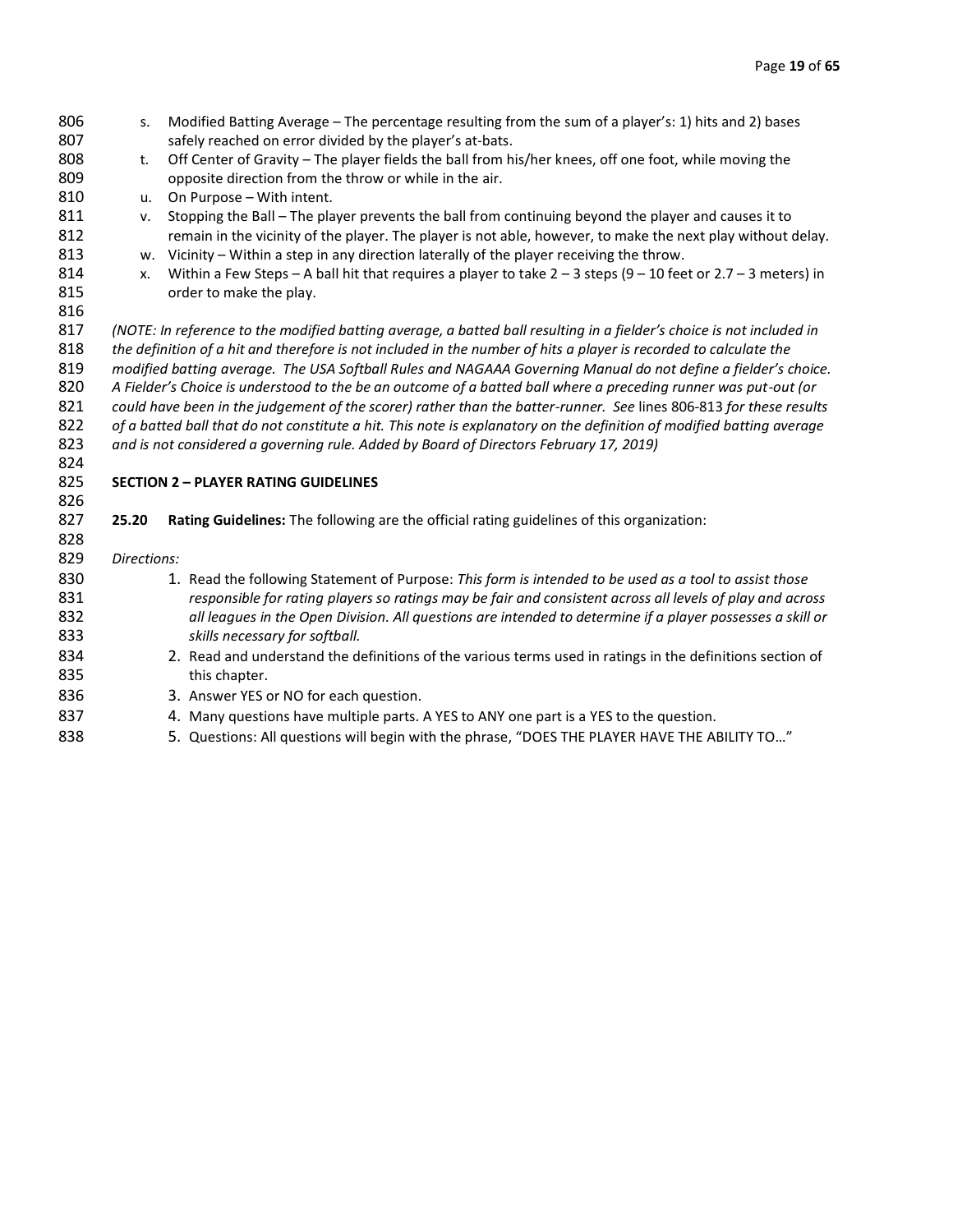s. Modified Batting Average – The percentage resulting from the sum of a player's: 1) hits and 2) bases safely reached on error divided by the player's at-bats.

t. Off Center of Gravity – The player fields the ball from his/her knees, off one foot, while moving the opposite direction from the throw or while in the air.

u. On Purpose – With intent.

v. Stopping the Ball – The player prevents the ball from continuing beyond the player and causes it to remain in the vicinity of the player. The player is not able, however, to make the next play without delay.

w. Vicinity – Within a step in any direction laterally of the player receiving the throw.

x. Within a Few Steps – A ball hit that requires a player to take 2 – 3 steps (9 – 10 feet or 2.7 – 3 meters) in order to make the play.

*(NOTE: In reference to the modified batting average, a batted ball resulting in a fielder's choice is not included in the definition of a hit and therefore is not included in the number of hits a player is recorded to calculate the modified batting average. The USA Softball Rules and NAGAAA Governing Manual do not define a fielder's choice. A Fielder's Choice is understood to the be an outcome of a batted ball where a preceding runner was put-out (or could have been in the judgement of the scorer) rather than the batter-runner. See* lines 806-813 *for these results of a batted ball that do not constitute a hit. This note is explanatory on the definition of modified batting average and is not considered a governing rule. Added by Board of Directors February 17, 2019)*

## SECTION 2 – PLAYER RATING GUIDELINES

**25.20 Rating Guidelines:** The following are the official rating guidelines of this organization:

*Directions:*

1. Read the following Statement of Purpose: *This form is intended to be used as a tool to assist those responsible for rating players so ratings may be fair and consistent across all levels of play and across all leagues in the Open Division. All questions are intended to determine if a player possesses a skill or skills necessary for softball.*
2. Read and understand the definitions of the various terms used in ratings in the definitions section of this chapter.
3. Answer YES or NO for each question.
4. Many questions have multiple parts. A YES to ANY one part is a YES to the question.
5. Questions: All questions will begin with the phrase, "DOES THE PLAYER HAVE THE ABILITY TO…"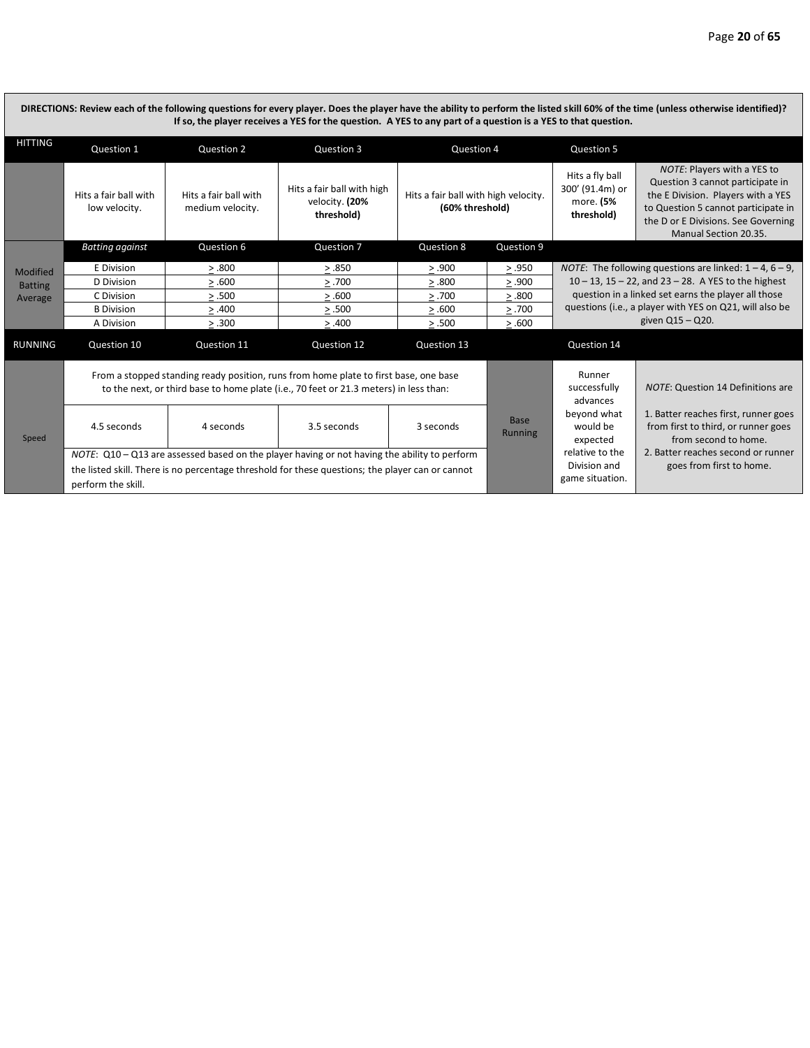**DIRECTIONS: Review each of the following questions for every player. Does the player have the ability to perform the listed skill 60% of the time (unless otherwise identified)? If so, the player receives a YES for the question. A YES to any part of a question is a YES to that question.**

| HITTING | Question 1 | Question 2 | Question 3 | Question 4 | | Question 5 | |
|---|---|---|---|---|---|---|---|
| | Hits a fair ball with low velocity. | Hits a fair ball with medium velocity. | Hits a fair ball with high velocity. **(20% threshold)** | Hits a fair ball with high velocity. **(60% threshold)** | | Hits a fly ball 300' (91.4m) or more. **(5% threshold)** | *NOTE*: Players with a YES to Question 3 cannot participate in the E Division. Players with a YES to Question 5 cannot participate in the D or E Divisions. See Governing Manual Section 20.35. |
| | *Batting against* | Question 6 | Question 7 | Question 8 | Question 9 | | |
| Modified Batting Average | E Division | > .800 | > .850 | > .900 | > .950 | *NOTE*: The following questions are linked: 1 – 4, 6 – 9, 10 – 13, 15 – 22, and 23 – 28. A YES to the highest question in a linked set earns the player all those question in a linked set earns the player all those questions (i.e., a player with YES on Q21, will also be given Q15 – Q20. | |
| | D Division | > .600 | > .700 | > .800 | > .900 | | |
| | C Division | > .500 | > .600 | > .700 | > .800 | | |
| | B Division | > .400 | > .500 | > .600 | > .700 | | |
| | A Division | > .300 | > .400 | > .500 | > .600 | | |
| RUNNING | Question 10 | Question 11 | Question 12 | Question 13 | | Question 14 | |
| Speed | From a stopped standing ready position, runs from home plate to first base, one base to the next, or third base to home plate (i.e., 70 feet or 21.3 meters) in less than: | | | | Base Running | Runner successfully advances beyond what would be expected relative to the Division and game situation. | *NOTE*: Question 14 Definitions are |
| | 4.5 seconds | 4 seconds | 3.5 seconds | 3 seconds | | | 1. Batter reaches first, runner goes from first to third, or runner goes from second to home. 2. Batter reaches second or runner goes from first to home. |
| | *NOTE*: Q10 – Q13 are assessed based on the player having or not having the ability to perform the listed skill. There is no percentage threshold for these questions; the player can or cannot perform the skill. | | | | | | |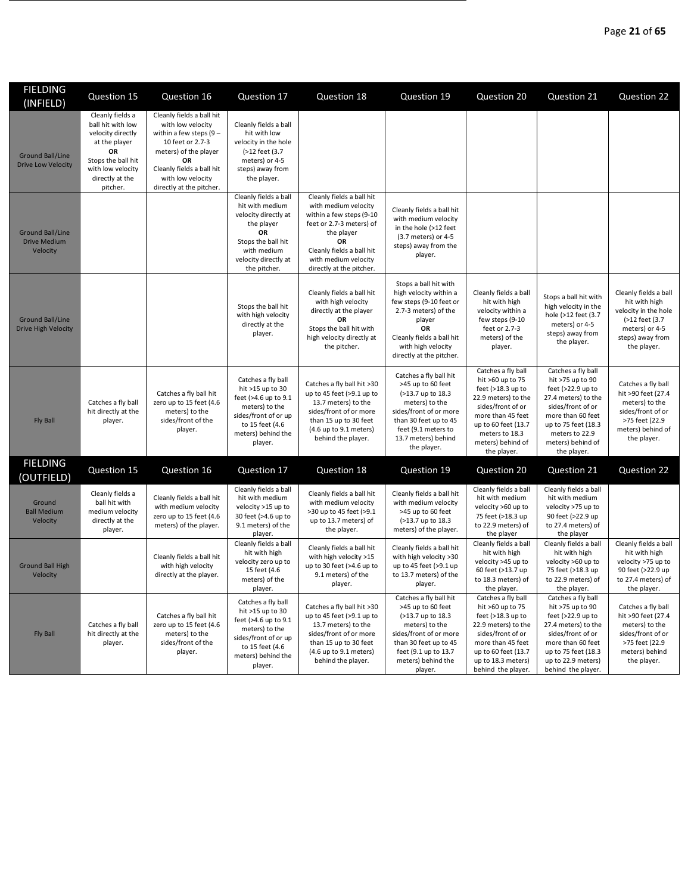| FIELDING (INFIELD) | Question 15 | Question 16 | Question 17 | Question 18 | Question 19 | Question 20 | Question 21 | Question 22 |
|---|---|---|---|---|---|---|---|---|
| Ground Ball/Line Drive Low Velocity | Cleanly fields a ball hit with low velocity directly at the player **OR** Stops the ball hit with low velocity directly at the pitcher. | Cleanly fields a ball hit with low velocity within a few steps (9 – 10 feet or 2.7-3 meters) of the player **OR** Cleanly fields a ball hit with low velocity directly at the pitcher. | Cleanly fields a ball hit with low velocity in the hole (>12 feet (3.7 meters) or 4-5 steps) away from the player. | | | | | |
| Ground Ball/Line Drive Medium Velocity | | | Cleanly fields a ball hit with medium velocity directly at the player **OR** Stops the ball hit with medium velocity directly at the pitcher. | Cleanly fields a ball hit with medium velocity within a few steps (9-10 feet or 2.7-3 meters) of the player **OR** Cleanly fields a ball hit with medium velocity directly at the pitcher. | Cleanly fields a ball hit with medium velocity in the hole (>12 feet (3.7 meters) or 4-5 steps) away from the player. | | | |
| Ground Ball/Line Drive High Velocity | | | Stops the ball hit with high velocity directly at the player. | Cleanly fields a ball hit with high velocity directly at the player **OR** Stops the ball hit with high velocity directly at the pitcher. | Stops a ball hit with high velocity within a few steps (9-10 feet or 2.7-3 meters) of the player **OR** Cleanly fields a ball hit with high velocity directly at the pitcher. | Cleanly fields a ball hit with high velocity within a few steps (9-10 feet or 2.7-3 meters) of the player. | Stops a ball hit with high velocity in the hole (>12 feet (3.7 meters) or 4-5 steps) away from the player. | Cleanly fields a ball hit with high velocity in the hole (>12 feet (3.7 meters) or 4-5 steps) away from the player. |
| Fly Ball | Catches a fly ball hit directly at the player. | Catches a fly ball hit zero up to 15 feet (4.6 meters) to the sides/front of the player. | Catches a fly ball hit >15 up to 30 feet (>4.6 up to 9.1 meters) to the sides/front of or up to 15 feet (4.6 meters) behind the player. | Catches a fly ball hit >30 up to 45 feet (>9.1 up to 13.7 meters) to the sides/front of or more than 15 up to 30 feet (4.6 up to 9.1 meters) behind the player. | Catches a fly ball hit >45 up to 60 feet (>13.7 up to 18.3 meters) to the sides/front of or more than 30 feet up to 45 feet (9.1 meters to 13.7 meters) behind the player. | Catches a fly ball hit >60 up to 75 feet (>18.3 up to 22.9 meters) to the sides/front of or more than 45 feet up to 60 feet (13.7 meters to 18.3 meters) behind of the player. | Catches a fly ball hit >75 up to 90 feet (>22.9 up to 27.4 meters) to the sides/front of or more than 60 feet up to 75 feet (18.3 meters to 22.9 meters) behind of the player. | Catches a fly ball hit >90 feet (27.4 meters) to the sides/front of or >75 feet (22.9 meters) behind of the player. |

| FIELDING (OUTFIELD) | Question 15 | Question 16 | Question 17 | Question 18 | Question 19 | Question 20 | Question 21 | Question 22 |
|---|---|---|---|---|---|---|---|---|
| Ground Ball Medium Velocity | Cleanly fields a ball hit with medium velocity directly at the player. | Cleanly fields a ball hit with medium velocity zero up to 15 feet (4.6 meters) of the player. | Cleanly fields a ball hit with medium velocity >15 up to 30 feet (>4.6 up to 9.1 meters) of the player. | Cleanly fields a ball hit with medium velocity >30 up to 45 feet (>9.1 up to 13.7 meters) of the player. | Cleanly fields a ball hit with medium velocity >45 up to 60 feet (>13.7 up to 18.3 meters) of the player. | Cleanly fields a ball hit with medium velocity >60 up to 75 feet (>18.3 up to 22.9 meters) of the player | Cleanly fields a ball hit with medium velocity >75 up to 90 feet (>22.9 up to 27.4 meters) of the player | |
| Ground Ball High Velocity | | Cleanly fields a ball hit with high velocity directly at the player. | Cleanly fields a ball hit with high velocity zero up to 15 feet (4.6 meters) of the player. | Cleanly fields a ball hit with high velocity >15 up to 30 feet (>4.6 up to 9.1 meters) of the player. | Cleanly fields a ball hit with high velocity >30 up to 45 feet (>9.1 up to 13.7 meters) of the player. | Cleanly fields a ball hit with high velocity >45 up to 60 feet (>13.7 up to 18.3 meters) of the player. | Cleanly fields a ball hit with high velocity >60 up to 75 feet (>18.3 up to 22.9 meters) of the player. | Cleanly fields a ball hit with high velocity >75 up to 90 feet (>22.9 up to 27.4 meters) of the player. |
| Fly Ball | Catches a fly ball hit directly at the player. | Catches a fly ball hit zero up to 15 feet (4.6 meters) to the sides/front of the player. | Catches a fly ball hit >15 up to 30 feet (>4.6 up to 9.1 meters) to the sides/front of or up to 15 feet (4.6 meters) behind the player. | Catches a fly ball hit >30 up to 45 feet (>9.1 up to 13.7 meters) to the sides/front of or more than 15 up to 30 feet (4.6 up to 9.1 meters) behind the player. | Catches a fly ball hit >45 up to 60 feet (>13.7 up to 18.3 meters) to the sides/front of or more than 30 feet up to 45 feet (9.1 up to 13.7 meters) behind the player. | Catches a fly ball hit >60 up to 75 feet (>18.3 up to 22.9 meters) to the sides/front of or more than 45 feet up to 60 feet (13.7 up to 18.3 meters) behind the player. | Catches a fly ball hit >75 up to 90 feet (>22.9 up to 27.4 meters) to the sides/front of or more than 60 feet up to 75 feet (18.3 up to 22.9 meters) behind the player. | Catches a fly ball hit >90 feet (27.4 meters) to the sides/front of or >75 feet (22.9 meters) behind the player. |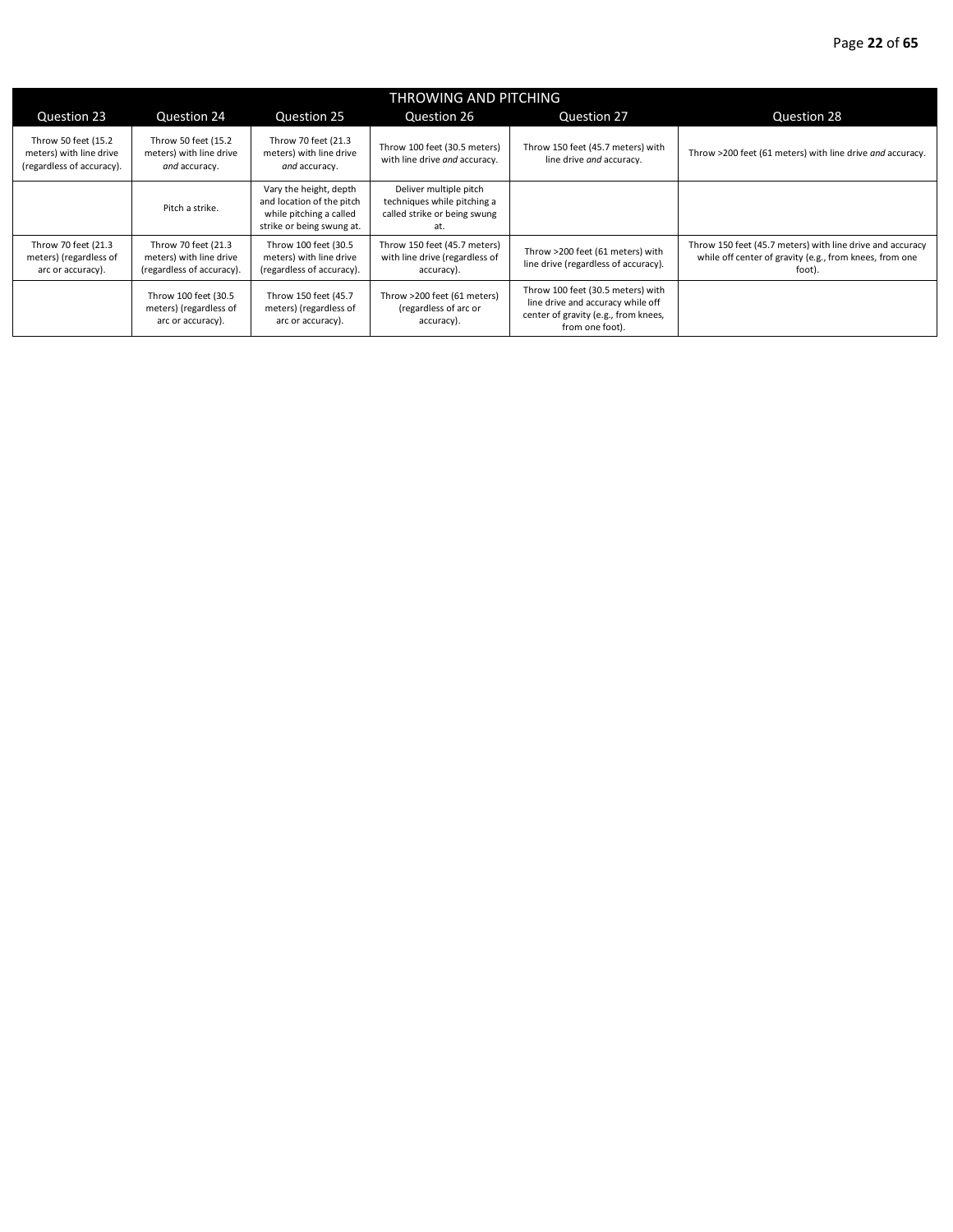| THROWING AND PITCHING | | | | | |
|---|---|---|---|---|---|
| Question 23 | Question 24 | Question 25 | Question 26 | Question 27 | Question 28 |
| Throw 50 feet (15.2 meters) with line drive (regardless of accuracy). | Throw 50 feet (15.2 meters) with line drive *and* accuracy. | Throw 70 feet (21.3 meters) with line drive *and* accuracy. | Throw 100 feet (30.5 meters) with line drive *and* accuracy. | Throw 150 feet (45.7 meters) with line drive *and* accuracy. | Throw >200 feet (61 meters) with line drive *and* accuracy. |
| | Pitch a strike. | Vary the height, depth and location of the pitch while pitching a called strike or being swung at. | Deliver multiple pitch techniques while pitching a called strike or being swung at. | | |
| Throw 70 feet (21.3 meters) (regardless of arc or accuracy). | Throw 70 feet (21.3 meters) with line drive (regardless of accuracy). | Throw 100 feet (30.5 meters) with line drive (regardless of accuracy). | Throw 150 feet (45.7 meters) with line drive (regardless of accuracy). | Throw >200 feet (61 meters) with line drive (regardless of accuracy). | Throw 150 feet (45.7 meters) with line drive and accuracy while off center of gravity (e.g., from knees, from one foot). |
| | Throw 100 feet (30.5 meters) (regardless of arc or accuracy). | Throw 150 feet (45.7 meters) (regardless of arc or accuracy). | Throw >200 feet (61 meters) (regardless of arc or accuracy). | Throw 100 feet (30.5 meters) with line drive and accuracy while off center of gravity (e.g., from knees, from one foot). | |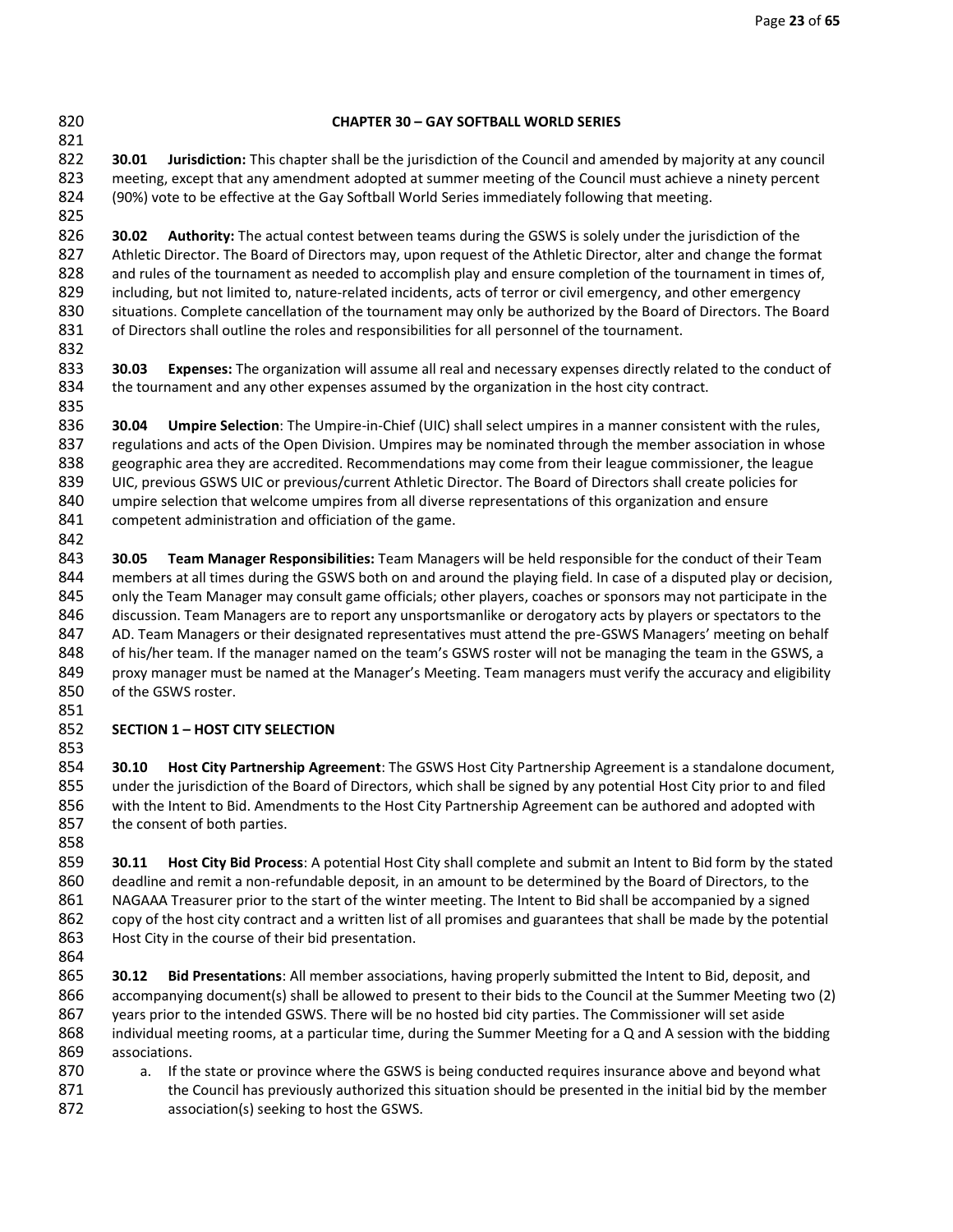## CHAPTER 30 – GAY SOFTBALL WORLD SERIES

**30.01 Jurisdiction:** This chapter shall be the jurisdiction of the Council and amended by majority at any council meeting, except that any amendment adopted at summer meeting of the Council must achieve a ninety percent (90%) vote to be effective at the Gay Softball World Series immediately following that meeting.

**30.02 Authority:** The actual contest between teams during the GSWS is solely under the jurisdiction of the Athletic Director. The Board of Directors may, upon request of the Athletic Director, alter and change the format and rules of the tournament as needed to accomplish play and ensure completion of the tournament in times of, including, but not limited to, nature-related incidents, acts of terror or civil emergency, and other emergency situations. Complete cancellation of the tournament may only be authorized by the Board of Directors. The Board of Directors shall outline the roles and responsibilities for all personnel of the tournament.

**30.03 Expenses:** The organization will assume all real and necessary expenses directly related to the conduct of the tournament and any other expenses assumed by the organization in the host city contract.

**30.04 Umpire Selection**: The Umpire-in-Chief (UIC) shall select umpires in a manner consistent with the rules, regulations and acts of the Open Division. Umpires may be nominated through the member association in whose geographic area they are accredited. Recommendations may come from their league commissioner, the league UIC, previous GSWS UIC or previous/current Athletic Director. The Board of Directors shall create policies for umpire selection that welcome umpires from all diverse representations of this organization and ensure competent administration and officiation of the game.

**30.05 Team Manager Responsibilities:** Team Managers will be held responsible for the conduct of their Team members at all times during the GSWS both on and around the playing field. In case of a disputed play or decision, only the Team Manager may consult game officials; other players, coaches or sponsors may not participate in the discussion. Team Managers are to report any unsportsmanlike or derogatory acts by players or spectators to the AD. Team Managers or their designated representatives must attend the pre-GSWS Managers' meeting on behalf of his/her team. If the manager named on the team's GSWS roster will not be managing the team in the GSWS, a proxy manager must be named at the Manager's Meeting. Team managers must verify the accuracy and eligibility of the GSWS roster.

### SECTION 1 – HOST CITY SELECTION

**30.10 Host City Partnership Agreement**: The GSWS Host City Partnership Agreement is a standalone document, under the jurisdiction of the Board of Directors, which shall be signed by any potential Host City prior to and filed with the Intent to Bid. Amendments to the Host City Partnership Agreement can be authored and adopted with the consent of both parties.

**30.11 Host City Bid Process**: A potential Host City shall complete and submit an Intent to Bid form by the stated deadline and remit a non-refundable deposit, in an amount to be determined by the Board of Directors, to the NAGAAA Treasurer prior to the start of the winter meeting. The Intent to Bid shall be accompanied by a signed copy of the host city contract and a written list of all promises and guarantees that shall be made by the potential Host City in the course of their bid presentation.

**30.12 Bid Presentations**: All member associations, having properly submitted the Intent to Bid, deposit, and accompanying document(s) shall be allowed to present to their bids to the Council at the Summer Meeting two (2) years prior to the intended GSWS. There will be no hosted bid city parties. The Commissioner will set aside individual meeting rooms, at a particular time, during the Summer Meeting for a Q and A session with the bidding associations.

a. If the state or province where the GSWS is being conducted requires insurance above and beyond what the Council has previously authorized this situation should be presented in the initial bid by the member association(s) seeking to host the GSWS.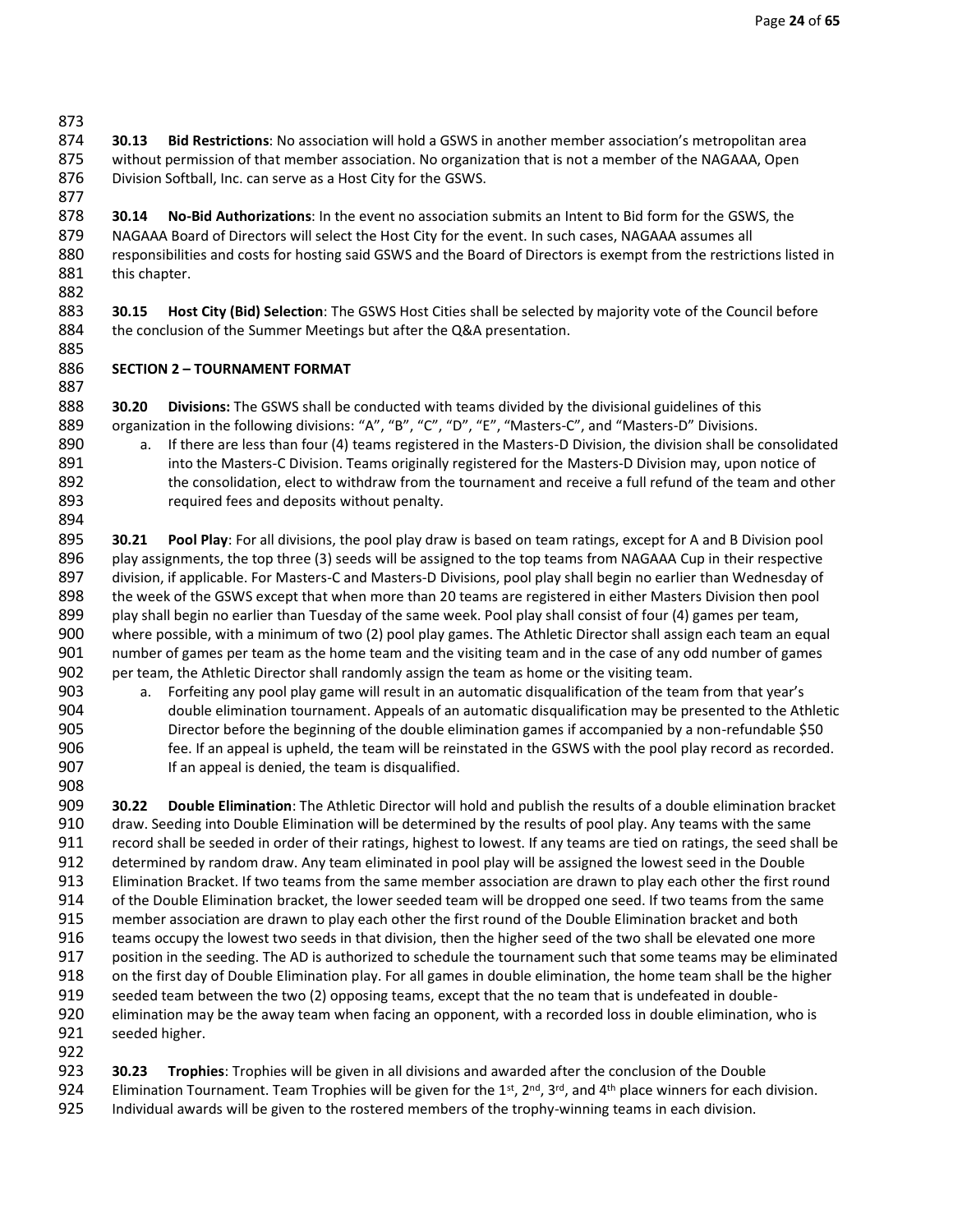**30.13 Bid Restrictions**: No association will hold a GSWS in another member association's metropolitan area without permission of that member association. No organization that is not a member of the NAGAAA, Open Division Softball, Inc. can serve as a Host City for the GSWS.

**30.14 No-Bid Authorizations**: In the event no association submits an Intent to Bid form for the GSWS, the NAGAAA Board of Directors will select the Host City for the event. In such cases, NAGAAA assumes all responsibilities and costs for hosting said GSWS and the Board of Directors is exempt from the restrictions listed in this chapter.

**30.15 Host City (Bid) Selection**: The GSWS Host Cities shall be selected by majority vote of the Council before the conclusion of the Summer Meetings but after the Q&A presentation.

## SECTION 2 – TOURNAMENT FORMAT

**30.20 Divisions:** The GSWS shall be conducted with teams divided by the divisional guidelines of this organization in the following divisions: "A", "B", "C", "D", "E", "Masters-C", and "Masters-D" Divisions.

a. If there are less than four (4) teams registered in the Masters-D Division, the division shall be consolidated into the Masters-C Division. Teams originally registered for the Masters-D Division may, upon notice of the consolidation, elect to withdraw from the tournament and receive a full refund of the team and other required fees and deposits without penalty.

**30.21 Pool Play**: For all divisions, the pool play draw is based on team ratings, except for A and B Division pool play assignments, the top three (3) seeds will be assigned to the top teams from NAGAAA Cup in their respective division, if applicable. For Masters-C and Masters-D Divisions, pool play shall begin no earlier than Wednesday of the week of the GSWS except that when more than 20 teams are registered in either Masters Division then pool play shall begin no earlier than Tuesday of the same week. Pool play shall consist of four (4) games per team, where possible, with a minimum of two (2) pool play games. The Athletic Director shall assign each team an equal number of games per team as the home team and the visiting team and in the case of any odd number of games per team, the Athletic Director shall randomly assign the team as home or the visiting team.

a. Forfeiting any pool play game will result in an automatic disqualification of the team from that year's double elimination tournament. Appeals of an automatic disqualification may be presented to the Athletic Director before the beginning of the double elimination games if accompanied by a non-refundable $50 fee. If an appeal is upheld, the team will be reinstated in the GSWS with the pool play record as recorded. If an appeal is denied, the team is disqualified.

**30.22 Double Elimination**: The Athletic Director will hold and publish the results of a double elimination bracket draw. Seeding into Double Elimination will be determined by the results of pool play. Any teams with the same record shall be seeded in order of their ratings, highest to lowest. If any teams are tied on ratings, the seed shall be determined by random draw. Any team eliminated in pool play will be assigned the lowest seed in the Double Elimination Bracket. If two teams from the same member association are drawn to play each other the first round of the Double Elimination bracket, the lower seeded team will be dropped one seed. If two teams from the same member association are drawn to play each other the first round of the Double Elimination bracket and both teams occupy the lowest two seeds in that division, then the higher seed of the two shall be elevated one more position in the seeding. The AD is authorized to schedule the tournament such that some teams may be eliminated on the first day of Double Elimination play. For all games in double elimination, the home team shall be the higher seeded team between the two (2) opposing teams, except that the no team that is undefeated in double-elimination may be the away team when facing an opponent, with a recorded loss in double elimination, who is seeded higher.

**30.23 Trophies**: Trophies will be given in all divisions and awarded after the conclusion of the Double Elimination Tournament. Team Trophies will be given for the 1st, 2nd, 3rd, and 4th place winners for each division. Individual awards will be given to the rostered members of the trophy-winning teams in each division.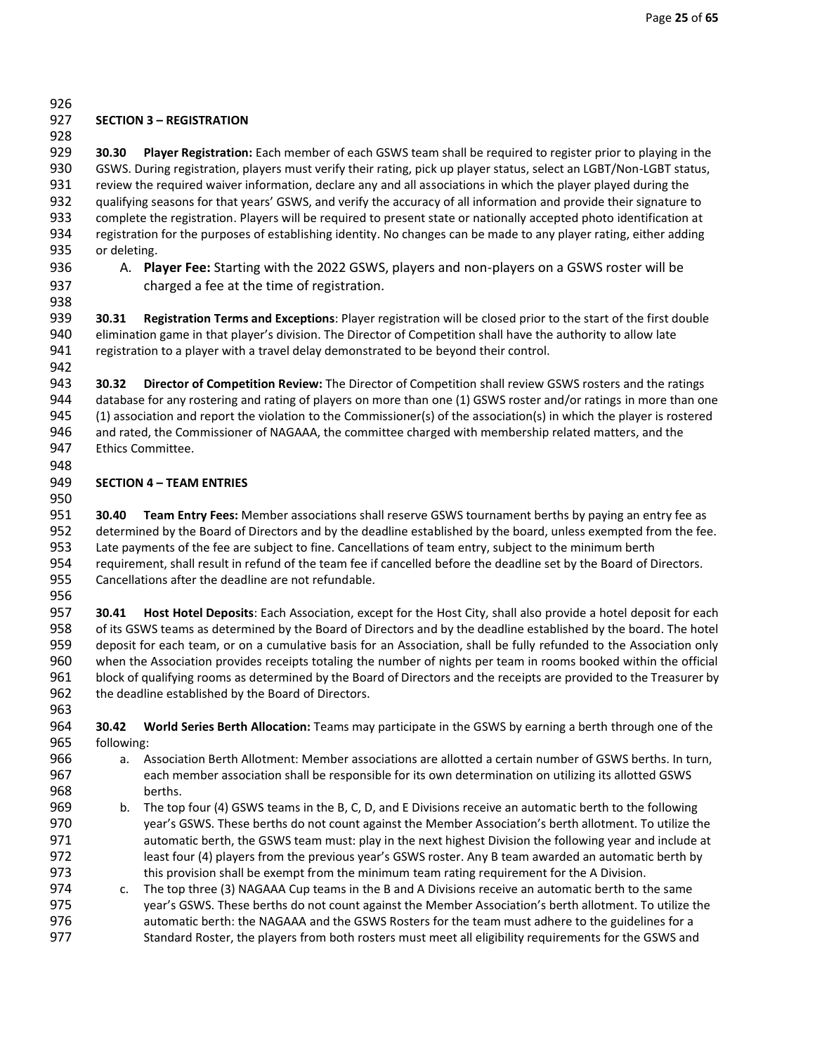## SECTION 3 – REGISTRATION

**30.30 Player Registration:** Each member of each GSWS team shall be required to register prior to playing in the GSWS. During registration, players must verify their rating, pick up player status, select an LGBT/Non-LGBT status, review the required waiver information, declare any and all associations in which the player played during the qualifying seasons for that years' GSWS, and verify the accuracy of all information and provide their signature to complete the registration. Players will be required to present state or nationally accepted photo identification at registration for the purposes of establishing identity. No changes can be made to any player rating, either adding or deleting.

A. **Player Fee:** Starting with the 2022 GSWS, players and non-players on a GSWS roster will be charged a fee at the time of registration.

**30.31 Registration Terms and Exceptions**: Player registration will be closed prior to the start of the first double elimination game in that player's division. The Director of Competition shall have the authority to allow late registration to a player with a travel delay demonstrated to be beyond their control.

**30.32 Director of Competition Review:** The Director of Competition shall review GSWS rosters and the ratings database for any rostering and rating of players on more than one (1) GSWS roster and/or ratings in more than one (1) association and report the violation to the Commissioner(s) of the association(s) in which the player is rostered and rated, the Commissioner of NAGAAA, the committee charged with membership related matters, and the Ethics Committee.

## SECTION 4 – TEAM ENTRIES

**30.40 Team Entry Fees:** Member associations shall reserve GSWS tournament berths by paying an entry fee as determined by the Board of Directors and by the deadline established by the board, unless exempted from the fee. Late payments of the fee are subject to fine. Cancellations of team entry, subject to the minimum berth requirement, shall result in refund of the team fee if cancelled before the deadline set by the Board of Directors. Cancellations after the deadline are not refundable.

**30.41 Host Hotel Deposits**: Each Association, except for the Host City, shall also provide a hotel deposit for each of its GSWS teams as determined by the Board of Directors and by the deadline established by the board. The hotel deposit for each team, or on a cumulative basis for an Association, shall be fully refunded to the Association only when the Association provides receipts totaling the number of nights per team in rooms booked within the official block of qualifying rooms as determined by the Board of Directors and the receipts are provided to the Treasurer by the deadline established by the Board of Directors.

**30.42 World Series Berth Allocation:** Teams may participate in the GSWS by earning a berth through one of the following:

a. Association Berth Allotment: Member associations are allotted a certain number of GSWS berths. In turn, each member association shall be responsible for its own determination on utilizing its allotted GSWS berths.
b. The top four (4) GSWS teams in the B, C, D, and E Divisions receive an automatic berth to the following year's GSWS. These berths do not count against the Member Association's berth allotment. To utilize the automatic berth, the GSWS team must: play in the next highest Division the following year and include at least four (4) players from the previous year's GSWS roster. Any B team awarded an automatic berth by this provision shall be exempt from the minimum team rating requirement for the A Division.
c. The top three (3) NAGAAA Cup teams in the B and A Divisions receive an automatic berth to the same year's GSWS. These berths do not count against the Member Association's berth allotment. To utilize the automatic berth: the NAGAAA and the GSWS Rosters for the team must adhere to the guidelines for a Standard Roster, the players from both rosters must meet all eligibility requirements for the GSWS and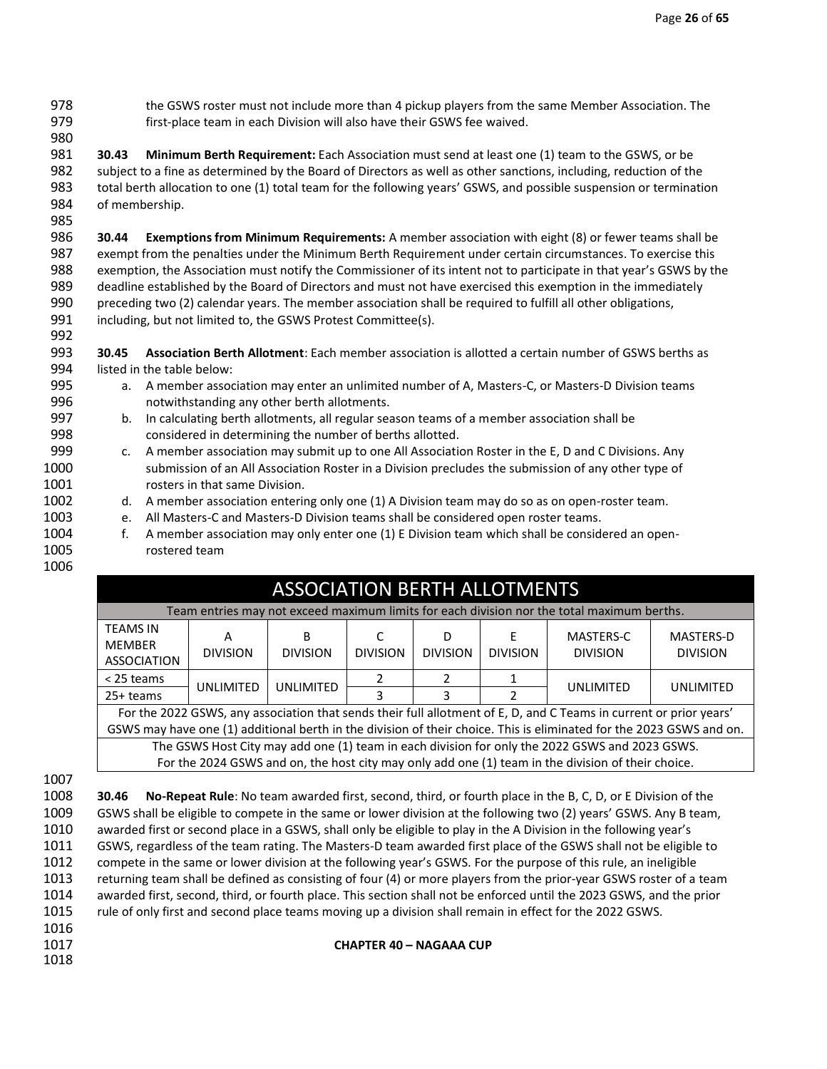the GSWS roster must not include more than 4 pickup players from the same Member Association. The first-place team in each Division will also have their GSWS fee waived.

**30.43 Minimum Berth Requirement:** Each Association must send at least one (1) team to the GSWS, or be subject to a fine as determined by the Board of Directors as well as other sanctions, including, reduction of the total berth allocation to one (1) total team for the following years' GSWS, and possible suspension or termination of membership.

**30.44 Exemptions from Minimum Requirements:** A member association with eight (8) or fewer teams shall be exempt from the penalties under the Minimum Berth Requirement under certain circumstances. To exercise this exemption, the Association must notify the Commissioner of its intent not to participate in that year's GSWS by the deadline established by the Board of Directors and must not have exercised this exemption in the immediately preceding two (2) calendar years. The member association shall be required to fulfill all other obligations, including, but not limited to, the GSWS Protest Committee(s).

**30.45 Association Berth Allotment**: Each member association is allotted a certain number of GSWS berths as listed in the table below:

a. A member association may enter an unlimited number of A, Masters-C, or Masters-D Division teams notwithstanding any other berth allotments.
b. In calculating berth allotments, all regular season teams of a member association shall be considered in determining the number of berths allotted.
c. A member association may submit up to one All Association Roster in the E, D and C Divisions. Any submission of an All Association Roster in a Division precludes the submission of any other type of rosters in that same Division.
d. A member association entering only one (1) A Division team may do so as on open-roster team.
e. All Masters-C and Masters-D Division teams shall be considered open roster teams.
f. A member association may only enter one (1) E Division team which shall be considered an open-rostered team

| ASSOCIATION BERTH ALLOTMENTS | | | | | | | |
|---|---|---|---|---|---|---|---|
| Team entries may not exceed maximum limits for each division nor the total maximum berths. | | | | | | | |
| TEAMS IN MEMBER ASSOCIATION | A DIVISION | B DIVISION | C DIVISION | D DIVISION | E DIVISION | MASTERS-C DIVISION | MASTERS-D DIVISION |
| < 25 teams | UNLIMITED | UNLIMITED | 2 | 2 | 1 | UNLIMITED | UNLIMITED |
| 25+ teams | | | 3 | 3 | 2 | | |
| For the 2022 GSWS, any association that sends their full allotment of E, D, and C Teams in current or prior years' GSWS may have one (1) additional berth in the division of their choice. This is eliminated for the 2023 GSWS and on. | | | | | | | |
| The GSWS Host City may add one (1) team in each division for only the 2022 GSWS and 2023 GSWS. For the 2024 GSWS and on, the host city may only add one (1) team in the division of their choice. | | | | | | | |

**30.46 No-Repeat Rule**: No team awarded first, second, third, or fourth place in the B, C, D, or E Division of the GSWS shall be eligible to compete in the same or lower division at the following two (2) years' GSWS. Any B team, awarded first or second place in a GSWS, shall only be eligible to play in the A Division in the following year's GSWS, regardless of the team rating. The Masters-D team awarded first place of the GSWS shall not be eligible to compete in the same or lower division at the following year's GSWS. For the purpose of this rule, an ineligible returning team shall be defined as consisting of four (4) or more players from the prior-year GSWS roster of a team awarded first, second, third, or fourth place. This section shall not be enforced until the 2023 GSWS, and the prior rule of only first and second place teams moving up a division shall remain in effect for the 2022 GSWS.

## CHAPTER 40 – NAGAAA CUP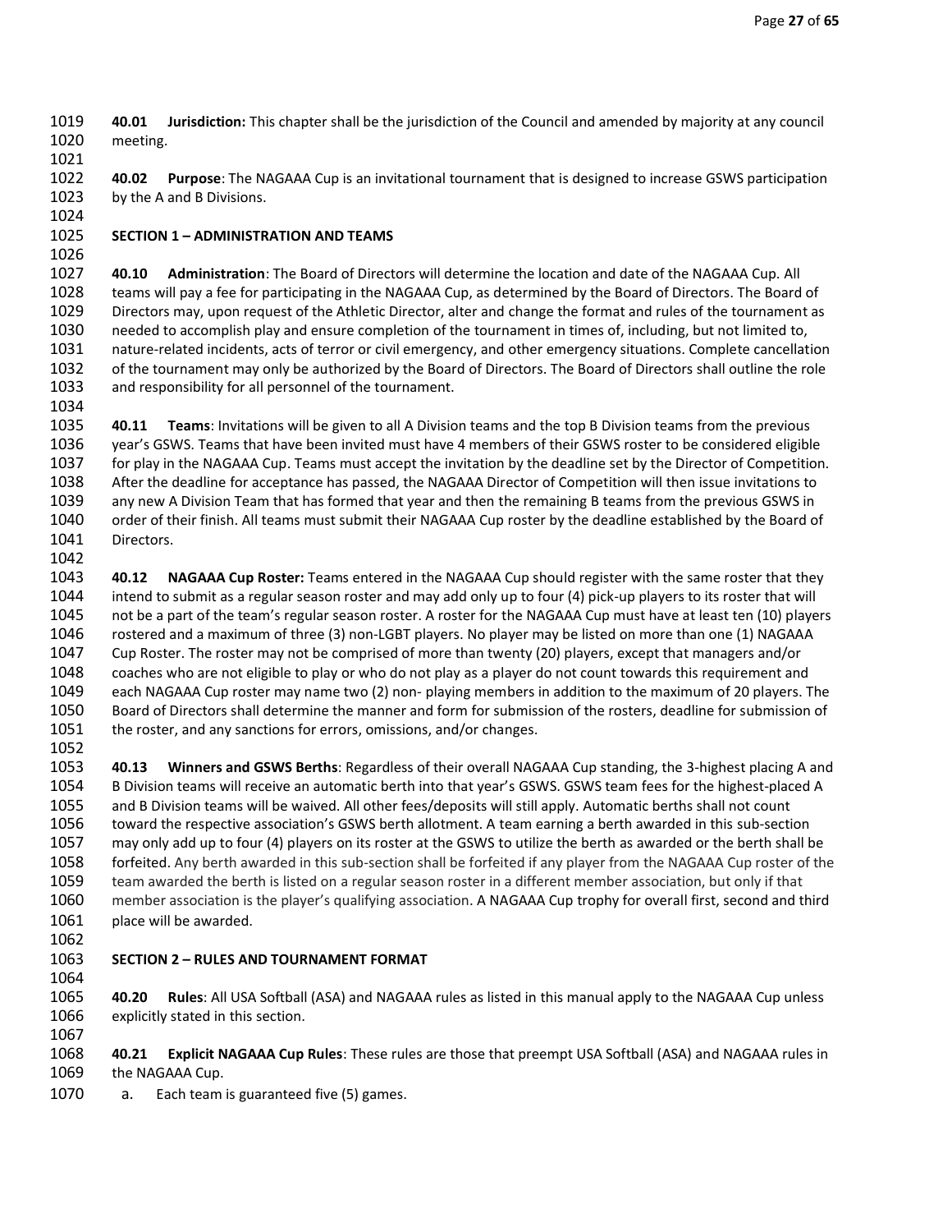**40.01 Jurisdiction:** This chapter shall be the jurisdiction of the Council and amended by majority at any council meeting.

**40.02 Purpose**: The NAGAAA Cup is an invitational tournament that is designed to increase GSWS participation by the A and B Divisions.

## SECTION 1 – ADMINISTRATION AND TEAMS

**40.10 Administration**: The Board of Directors will determine the location and date of the NAGAAA Cup. All teams will pay a fee for participating in the NAGAAA Cup, as determined by the Board of Directors. The Board of Directors may, upon request of the Athletic Director, alter and change the format and rules of the tournament as needed to accomplish play and ensure completion of the tournament in times of, including, but not limited to, nature-related incidents, acts of terror or civil emergency, and other emergency situations. Complete cancellation of the tournament may only be authorized by the Board of Directors. The Board of Directors shall outline the role and responsibility for all personnel of the tournament.

**40.11 Teams**: Invitations will be given to all A Division teams and the top B Division teams from the previous year's GSWS. Teams that have been invited must have 4 members of their GSWS roster to be considered eligible for play in the NAGAAA Cup. Teams must accept the invitation by the deadline set by the Director of Competition. After the deadline for acceptance has passed, the NAGAAA Director of Competition will then issue invitations to any new A Division Team that has formed that year and then the remaining B teams from the previous GSWS in order of their finish. All teams must submit their NAGAAA Cup roster by the deadline established by the Board of Directors.

**40.12 NAGAAA Cup Roster:** Teams entered in the NAGAAA Cup should register with the same roster that they intend to submit as a regular season roster and may add only up to four (4) pick-up players to its roster that will not be a part of the team's regular season roster. A roster for the NAGAAA Cup must have at least ten (10) players rostered and a maximum of three (3) non-LGBT players. No player may be listed on more than one (1) NAGAAA Cup Roster. The roster may not be comprised of more than twenty (20) players, except that managers and/or coaches who are not eligible to play or who do not play as a player do not count towards this requirement and each NAGAAA Cup roster may name two (2) non- playing members in addition to the maximum of 20 players. The Board of Directors shall determine the manner and form for submission of the rosters, deadline for submission of the roster, and any sanctions for errors, omissions, and/or changes.

**40.13 Winners and GSWS Berths**: Regardless of their overall NAGAAA Cup standing, the 3-highest placing A and B Division teams will receive an automatic berth into that year's GSWS. GSWS team fees for the highest-placed A and B Division teams will be waived. All other fees/deposits will still apply. Automatic berths shall not count toward the respective association's GSWS berth allotment. A team earning a berth awarded in this sub-section may only add up to four (4) players on its roster at the GSWS to utilize the berth as awarded or the berth shall be forfeited. Any berth awarded in this sub-section shall be forfeited if any player from the NAGAAA Cup roster of the team awarded the berth is listed on a regular season roster in a different member association, but only if that member association is the player's qualifying association. A NAGAAA Cup trophy for overall first, second and third place will be awarded.

## SECTION 2 – RULES AND TOURNAMENT FORMAT

**40.20 Rules**: All USA Softball (ASA) and NAGAAA rules as listed in this manual apply to the NAGAAA Cup unless explicitly stated in this section.

**40.21 Explicit NAGAAA Cup Rules**: These rules are those that preempt USA Softball (ASA) and NAGAAA rules in the NAGAAA Cup.

a. Each team is guaranteed five (5) games.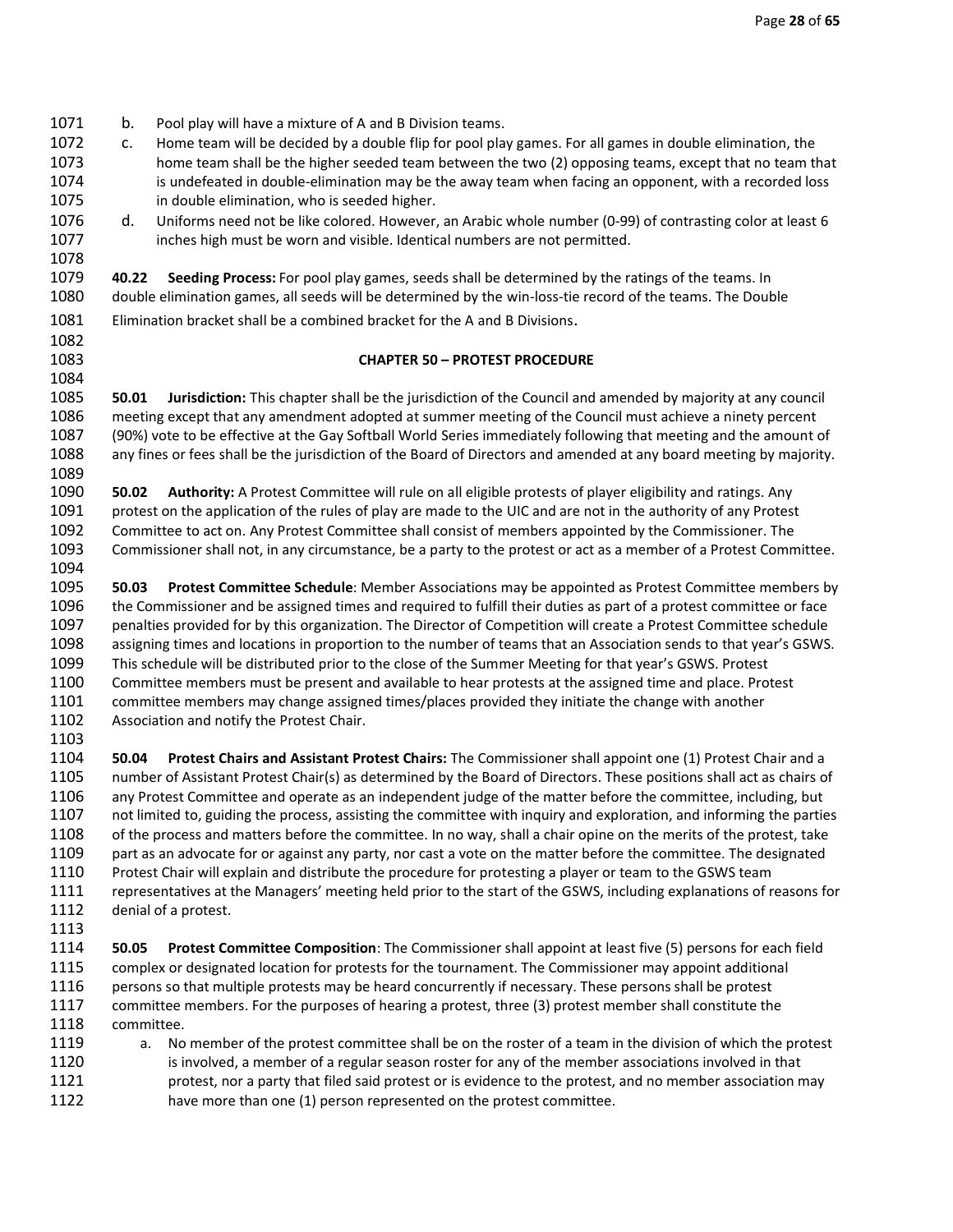b. Pool play will have a mixture of A and B Division teams.

c. Home team will be decided by a double flip for pool play games. For all games in double elimination, the home team shall be the higher seeded team between the two (2) opposing teams, except that no team that is undefeated in double-elimination may be the away team when facing an opponent, with a recorded loss in double elimination, who is seeded higher.

d. Uniforms need not be like colored. However, an Arabic whole number (0-99) of contrasting color at least 6 inches high must be worn and visible. Identical numbers are not permitted.

**40.22 Seeding Process:** For pool play games, seeds shall be determined by the ratings of the teams. In double elimination games, all seeds will be determined by the win-loss-tie record of the teams. The Double Elimination bracket shall be a combined bracket for the A and B Divisions.

## CHAPTER 50 – PROTEST PROCEDURE

**50.01 Jurisdiction:** This chapter shall be the jurisdiction of the Council and amended by majority at any council meeting except that any amendment adopted at summer meeting of the Council must achieve a ninety percent (90%) vote to be effective at the Gay Softball World Series immediately following that meeting and the amount of any fines or fees shall be the jurisdiction of the Board of Directors and amended at any board meeting by majority.

**50.02 Authority:** A Protest Committee will rule on all eligible protests of player eligibility and ratings. Any protest on the application of the rules of play are made to the UIC and are not in the authority of any Protest Committee to act on. Any Protest Committee shall consist of members appointed by the Commissioner. The Commissioner shall not, in any circumstance, be a party to the protest or act as a member of a Protest Committee.

**50.03 Protest Committee Schedule**: Member Associations may be appointed as Protest Committee members by the Commissioner and be assigned times and required to fulfill their duties as part of a protest committee or face penalties provided for by this organization. The Director of Competition will create a Protest Committee schedule assigning times and locations in proportion to the number of teams that an Association sends to that year's GSWS. This schedule will be distributed prior to the close of the Summer Meeting for that year's GSWS. Protest Committee members must be present and available to hear protests at the assigned time and place. Protest committee members may change assigned times/places provided they initiate the change with another Association and notify the Protest Chair.

**50.04 Protest Chairs and Assistant Protest Chairs:** The Commissioner shall appoint one (1) Protest Chair and a number of Assistant Protest Chair(s) as determined by the Board of Directors. These positions shall act as chairs of any Protest Committee and operate as an independent judge of the matter before the committee, including, but not limited to, guiding the process, assisting the committee with inquiry and exploration, and informing the parties of the process and matters before the committee. In no way, shall a chair opine on the merits of the protest, take part as an advocate for or against any party, nor cast a vote on the matter before the committee. The designated Protest Chair will explain and distribute the procedure for protesting a player or team to the GSWS team representatives at the Managers' meeting held prior to the start of the GSWS, including explanations of reasons for denial of a protest.

**50.05 Protest Committee Composition**: The Commissioner shall appoint at least five (5) persons for each field complex or designated location for protests for the tournament. The Commissioner may appoint additional persons so that multiple protests may be heard concurrently if necessary. These persons shall be protest committee members. For the purposes of hearing a protest, three (3) protest member shall constitute the committee.

a. No member of the protest committee shall be on the roster of a team in the division of which the protest is involved, a member of a regular season roster for any of the member associations involved in that protest, nor a party that filed said protest or is evidence to the protest, and no member association may have more than one (1) person represented on the protest committee.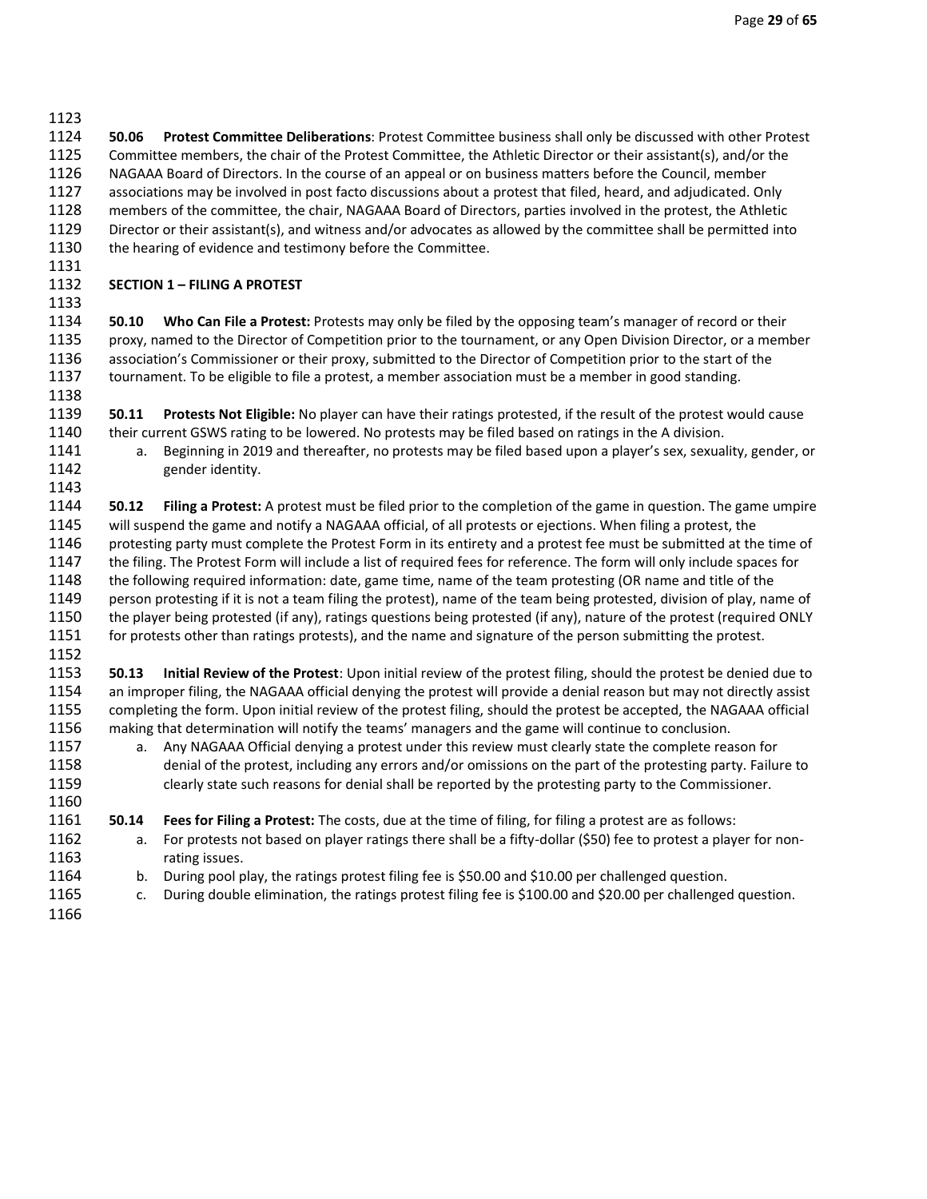**50.06 Protest Committee Deliberations**: Protest Committee business shall only be discussed with other Protest Committee members, the chair of the Protest Committee, the Athletic Director or their assistant(s), and/or the NAGAAA Board of Directors. In the course of an appeal or on business matters before the Council, member associations may be involved in post facto discussions about a protest that filed, heard, and adjudicated. Only members of the committee, the chair, NAGAAA Board of Directors, parties involved in the protest, the Athletic Director or their assistant(s), and witness and/or advocates as allowed by the committee shall be permitted into the hearing of evidence and testimony before the Committee.

## SECTION 1 – FILING A PROTEST

**50.10 Who Can File a Protest:** Protests may only be filed by the opposing team's manager of record or their proxy, named to the Director of Competition prior to the tournament, or any Open Division Director, or a member association's Commissioner or their proxy, submitted to the Director of Competition prior to the start of the tournament. To be eligible to file a protest, a member association must be a member in good standing.

**50.11 Protests Not Eligible:** No player can have their ratings protested, if the result of the protest would cause their current GSWS rating to be lowered. No protests may be filed based on ratings in the A division.

a. Beginning in 2019 and thereafter, no protests may be filed based upon a player's sex, sexuality, gender, or gender identity.

**50.12 Filing a Protest:** A protest must be filed prior to the completion of the game in question. The game umpire will suspend the game and notify a NAGAAA official, of all protests or ejections. When filing a protest, the protesting party must complete the Protest Form in its entirety and a protest fee must be submitted at the time of the filing. The Protest Form will include a list of required fees for reference. The form will only include spaces for the following required information: date, game time, name of the team protesting (OR name and title of the person protesting if it is not a team filing the protest), name of the team being protested, division of play, name of the player being protested (if any), ratings questions being protested (if any), nature of the protest (required ONLY for protests other than ratings protests), and the name and signature of the person submitting the protest.

**50.13 Initial Review of the Protest**: Upon initial review of the protest filing, should the protest be denied due to an improper filing, the NAGAAA official denying the protest will provide a denial reason but may not directly assist completing the form. Upon initial review of the protest filing, should the protest be accepted, the NAGAAA official making that determination will notify the teams' managers and the game will continue to conclusion.

a. Any NAGAAA Official denying a protest under this review must clearly state the complete reason for denial of the protest, including any errors and/or omissions on the part of the protesting party. Failure to clearly state such reasons for denial shall be reported by the protesting party to the Commissioner.

**50.14 Fees for Filing a Protest:** The costs, due at the time of filing, for filing a protest are as follows:

a. For protests not based on player ratings there shall be a fifty-dollar ($50) fee to protest a player for non-rating issues.
b. During pool play, the ratings protest filing fee is $50.00 and $10.00 per challenged question.
c. During double elimination, the ratings protest filing fee is $100.00 and $20.00 per challenged question.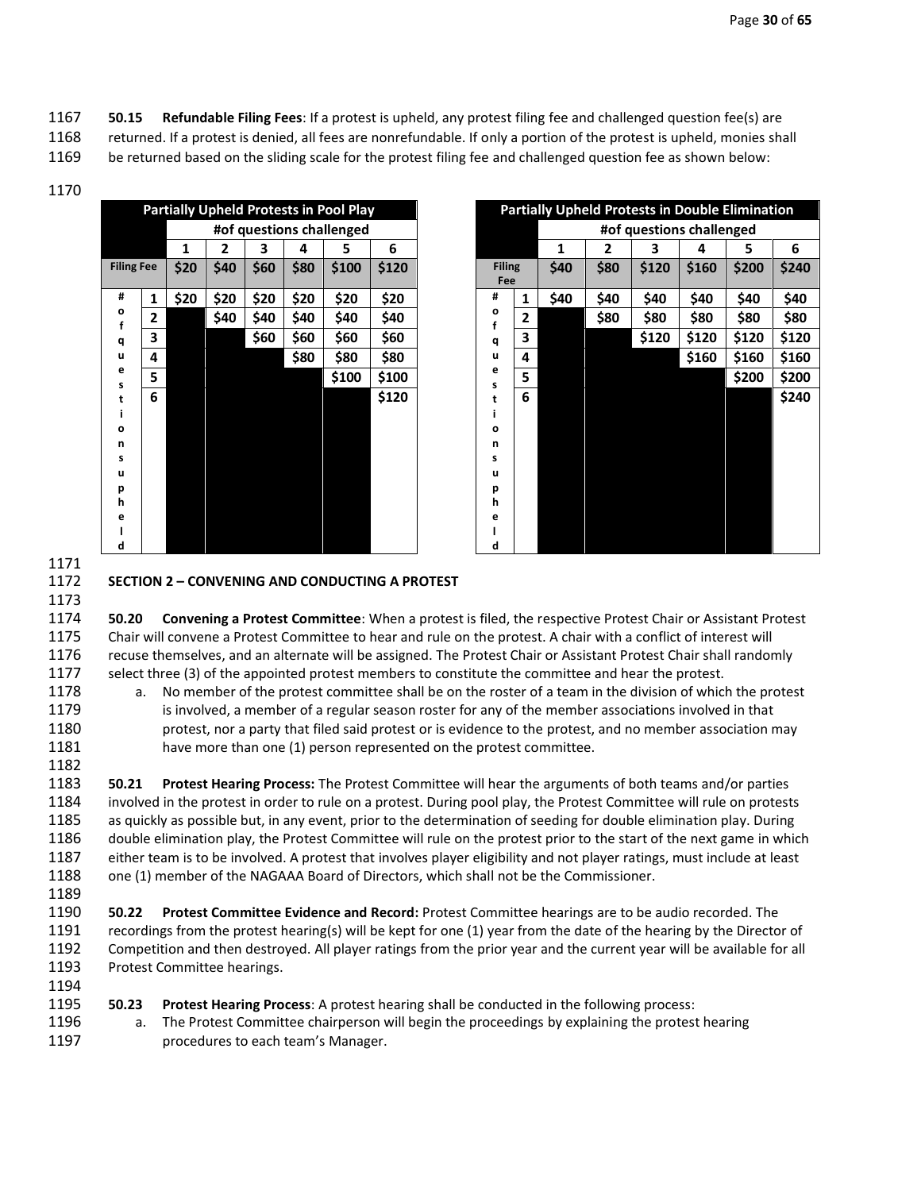**50.15 Refundable Filing Fees**: If a protest is upheld, any protest filing fee and challenged question fee(s) are returned. If a protest is denied, all fees are nonrefundable. If only a portion of the protest is upheld, monies shall be returned based on the sliding scale for the protest filing fee and challenged question fee as shown below:

**Partially Upheld Protests in Pool Play**

| | | #of questions challenged | | | | | |
|---|---|---|---|---|---|---|---|
| | | 1 | 2 | 3 | 4 | 5 | 6 |
| Filing Fee | | $20 | $40 | $60 | $80 | $100 | $120 |
| # of questions upheld | 1 | $20 | $20 | $20 | $20 | $20 | $20 |
| | 2 | | $40 | $40 | $40 | $40 | $40 |
| | 3 | | | $60 | $60 | $60 | $60 |
| | 4 | | | | $80 | $80 | $80 |
| | 5 | | | | | $100 | $100 |
| | 6 | | | | | | $120 |

**Partially Upheld Protests in Double Elimination**

| | | #of questions challenged | | | | | |
|---|---|---|---|---|---|---|---|
| | | 1 | 2 | 3 | 4 | 5 | 6 |
| Filing Fee | | $40 | $80 | $120 | $160 | $200 | $240 |
| # of questions upheld | 1 | $40 | $40 | $40 | $40 | $40 | $40 |
| | 2 | | $80 | $80 | $80 | $80 | $80 |
| | 3 | | | $120 | $120 | $120 | $120 |
| | 4 | | | | $160 | $160 | $160 |
| | 5 | | | | | $200 | $200 |
| | 6 | | | | | | $240 |

**SECTION 2 – CONVENING AND CONDUCTING A PROTEST**

**50.20 Convening a Protest Committee**: When a protest is filed, the respective Protest Chair or Assistant Protest Chair will convene a Protest Committee to hear and rule on the protest. A chair with a conflict of interest will recuse themselves, and an alternate will be assigned. The Protest Chair or Assistant Protest Chair shall randomly select three (3) of the appointed protest members to constitute the committee and hear the protest.

a. No member of the protest committee shall be on the roster of a team in the division of which the protest is involved, a member of a regular season roster for any of the member associations involved in that protest, nor a party that filed said protest or is evidence to the protest, and no member association may have more than one (1) person represented on the protest committee.

**50.21 Protest Hearing Process:** The Protest Committee will hear the arguments of both teams and/or parties involved in the protest in order to rule on a protest. During pool play, the Protest Committee will rule on protests as quickly as possible but, in any event, prior to the determination of seeding for double elimination play. During double elimination play, the Protest Committee will rule on the protest prior to the start of the next game in which either team is to be involved. A protest that involves player eligibility and not player ratings, must include at least one (1) member of the NAGAAA Board of Directors, which shall not be the Commissioner.

**50.22 Protest Committee Evidence and Record:** Protest Committee hearings are to be audio recorded. The recordings from the protest hearing(s) will be kept for one (1) year from the date of the hearing by the Director of Competition and then destroyed. All player ratings from the prior year and the current year will be available for all Protest Committee hearings.

**50.23 Protest Hearing Process**: A protest hearing shall be conducted in the following process:

a. The Protest Committee chairperson will begin the proceedings by explaining the protest hearing procedures to each team's Manager.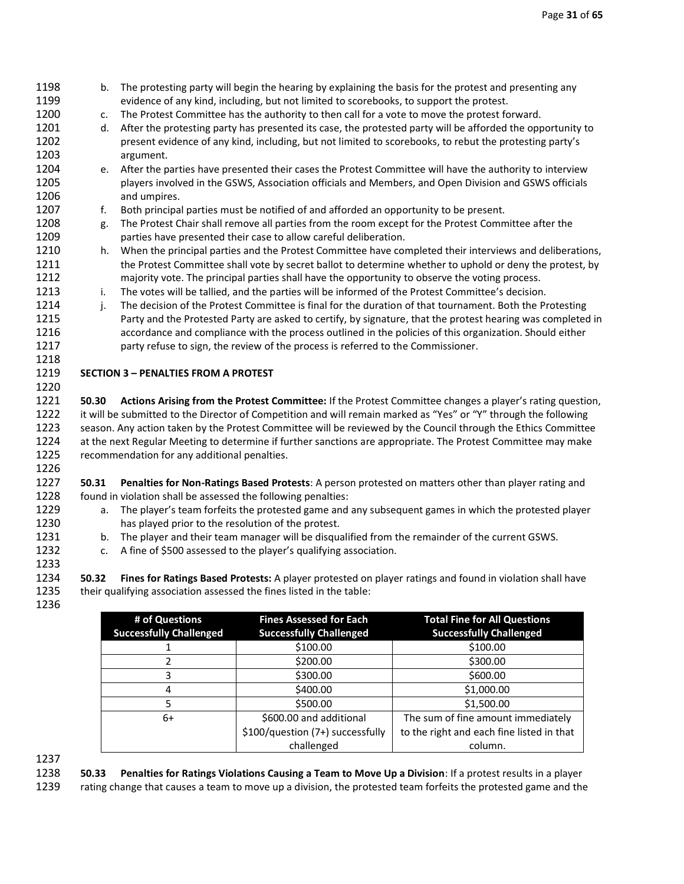b. The protesting party will begin the hearing by explaining the basis for the protest and presenting any evidence of any kind, including, but not limited to scorebooks, to support the protest.
c. The Protest Committee has the authority to then call for a vote to move the protest forward.
d. After the protesting party has presented its case, the protested party will be afforded the opportunity to present evidence of any kind, including, but not limited to scorebooks, to rebut the protesting party's argument.
e. After the parties have presented their cases the Protest Committee will have the authority to interview players involved in the GSWS, Association officials and Members, and Open Division and GSWS officials and umpires.
f. Both principal parties must be notified of and afforded an opportunity to be present.
g. The Protest Chair shall remove all parties from the room except for the Protest Committee after the parties have presented their case to allow careful deliberation.
h. When the principal parties and the Protest Committee have completed their interviews and deliberations, the Protest Committee shall vote by secret ballot to determine whether to uphold or deny the protest, by majority vote. The principal parties shall have the opportunity to observe the voting process.
i. The votes will be tallied, and the parties will be informed of the Protest Committee's decision.
j. The decision of the Protest Committee is final for the duration of that tournament. Both the Protesting Party and the Protested Party are asked to certify, by signature, that the protest hearing was completed in accordance and compliance with the process outlined in the policies of this organization. Should either party refuse to sign, the review of the process is referred to the Commissioner.

**SECTION 3 – PENALTIES FROM A PROTEST**

**50.30 Actions Arising from the Protest Committee:** If the Protest Committee changes a player's rating question, it will be submitted to the Director of Competition and will remain marked as "Yes" or "Y" through the following season. Any action taken by the Protest Committee will be reviewed by the Council through the Ethics Committee at the next Regular Meeting to determine if further sanctions are appropriate. The Protest Committee may make recommendation for any additional penalties.

**50.31 Penalties for Non-Ratings Based Protests**: A person protested on matters other than player rating and found in violation shall be assessed the following penalties:
a. The player's team forfeits the protested game and any subsequent games in which the protested player has played prior to the resolution of the protest.
b. The player and their team manager will be disqualified from the remainder of the current GSWS.
c. A fine of $500 assessed to the player's qualifying association.

**50.32 Fines for Ratings Based Protests:** A player protested on player ratings and found in violation shall have their qualifying association assessed the fines listed in the table:

| # of Questions Successfully Challenged | Fines Assessed for Each Successfully Challenged | Total Fine for All Questions Successfully Challenged |
|---|---|---|
| 1 | $100.00 | $100.00 |
| 2 | $200.00 | $300.00 |
| 3 | $300.00 | $600.00 |
| 4 | $400.00 | $1,000.00 |
| 5 | $500.00 | $1,500.00 |
| 6+ | $600.00 and additional $100/question (7+) successfully challenged | The sum of fine amount immediately to the right and each fine listed in that column. |

**50.33 Penalties for Ratings Violations Causing a Team to Move Up a Division**: If a protest results in a player rating change that causes a team to move up a division, the protested team forfeits the protested game and the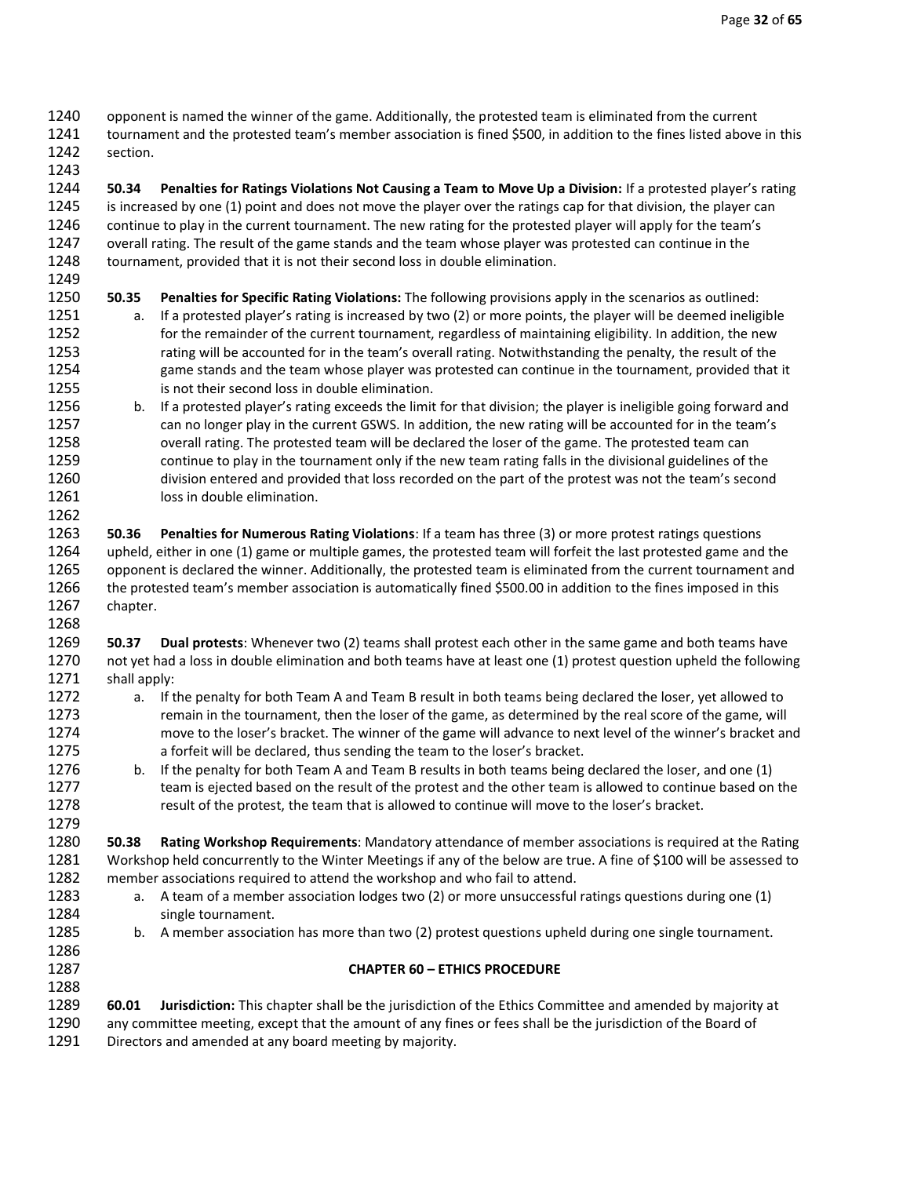opponent is named the winner of the game. Additionally, the protested team is eliminated from the current tournament and the protested team's member association is fined $500, in addition to the fines listed above in this section.

**50.34 Penalties for Ratings Violations Not Causing a Team to Move Up a Division:** If a protested player's rating is increased by one (1) point and does not move the player over the ratings cap for that division, the player can continue to play in the current tournament. The new rating for the protested player will apply for the team's overall rating. The result of the game stands and the team whose player was protested can continue in the tournament, provided that it is not their second loss in double elimination.

**50.35 Penalties for Specific Rating Violations:** The following provisions apply in the scenarios as outlined:

a. If a protested player's rating is increased by two (2) or more points, the player will be deemed ineligible for the remainder of the current tournament, regardless of maintaining eligibility. In addition, the new rating will be accounted for in the team's overall rating. Notwithstanding the penalty, the result of the game stands and the team whose player was protested can continue in the tournament, provided that it is not their second loss in double elimination.

b. If a protested player's rating exceeds the limit for that division; the player is ineligible going forward and can no longer play in the current GSWS. In addition, the new rating will be accounted for in the team's overall rating. The protested team will be declared the loser of the game. The protested team can continue to play in the tournament only if the new team rating falls in the divisional guidelines of the division entered and provided that loss recorded on the part of the protest was not the team's second loss in double elimination.

**50.36 Penalties for Numerous Rating Violations**: If a team has three (3) or more protest ratings questions upheld, either in one (1) game or multiple games, the protested team will forfeit the last protested game and the opponent is declared the winner. Additionally, the protested team is eliminated from the current tournament and the protested team's member association is automatically fined $500.00 in addition to the fines imposed in this chapter.

**50.37 Dual protests**: Whenever two (2) teams shall protest each other in the same game and both teams have not yet had a loss in double elimination and both teams have at least one (1) protest question upheld the following shall apply:

a. If the penalty for both Team A and Team B result in both teams being declared the loser, yet allowed to remain in the tournament, then the loser of the game, as determined by the real score of the game, will move to the loser's bracket. The winner of the game will advance to next level of the winner's bracket and a forfeit will be declared, thus sending the team to the loser's bracket.

b. If the penalty for both Team A and Team B results in both teams being declared the loser, and one (1) team is ejected based on the result of the protest and the other team is allowed to continue based on the result of the protest, the team that is allowed to continue will move to the loser's bracket.

**50.38 Rating Workshop Requirements**: Mandatory attendance of member associations is required at the Rating Workshop held concurrently to the Winter Meetings if any of the below are true. A fine of $100 will be assessed to member associations required to attend the workshop and who fail to attend.

a. A team of a member association lodges two (2) or more unsuccessful ratings questions during one (1) single tournament.

b. A member association has more than two (2) protest questions upheld during one single tournament.

## CHAPTER 60 – ETHICS PROCEDURE

**60.01 Jurisdiction:** This chapter shall be the jurisdiction of the Ethics Committee and amended by majority at any committee meeting, except that the amount of any fines or fees shall be the jurisdiction of the Board of Directors and amended at any board meeting by majority.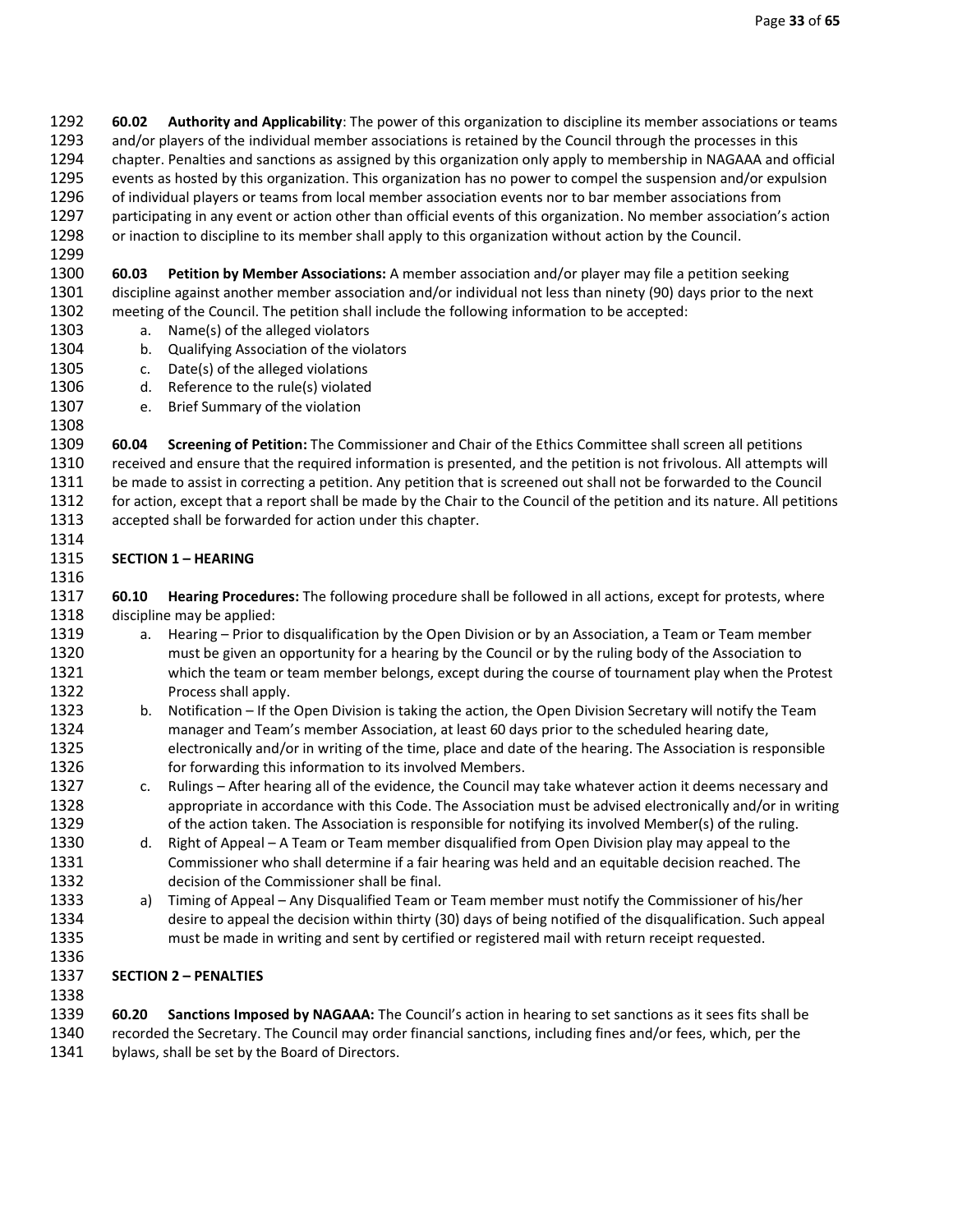**60.02 Authority and Applicability**: The power of this organization to discipline its member associations or teams and/or players of the individual member associations is retained by the Council through the processes in this chapter. Penalties and sanctions as assigned by this organization only apply to membership in NAGAAA and official events as hosted by this organization. This organization has no power to compel the suspension and/or expulsion of individual players or teams from local member association events nor to bar member associations from participating in any event or action other than official events of this organization. No member association's action or inaction to discipline to its member shall apply to this organization without action by the Council.

**60.03 Petition by Member Associations:** A member association and/or player may file a petition seeking discipline against another member association and/or individual not less than ninety (90) days prior to the next meeting of the Council. The petition shall include the following information to be accepted:

a. Name(s) of the alleged violators
b. Qualifying Association of the violators
c. Date(s) of the alleged violations
d. Reference to the rule(s) violated
e. Brief Summary of the violation

**60.04 Screening of Petition:** The Commissioner and Chair of the Ethics Committee shall screen all petitions received and ensure that the required information is presented, and the petition is not frivolous. All attempts will be made to assist in correcting a petition. Any petition that is screened out shall not be forwarded to the Council for action, except that a report shall be made by the Chair to the Council of the petition and its nature. All petitions accepted shall be forwarded for action under this chapter.

## SECTION 1 – HEARING

**60.10 Hearing Procedures:** The following procedure shall be followed in all actions, except for protests, where discipline may be applied:

a. Hearing – Prior to disqualification by the Open Division or by an Association, a Team or Team member must be given an opportunity for a hearing by the Council or by the ruling body of the Association to which the team or team member belongs, except during the course of tournament play when the Protest Process shall apply.
b. Notification – If the Open Division is taking the action, the Open Division Secretary will notify the Team manager and Team's member Association, at least 60 days prior to the scheduled hearing date, electronically and/or in writing of the time, place and date of the hearing. The Association is responsible for forwarding this information to its involved Members.
c. Rulings – After hearing all of the evidence, the Council may take whatever action it deems necessary and appropriate in accordance with this Code. The Association must be advised electronically and/or in writing of the action taken. The Association is responsible for notifying its involved Member(s) of the ruling.
d. Right of Appeal – A Team or Team member disqualified from Open Division play may appeal to the Commissioner who shall determine if a fair hearing was held and an equitable decision reached. The decision of the Commissioner shall be final.
a) Timing of Appeal – Any Disqualified Team or Team member must notify the Commissioner of his/her desire to appeal the decision within thirty (30) days of being notified of the disqualification. Such appeal must be made in writing and sent by certified or registered mail with return receipt requested.

## SECTION 2 – PENALTIES

**60.20 Sanctions Imposed by NAGAAA:** The Council's action in hearing to set sanctions as it sees fits shall be recorded the Secretary. The Council may order financial sanctions, including fines and/or fees, which, per the bylaws, shall be set by the Board of Directors.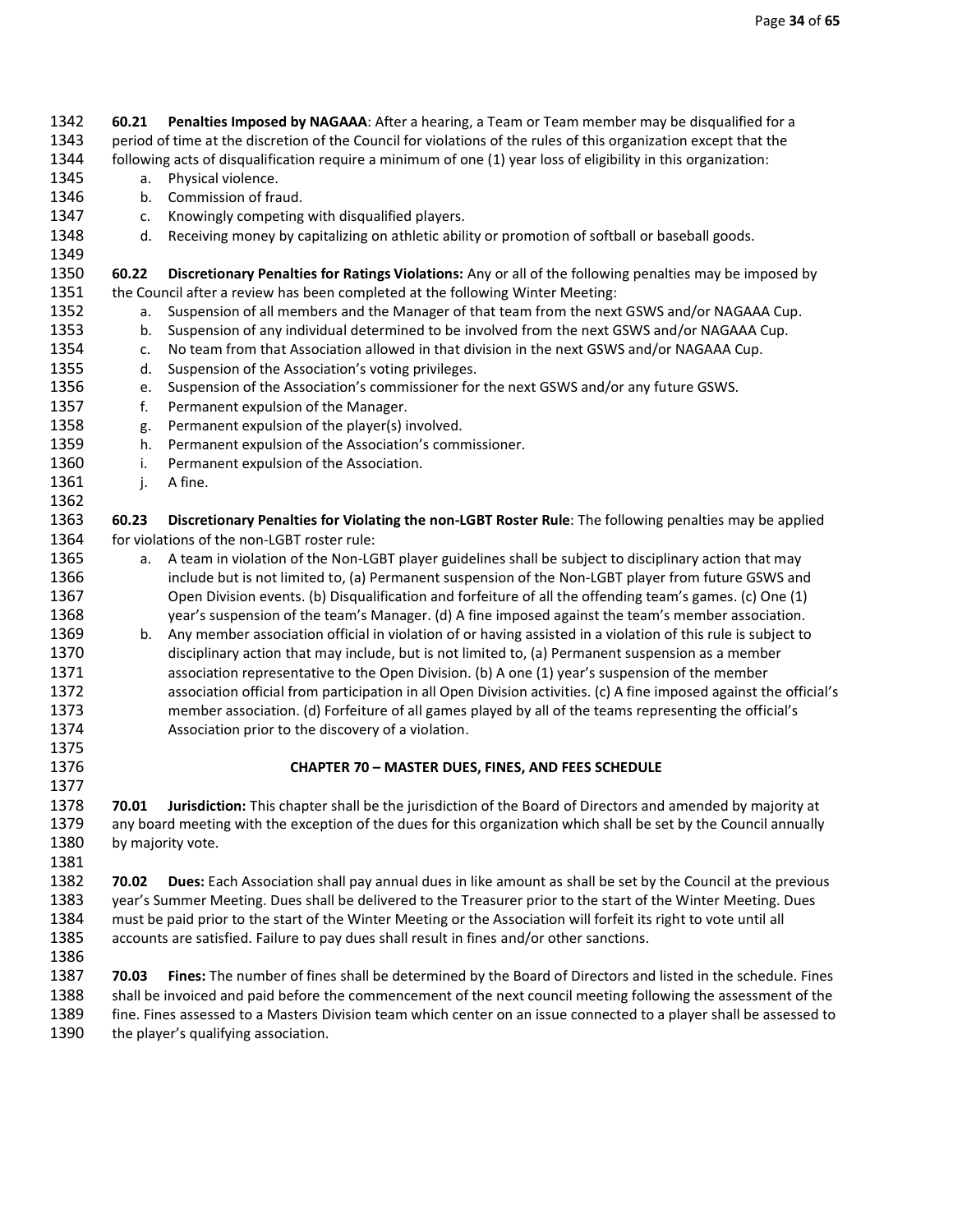**60.21 Penalties Imposed by NAGAAA**: After a hearing, a Team or Team member may be disqualified for a period of time at the discretion of the Council for violations of the rules of this organization except that the following acts of disqualification require a minimum of one (1) year loss of eligibility in this organization:

a. Physical violence.
b. Commission of fraud.
c. Knowingly competing with disqualified players.
d. Receiving money by capitalizing on athletic ability or promotion of softball or baseball goods.

**60.22 Discretionary Penalties for Ratings Violations:** Any or all of the following penalties may be imposed by the Council after a review has been completed at the following Winter Meeting:

a. Suspension of all members and the Manager of that team from the next GSWS and/or NAGAAA Cup.
b. Suspension of any individual determined to be involved from the next GSWS and/or NAGAAA Cup.
c. No team from that Association allowed in that division in the next GSWS and/or NAGAAA Cup.
d. Suspension of the Association's voting privileges.
e. Suspension of the Association's commissioner for the next GSWS and/or any future GSWS.
f. Permanent expulsion of the Manager.
g. Permanent expulsion of the player(s) involved.
h. Permanent expulsion of the Association's commissioner.
i. Permanent expulsion of the Association.
j. A fine.

**60.23 Discretionary Penalties for Violating the non-LGBT Roster Rule**: The following penalties may be applied for violations of the non-LGBT roster rule:

a. A team in violation of the Non-LGBT player guidelines shall be subject to disciplinary action that may include but is not limited to, (a) Permanent suspension of the Non-LGBT player from future GSWS and Open Division events. (b) Disqualification and forfeiture of all the offending team's games. (c) One (1) year's suspension of the team's Manager. (d) A fine imposed against the team's member association.
b. Any member association official in violation of or having assisted in a violation of this rule is subject to disciplinary action that may include, but is not limited to, (a) Permanent suspension as a member association representative to the Open Division. (b) A one (1) year's suspension of the member association official from participation in all Open Division activities. (c) A fine imposed against the official's member association. (d) Forfeiture of all games played by all of the teams representing the official's Association prior to the discovery of a violation.

## CHAPTER 70 – MASTER DUES, FINES, AND FEES SCHEDULE

**70.01 Jurisdiction:** This chapter shall be the jurisdiction of the Board of Directors and amended by majority at any board meeting with the exception of the dues for this organization which shall be set by the Council annually by majority vote.

**70.02 Dues:** Each Association shall pay annual dues in like amount as shall be set by the Council at the previous year's Summer Meeting. Dues shall be delivered to the Treasurer prior to the start of the Winter Meeting. Dues must be paid prior to the start of the Winter Meeting or the Association will forfeit its right to vote until all accounts are satisfied. Failure to pay dues shall result in fines and/or other sanctions.

**70.03 Fines:** The number of fines shall be determined by the Board of Directors and listed in the schedule. Fines shall be invoiced and paid before the commencement of the next council meeting following the assessment of the fine. Fines assessed to a Masters Division team which center on an issue connected to a player shall be assessed to the player's qualifying association.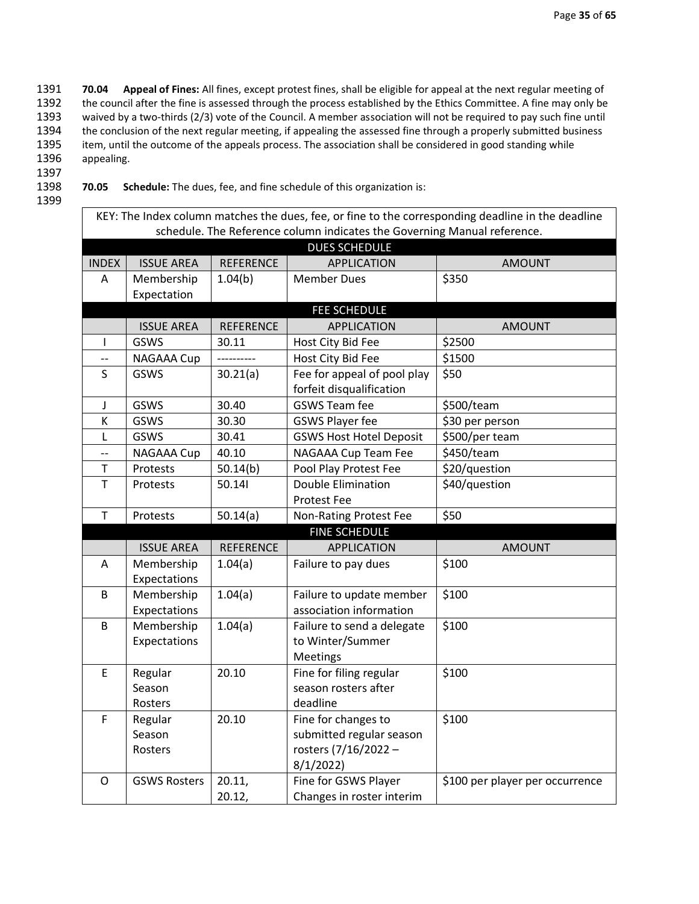**70.04 Appeal of Fines:** All fines, except protest fines, shall be eligible for appeal at the next regular meeting of the council after the fine is assessed through the process established by the Ethics Committee. A fine may only be waived by a two-thirds (2/3) vote of the Council. A member association will not be required to pay such fine until the conclusion of the next regular meeting, if appealing the assessed fine through a properly submitted business item, until the outcome of the appeals process. The association shall be considered in good standing while appealing.

**70.05 Schedule:** The dues, fee, and fine schedule of this organization is:

| KEY: The Index column matches the dues, fee, or fine to the corresponding deadline in the deadline schedule. The Reference column indicates the Governing Manual reference. | | | | |
|---|---|---|---|---|
| **DUES SCHEDULE** | | | | |
| INDEX | ISSUE AREA | REFERENCE | APPLICATION | AMOUNT |
| A | Membership Expectation | 1.04(b) | Member Dues | $350 |
| **FEE SCHEDULE** | | | | |
| | ISSUE AREA | REFERENCE | APPLICATION | AMOUNT |
| I | GSWS | 30.11 | Host City Bid Fee | $2500 |
| -- | NAGAAA Cup | ---------- | Host City Bid Fee | $1500 |
| S | GSWS | 30.21(a) | Fee for appeal of pool play forfeit disqualification | $50 |
| J | GSWS | 30.40 | GSWS Team fee | $500/team |
| K | GSWS | 30.30 | GSWS Player fee | $30 per person |
| L | GSWS | 30.41 | GSWS Host Hotel Deposit | $500/per team |
| -- | NAGAAA Cup | 40.10 | NAGAAA Cup Team Fee | $450/team |
| T | Protests | 50.14(b) | Pool Play Protest Fee | $20/question |
| T | Protests | 50.14I | Double Elimination Protest Fee | $40/question |
| T | Protests | 50.14(a) | Non-Rating Protest Fee | $50 |
| **FINE SCHEDULE** | | | | |
| | ISSUE AREA | REFERENCE | APPLICATION | AMOUNT |
| A | Membership Expectations | 1.04(a) | Failure to pay dues | $100 |
| B | Membership Expectations | 1.04(a) | Failure to update member association information | $100 |
| B | Membership Expectations | 1.04(a) | Failure to send a delegate to Winter/Summer Meetings | $100 |
| E | Regular Season Rosters | 20.10 | Fine for filing regular season rosters after deadline | $100 |
| F | Regular Season Rosters | 20.10 | Fine for changes to submitted regular season rosters (7/16/2022 – 8/1/2022) | $100 |
| O | GSWS Rosters | 20.11, 20.12, | Fine for GSWS Player Changes in roster interim | $100 per player per occurrence |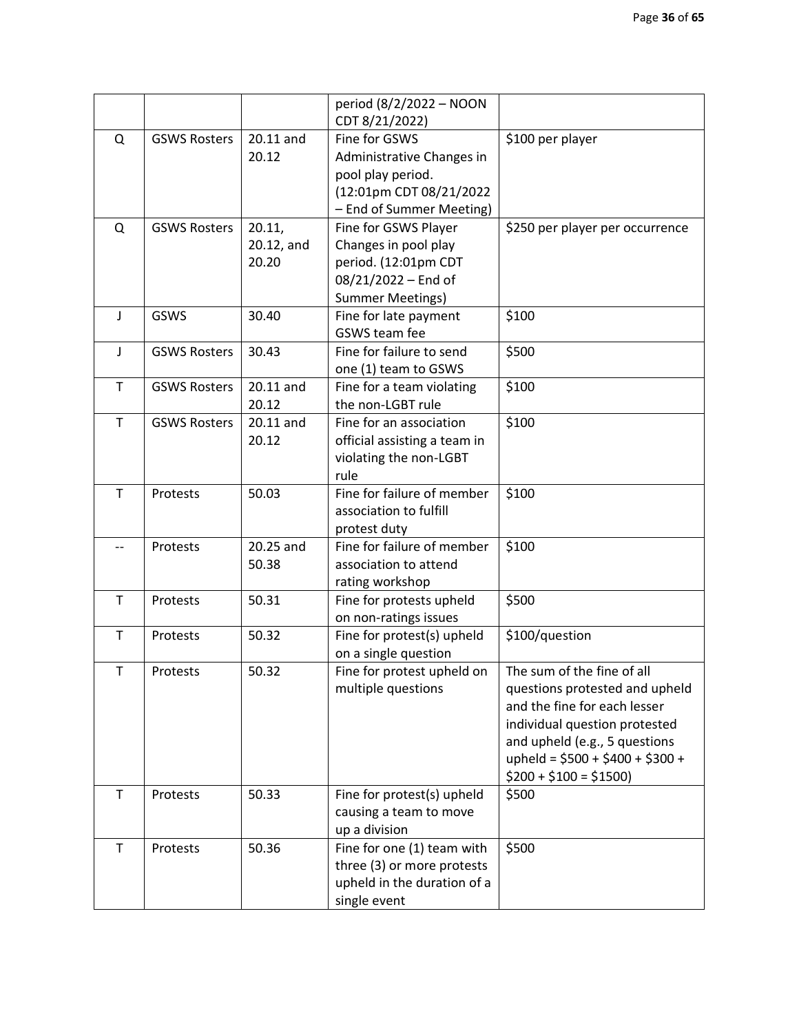| | | | | |
|---|---|---|---|---|
| | | | period (8/2/2022 – NOON CDT 8/21/2022) | |
| Q | GSWS Rosters | 20.11 and 20.12 | Fine for GSWS Administrative Changes in pool play period. (12:01pm CDT 08/21/2022 – End of Summer Meeting) | $100 per player |
| Q | GSWS Rosters | 20.11, 20.12, and 20.20 | Fine for GSWS Player Changes in pool play period. (12:01pm CDT 08/21/2022 – End of Summer Meetings) | $250 per player per occurrence |
| J | GSWS | 30.40 | Fine for late payment GSWS team fee | $100 |
| J | GSWS Rosters | 30.43 | Fine for failure to send one (1) team to GSWS | $500 |
| T | GSWS Rosters | 20.11 and 20.12 | Fine for a team violating the non-LGBT rule | $100 |
| T | GSWS Rosters | 20.11 and 20.12 | Fine for an association official assisting a team in violating the non-LGBT rule | $100 |
| T | Protests | 50.03 | Fine for failure of member association to fulfill protest duty | $100 |
| -- | Protests | 20.25 and 50.38 | Fine for failure of member association to attend rating workshop | $100 |
| T | Protests | 50.31 | Fine for protests upheld on non-ratings issues | $500 |
| T | Protests | 50.32 | Fine for protest(s) upheld on a single question | $100/question |
| T | Protests | 50.32 | Fine for protest upheld on multiple questions | The sum of the fine of all questions protested and upheld and the fine for each lesser individual question protested and upheld (e.g., 5 questions upheld = $500 + $400 + $300 + $200 + $100 = $1500) |
| T | Protests | 50.33 | Fine for protest(s) upheld causing a team to move up a division | $500 |
| T | Protests | 50.36 | Fine for one (1) team with three (3) or more protests upheld in the duration of a single event | $500 |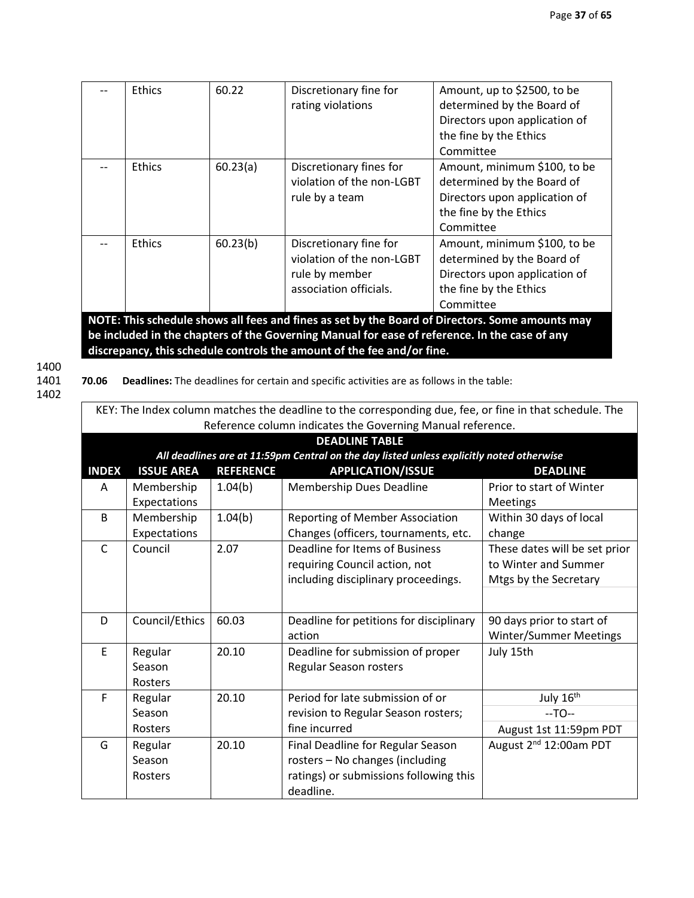| -- | Ethics | 60.22 | Discretionary fine for rating violations | Amount, up to $2500, to be determined by the Board of Directors upon application of the fine by the Ethics Committee |
|---|---|---|---|---|
| -- | Ethics | 60.23(a) | Discretionary fines for violation of the non-LGBT rule by a team | Amount, minimum $100, to be determined by the Board of Directors upon application of the fine by the Ethics Committee |
| -- | Ethics | 60.23(b) | Discretionary fine for violation of the non-LGBT rule by member association officials. | Amount, minimum $100, to be determined by the Board of Directors upon application of the fine by the Ethics Committee |

**NOTE: This schedule shows all fees and fines as set by the Board of Directors. Some amounts may be included in the chapters of the Governing Manual for ease of reference. In the case of any discrepancy, this schedule controls the amount of the fee and/or fine.**

1400

1401 **70.06 Deadlines:** The deadlines for certain and specific activities are as follows in the table:

1402

KEY: The Index column matches the deadline to the corresponding due, fee, or fine in that schedule. The Reference column indicates the Governing Manual reference.

**DEADLINE TABLE**

***All deadlines are at 11:59pm Central on the day listed unless explicitly noted otherwise***

| INDEX | ISSUE AREA | REFERENCE | APPLICATION/ISSUE | DEADLINE |
|---|---|---|---|---|
| A | Membership Expectations | 1.04(b) | Membership Dues Deadline | Prior to start of Winter Meetings |
| B | Membership Expectations | 1.04(b) | Reporting of Member Association Changes (officers, tournaments, etc. | Within 30 days of local change |
| C | Council | 2.07 | Deadline for Items of Business requiring Council action, not including disciplinary proceedings. | These dates will be set prior to Winter and Summer Mtgs by the Secretary |
| D | Council/Ethics | 60.03 | Deadline for petitions for disciplinary action | 90 days prior to start of Winter/Summer Meetings |
| E | Regular Season Rosters | 20.10 | Deadline for submission of proper Regular Season rosters | July 15th |
| F | Regular Season Rosters | 20.10 | Period for late submission of or revision to Regular Season rosters; fine incurred | July 16th --TO-- August 1st 11:59pm PDT |
| G | Regular Season Rosters | 20.10 | Final Deadline for Regular Season rosters – No changes (including ratings) or submissions following this deadline. | August 2nd 12:00am PDT |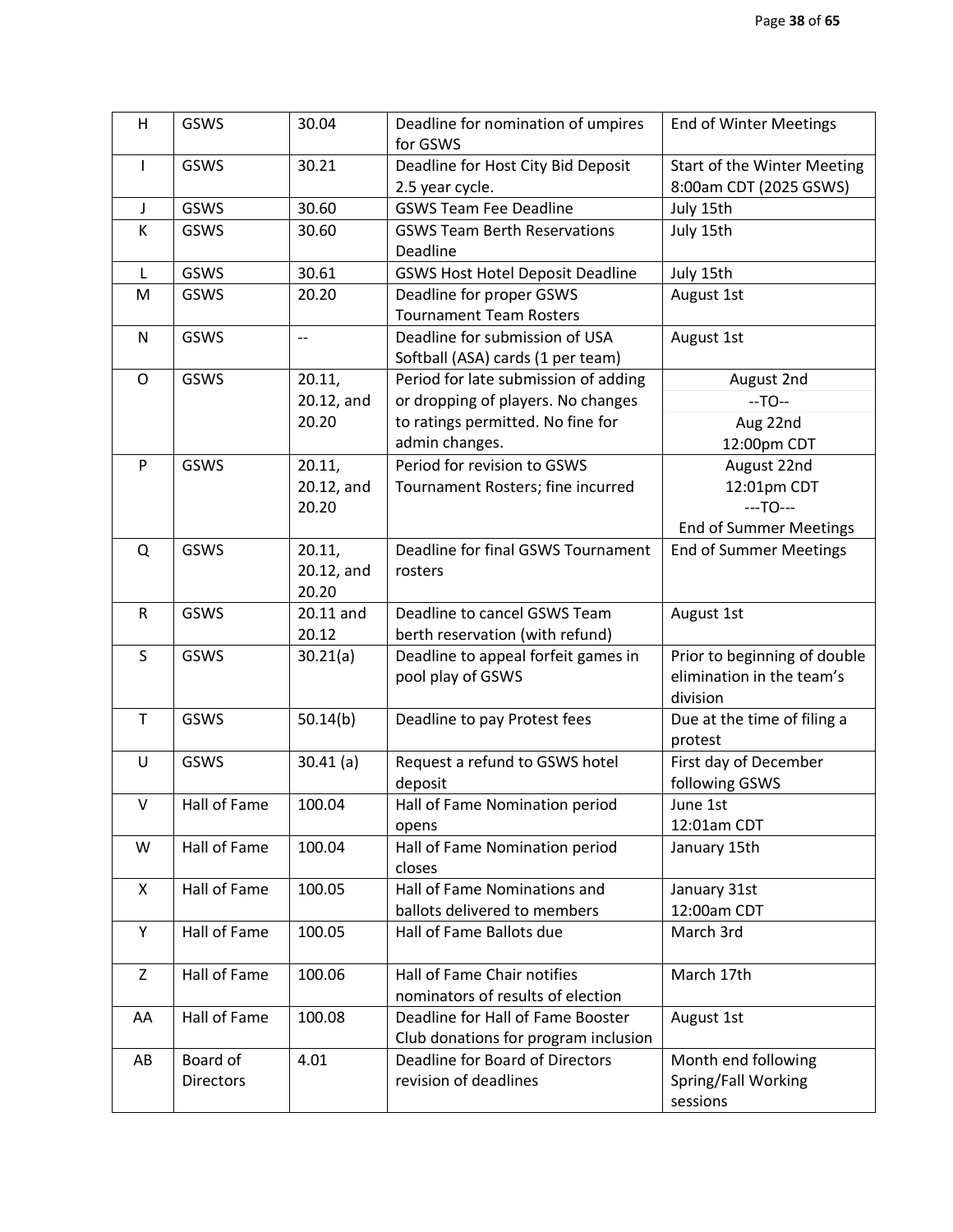| H | GSWS | 30.04 | Deadline for nomination of umpires for GSWS | End of Winter Meetings |
|---|---|---|---|---|
| I | GSWS | 30.21 | Deadline for Host City Bid Deposit 2.5 year cycle. | Start of the Winter Meeting 8:00am CDT (2025 GSWS) |
| J | GSWS | 30.60 | GSWS Team Fee Deadline | July 15th |
| K | GSWS | 30.60 | GSWS Team Berth Reservations Deadline | July 15th |
| L | GSWS | 30.61 | GSWS Host Hotel Deposit Deadline | July 15th |
| M | GSWS | 20.20 | Deadline for proper GSWS Tournament Team Rosters | August 1st |
| N | GSWS | -- | Deadline for submission of USA Softball (ASA) cards (1 per team) | August 1st |
| O | GSWS | 20.11, 20.12, and 20.20 | Period for late submission of adding or dropping of players. No changes to ratings permitted. No fine for admin changes. | August 2nd --TO-- Aug 22nd 12:00pm CDT |
| P | GSWS | 20.11, 20.12, and 20.20 | Period for revision to GSWS Tournament Rosters; fine incurred | August 22nd 12:01pm CDT ---TO--- End of Summer Meetings |
| Q | GSWS | 20.11, 20.12, and 20.20 | Deadline for final GSWS Tournament rosters | End of Summer Meetings |
| R | GSWS | 20.11 and 20.12 | Deadline to cancel GSWS Team berth reservation (with refund) | August 1st |
| S | GSWS | 30.21(a) | Deadline to appeal forfeit games in pool play of GSWS | Prior to beginning of double elimination in the team's division |
| T | GSWS | 50.14(b) | Deadline to pay Protest fees | Due at the time of filing a protest |
| U | GSWS | 30.41 (a) | Request a refund to GSWS hotel deposit | First day of December following GSWS |
| V | Hall of Fame | 100.04 | Hall of Fame Nomination period opens | June 1st 12:01am CDT |
| W | Hall of Fame | 100.04 | Hall of Fame Nomination period closes | January 15th |
| X | Hall of Fame | 100.05 | Hall of Fame Nominations and ballots delivered to members | January 31st 12:00am CDT |
| Y | Hall of Fame | 100.05 | Hall of Fame Ballots due | March 3rd |
| Z | Hall of Fame | 100.06 | Hall of Fame Chair notifies nominators of results of election | March 17th |
| AA | Hall of Fame | 100.08 | Deadline for Hall of Fame Booster Club donations for program inclusion | August 1st |
| AB | Board of Directors | 4.01 | Deadline for Board of Directors revision of deadlines | Month end following Spring/Fall Working sessions |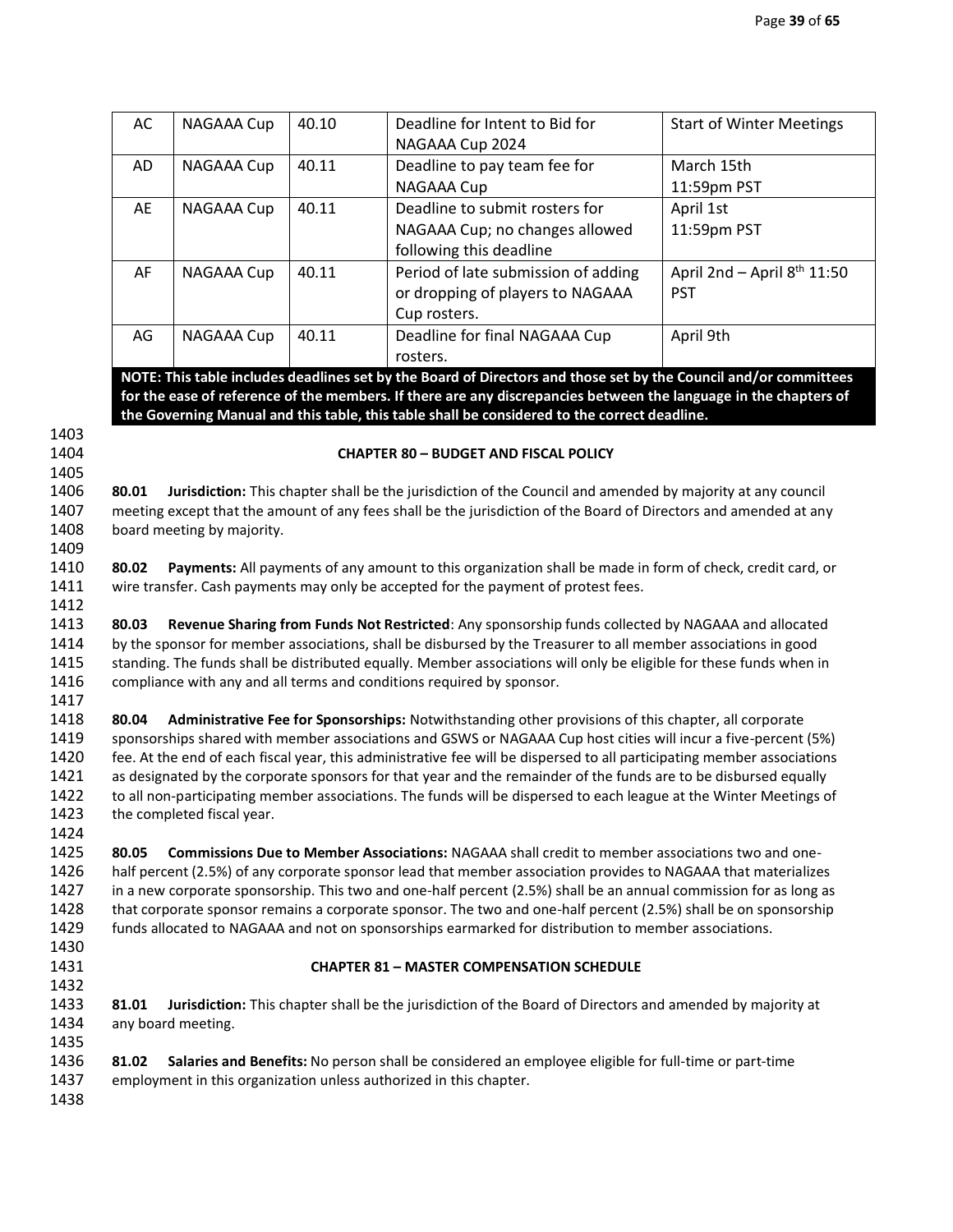| AC | NAGAAA Cup | 40.10 | Deadline for Intent to Bid for NAGAAA Cup 2024 | Start of Winter Meetings |
|---|---|---|---|---|
| AD | NAGAAA Cup | 40.11 | Deadline to pay team fee for NAGAAA Cup | March 15th 11:59pm PST |
| AE | NAGAAA Cup | 40.11 | Deadline to submit rosters for NAGAAA Cup; no changes allowed following this deadline | April 1st 11:59pm PST |
| AF | NAGAAA Cup | 40.11 | Period of late submission of adding or dropping of players to NAGAAA Cup rosters. | April 2nd – April 8th 11:50 PST |
| AG | NAGAAA Cup | 40.11 | Deadline for final NAGAAA Cup rosters. | April 9th |

**NOTE: This table includes deadlines set by the Board of Directors and those set by the Council and/or committees for the ease of reference of the members. If there are any discrepancies between the language in the chapters of the Governing Manual and this table, this table shall be considered to the correct deadline.**

## CHAPTER 80 – BUDGET AND FISCAL POLICY

**80.01 Jurisdiction:** This chapter shall be the jurisdiction of the Council and amended by majority at any council meeting except that the amount of any fees shall be the jurisdiction of the Board of Directors and amended at any board meeting by majority.

**80.02 Payments:** All payments of any amount to this organization shall be made in form of check, credit card, or wire transfer. Cash payments may only be accepted for the payment of protest fees.

**80.03 Revenue Sharing from Funds Not Restricted**: Any sponsorship funds collected by NAGAAA and allocated by the sponsor for member associations, shall be disbursed by the Treasurer to all member associations in good standing. The funds shall be distributed equally. Member associations will only be eligible for these funds when in compliance with any and all terms and conditions required by sponsor.

**80.04 Administrative Fee for Sponsorships:** Notwithstanding other provisions of this chapter, all corporate sponsorships shared with member associations and GSWS or NAGAAA Cup host cities will incur a five-percent (5%) fee. At the end of each fiscal year, this administrative fee will be dispersed to all participating member associations as designated by the corporate sponsors for that year and the remainder of the funds are to be disbursed equally to all non-participating member associations. The funds will be dispersed to each league at the Winter Meetings of the completed fiscal year.

**80.05 Commissions Due to Member Associations:** NAGAAA shall credit to member associations two and one-half percent (2.5%) of any corporate sponsor lead that member association provides to NAGAAA that materializes in a new corporate sponsorship. This two and one-half percent (2.5%) shall be an annual commission for as long as that corporate sponsor remains a corporate sponsor. The two and one-half percent (2.5%) shall be on sponsorship funds allocated to NAGAAA and not on sponsorships earmarked for distribution to member associations.

## CHAPTER 81 – MASTER COMPENSATION SCHEDULE

**81.01 Jurisdiction:** This chapter shall be the jurisdiction of the Board of Directors and amended by majority at any board meeting.

**81.02 Salaries and Benefits:** No person shall be considered an employee eligible for full-time or part-time employment in this organization unless authorized in this chapter.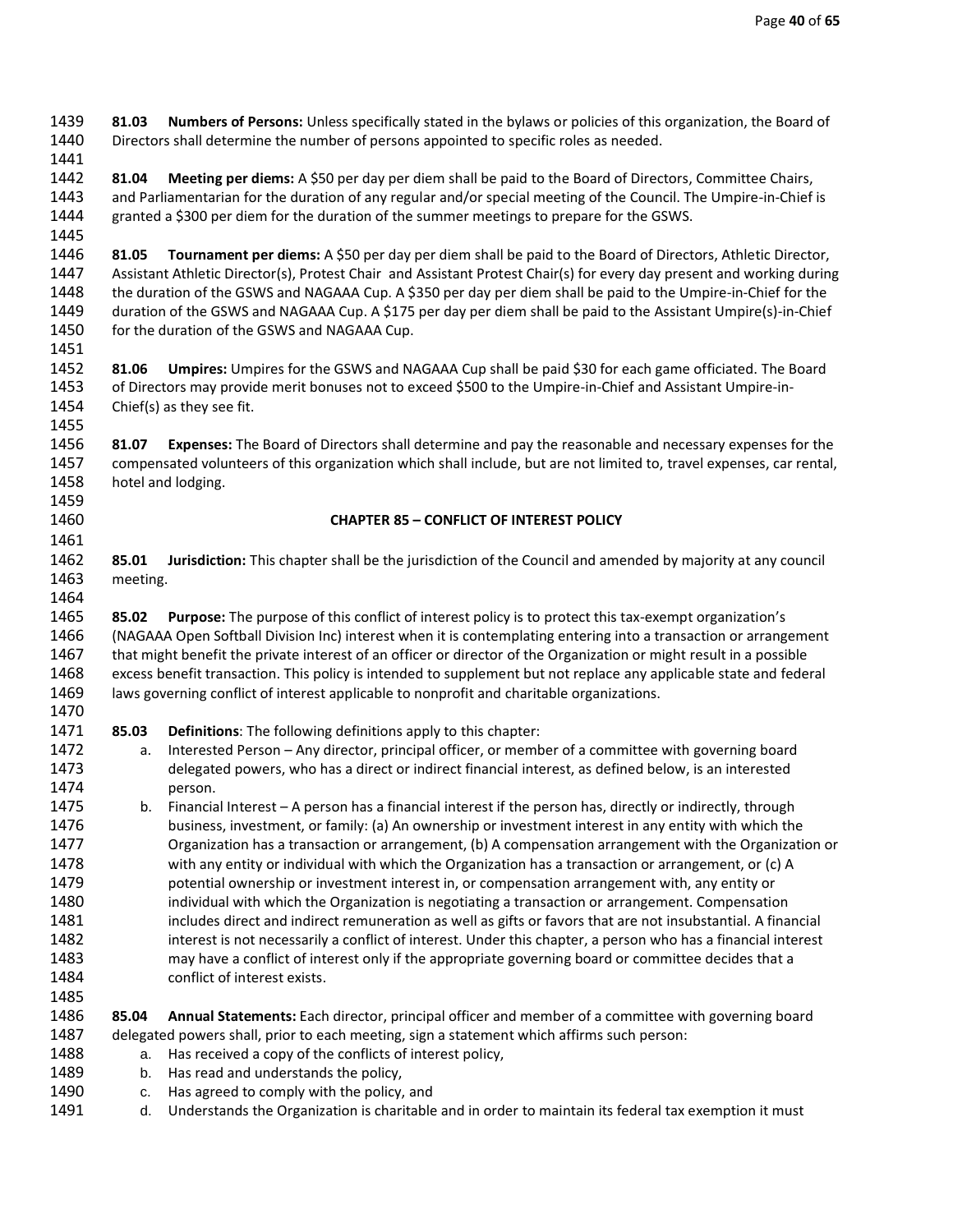**81.03 Numbers of Persons:** Unless specifically stated in the bylaws or policies of this organization, the Board of Directors shall determine the number of persons appointed to specific roles as needed.

**81.04 Meeting per diems:** A $50 per day per diem shall be paid to the Board of Directors, Committee Chairs, and Parliamentarian for the duration of any regular and/or special meeting of the Council. The Umpire-in-Chief is granted a $300 per diem for the duration of the summer meetings to prepare for the GSWS.

**81.05 Tournament per diems:** A $50 per day per diem shall be paid to the Board of Directors, Athletic Director, Assistant Athletic Director(s), Protest Chair and Assistant Protest Chair(s) for every day present and working during the duration of the GSWS and NAGAAA Cup. A $350 per day per diem shall be paid to the Umpire-in-Chief for the duration of the GSWS and NAGAAA Cup. A $175 per day per diem shall be paid to the Assistant Umpire(s)-in-Chief for the duration of the GSWS and NAGAAA Cup.

**81.06 Umpires:** Umpires for the GSWS and NAGAAA Cup shall be paid $30 for each game officiated. The Board of Directors may provide merit bonuses not to exceed $500 to the Umpire-in-Chief and Assistant Umpire-in-Chief(s) as they see fit.

**81.07 Expenses:** The Board of Directors shall determine and pay the reasonable and necessary expenses for the compensated volunteers of this organization which shall include, but are not limited to, travel expenses, car rental, hotel and lodging.

## CHAPTER 85 – CONFLICT OF INTEREST POLICY

**85.01 Jurisdiction:** This chapter shall be the jurisdiction of the Council and amended by majority at any council meeting.

**85.02 Purpose:** The purpose of this conflict of interest policy is to protect this tax-exempt organization's (NAGAAA Open Softball Division Inc) interest when it is contemplating entering into a transaction or arrangement that might benefit the private interest of an officer or director of the Organization or might result in a possible excess benefit transaction. This policy is intended to supplement but not replace any applicable state and federal laws governing conflict of interest applicable to nonprofit and charitable organizations.

**85.03 Definitions**: The following definitions apply to this chapter:

a. Interested Person – Any director, principal officer, or member of a committee with governing board delegated powers, who has a direct or indirect financial interest, as defined below, is an interested person.

b. Financial Interest – A person has a financial interest if the person has, directly or indirectly, through business, investment, or family: (a) An ownership or investment interest in any entity with which the Organization has a transaction or arrangement, (b) A compensation arrangement with the Organization or with any entity or individual with which the Organization has a transaction or arrangement, or (c) A potential ownership or investment interest in, or compensation arrangement with, any entity or individual with which the Organization is negotiating a transaction or arrangement. Compensation includes direct and indirect remuneration as well as gifts or favors that are not insubstantial. A financial interest is not necessarily a conflict of interest. Under this chapter, a person who has a financial interest may have a conflict of interest only if the appropriate governing board or committee decides that a conflict of interest exists.

**85.04 Annual Statements:** Each director, principal officer and member of a committee with governing board delegated powers shall, prior to each meeting, sign a statement which affirms such person:

a. Has received a copy of the conflicts of interest policy,

b. Has read and understands the policy,

c. Has agreed to comply with the policy, and

d. Understands the Organization is charitable and in order to maintain its federal tax exemption it must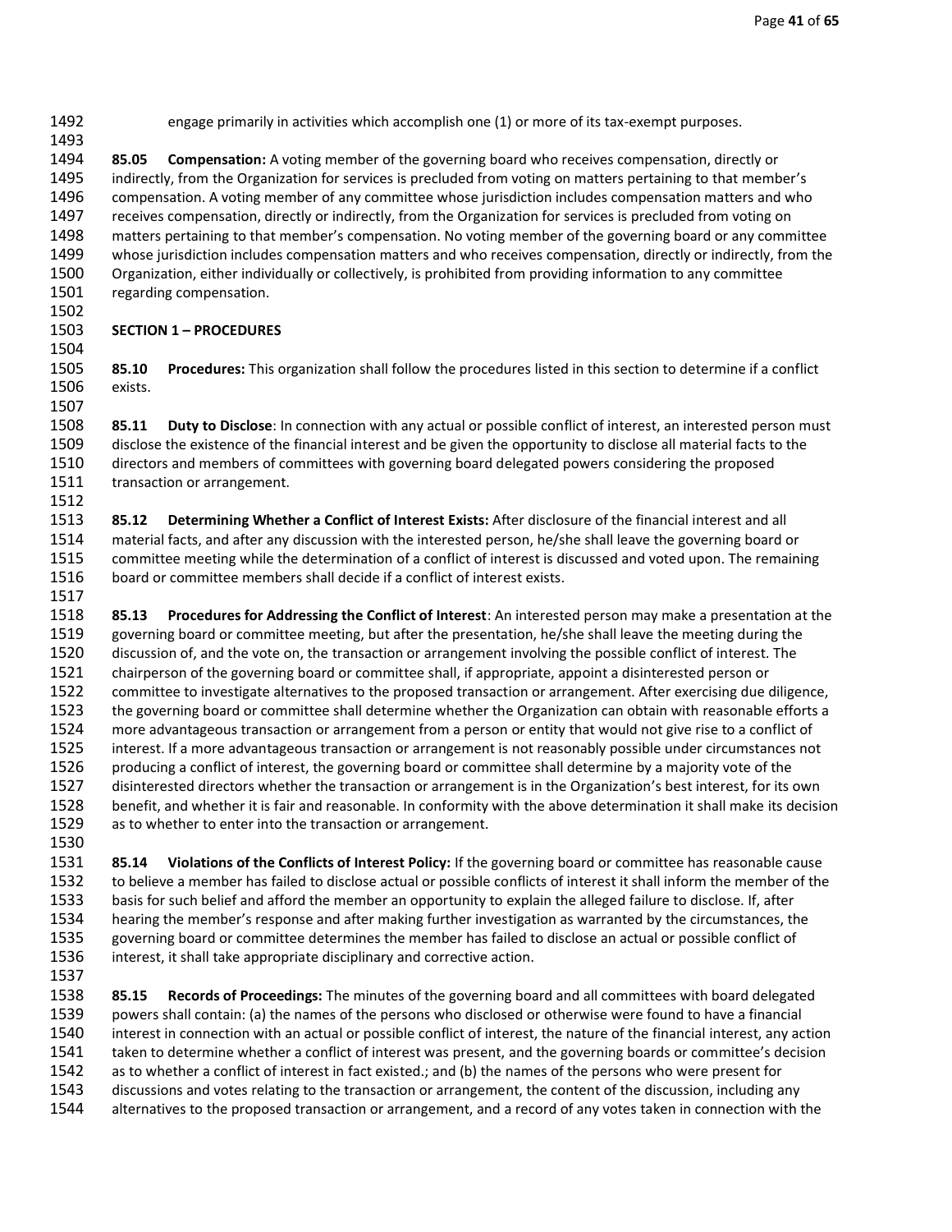engage primarily in activities which accomplish one (1) or more of its tax-exempt purposes.

**85.05 Compensation:** A voting member of the governing board who receives compensation, directly or indirectly, from the Organization for services is precluded from voting on matters pertaining to that member's compensation. A voting member of any committee whose jurisdiction includes compensation matters and who receives compensation, directly or indirectly, from the Organization for services is precluded from voting on matters pertaining to that member's compensation. No voting member of the governing board or any committee whose jurisdiction includes compensation matters and who receives compensation, directly or indirectly, from the Organization, either individually or collectively, is prohibited from providing information to any committee regarding compensation.

## SECTION 1 – PROCEDURES

**85.10 Procedures:** This organization shall follow the procedures listed in this section to determine if a conflict exists.

**85.11 Duty to Disclose**: In connection with any actual or possible conflict of interest, an interested person must disclose the existence of the financial interest and be given the opportunity to disclose all material facts to the directors and members of committees with governing board delegated powers considering the proposed transaction or arrangement.

**85.12 Determining Whether a Conflict of Interest Exists:** After disclosure of the financial interest and all material facts, and after any discussion with the interested person, he/she shall leave the governing board or committee meeting while the determination of a conflict of interest is discussed and voted upon. The remaining board or committee members shall decide if a conflict of interest exists.

**85.13 Procedures for Addressing the Conflict of Interest**: An interested person may make a presentation at the governing board or committee meeting, but after the presentation, he/she shall leave the meeting during the discussion of, and the vote on, the transaction or arrangement involving the possible conflict of interest. The chairperson of the governing board or committee shall, if appropriate, appoint a disinterested person or committee to investigate alternatives to the proposed transaction or arrangement. After exercising due diligence, the governing board or committee shall determine whether the Organization can obtain with reasonable efforts a more advantageous transaction or arrangement from a person or entity that would not give rise to a conflict of interest. If a more advantageous transaction or arrangement is not reasonably possible under circumstances not producing a conflict of interest, the governing board or committee shall determine by a majority vote of the disinterested directors whether the transaction or arrangement is in the Organization's best interest, for its own benefit, and whether it is fair and reasonable. In conformity with the above determination it shall make its decision as to whether to enter into the transaction or arrangement.

**85.14 Violations of the Conflicts of Interest Policy:** If the governing board or committee has reasonable cause to believe a member has failed to disclose actual or possible conflicts of interest it shall inform the member of the basis for such belief and afford the member an opportunity to explain the alleged failure to disclose. If, after hearing the member's response and after making further investigation as warranted by the circumstances, the governing board or committee determines the member has failed to disclose an actual or possible conflict of interest, it shall take appropriate disciplinary and corrective action.

**85.15 Records of Proceedings:** The minutes of the governing board and all committees with board delegated powers shall contain: (a) the names of the persons who disclosed or otherwise were found to have a financial interest in connection with an actual or possible conflict of interest, the nature of the financial interest, any action taken to determine whether a conflict of interest was present, and the governing boards or committee's decision as to whether a conflict of interest in fact existed.; and (b) the names of the persons who were present for discussions and votes relating to the transaction or arrangement, the content of the discussion, including any alternatives to the proposed transaction or arrangement, and a record of any votes taken in connection with the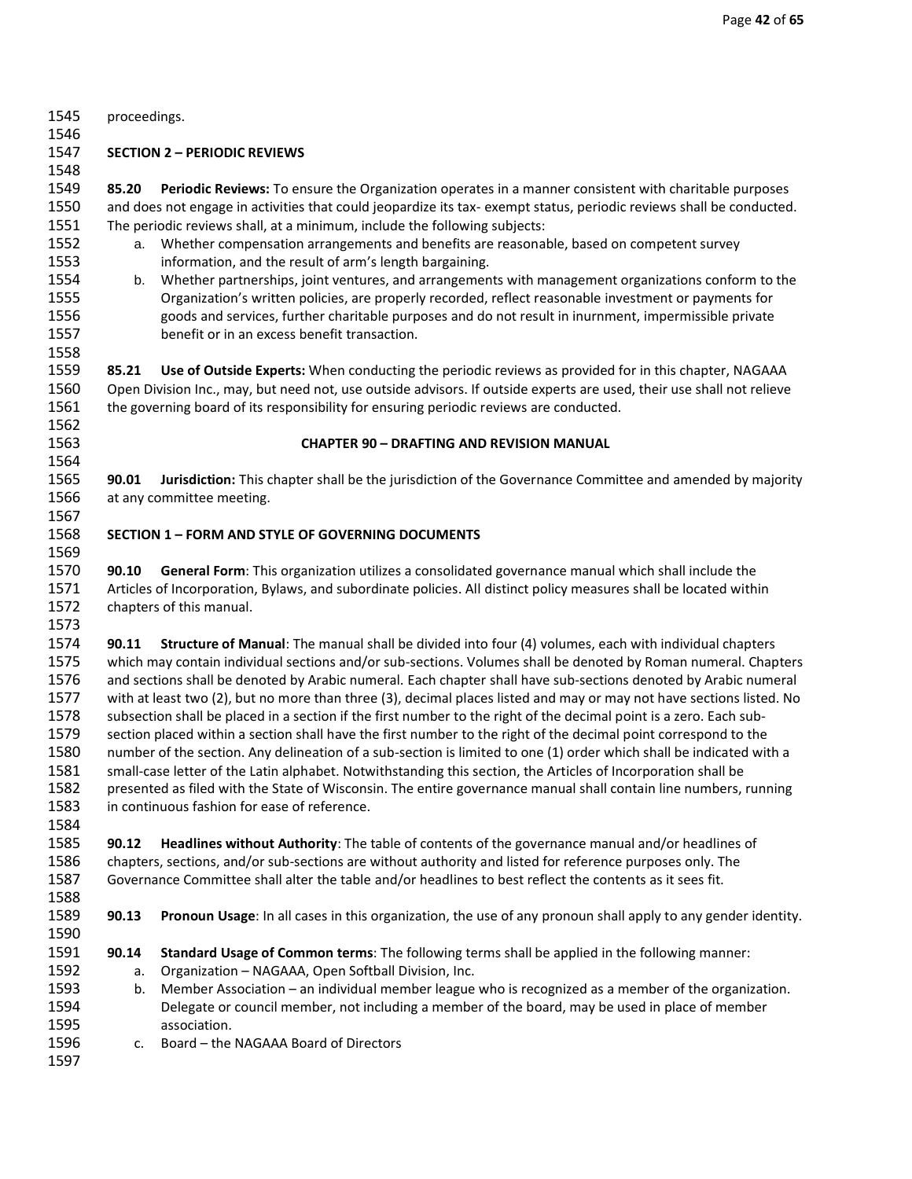proceedings.

**SECTION 2 – PERIODIC REVIEWS**

**85.20 Periodic Reviews:** To ensure the Organization operates in a manner consistent with charitable purposes and does not engage in activities that could jeopardize its tax- exempt status, periodic reviews shall be conducted. The periodic reviews shall, at a minimum, include the following subjects:

a. Whether compensation arrangements and benefits are reasonable, based on competent survey information, and the result of arm's length bargaining.
b. Whether partnerships, joint ventures, and arrangements with management organizations conform to the Organization's written policies, are properly recorded, reflect reasonable investment or payments for goods and services, further charitable purposes and do not result in inurnment, impermissible private benefit or in an excess benefit transaction.

**85.21 Use of Outside Experts:** When conducting the periodic reviews as provided for in this chapter, NAGAAA Open Division Inc., may, but need not, use outside advisors. If outside experts are used, their use shall not relieve the governing board of its responsibility for ensuring periodic reviews are conducted.

## CHAPTER 90 – DRAFTING AND REVISION MANUAL

**90.01 Jurisdiction:** This chapter shall be the jurisdiction of the Governance Committee and amended by majority at any committee meeting.

**SECTION 1 – FORM AND STYLE OF GOVERNING DOCUMENTS**

**90.10 General Form**: This organization utilizes a consolidated governance manual which shall include the Articles of Incorporation, Bylaws, and subordinate policies. All distinct policy measures shall be located within chapters of this manual.

**90.11 Structure of Manual**: The manual shall be divided into four (4) volumes, each with individual chapters which may contain individual sections and/or sub-sections. Volumes shall be denoted by Roman numeral. Chapters and sections shall be denoted by Arabic numeral. Each chapter shall have sub-sections denoted by Arabic numeral with at least two (2), but no more than three (3), decimal places listed and may or may not have sections listed. No subsection shall be placed in a section if the first number to the right of the decimal point is a zero. Each sub-section placed within a section shall have the first number to the right of the decimal point correspond to the number of the section. Any delineation of a sub-section is limited to one (1) order which shall be indicated with a small-case letter of the Latin alphabet. Notwithstanding this section, the Articles of Incorporation shall be presented as filed with the State of Wisconsin. The entire governance manual shall contain line numbers, running in continuous fashion for ease of reference.

**90.12 Headlines without Authority**: The table of contents of the governance manual and/or headlines of chapters, sections, and/or sub-sections are without authority and listed for reference purposes only. The Governance Committee shall alter the table and/or headlines to best reflect the contents as it sees fit.

**90.13 Pronoun Usage**: In all cases in this organization, the use of any pronoun shall apply to any gender identity.

**90.14 Standard Usage of Common terms**: The following terms shall be applied in the following manner:

a. Organization – NAGAAA, Open Softball Division, Inc.
b. Member Association – an individual member league who is recognized as a member of the organization. Delegate or council member, not including a member of the board, may be used in place of member association.
c. Board – the NAGAAA Board of Directors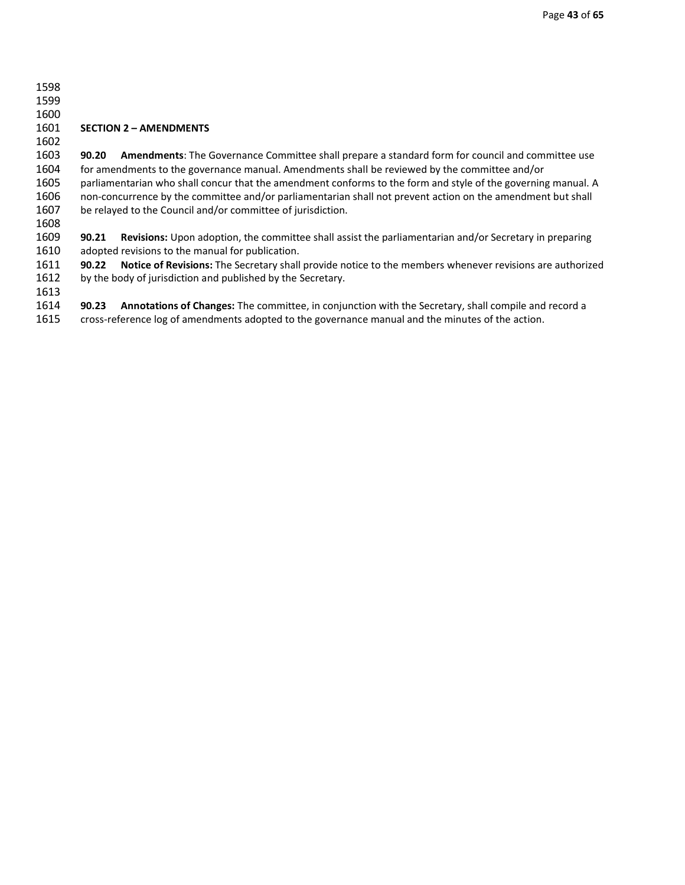**SECTION 2 – AMENDMENTS**

**90.20 Amendments**: The Governance Committee shall prepare a standard form for council and committee use for amendments to the governance manual. Amendments shall be reviewed by the committee and/or parliamentarian who shall concur that the amendment conforms to the form and style of the governing manual. A non-concurrence by the committee and/or parliamentarian shall not prevent action on the amendment but shall be relayed to the Council and/or committee of jurisdiction.

**90.21 Revisions:** Upon adoption, the committee shall assist the parliamentarian and/or Secretary in preparing adopted revisions to the manual for publication.

**90.22 Notice of Revisions:** The Secretary shall provide notice to the members whenever revisions are authorized by the body of jurisdiction and published by the Secretary.

**90.23 Annotations of Changes:** The committee, in conjunction with the Secretary, shall compile and record a cross-reference log of amendments adopted to the governance manual and the minutes of the action.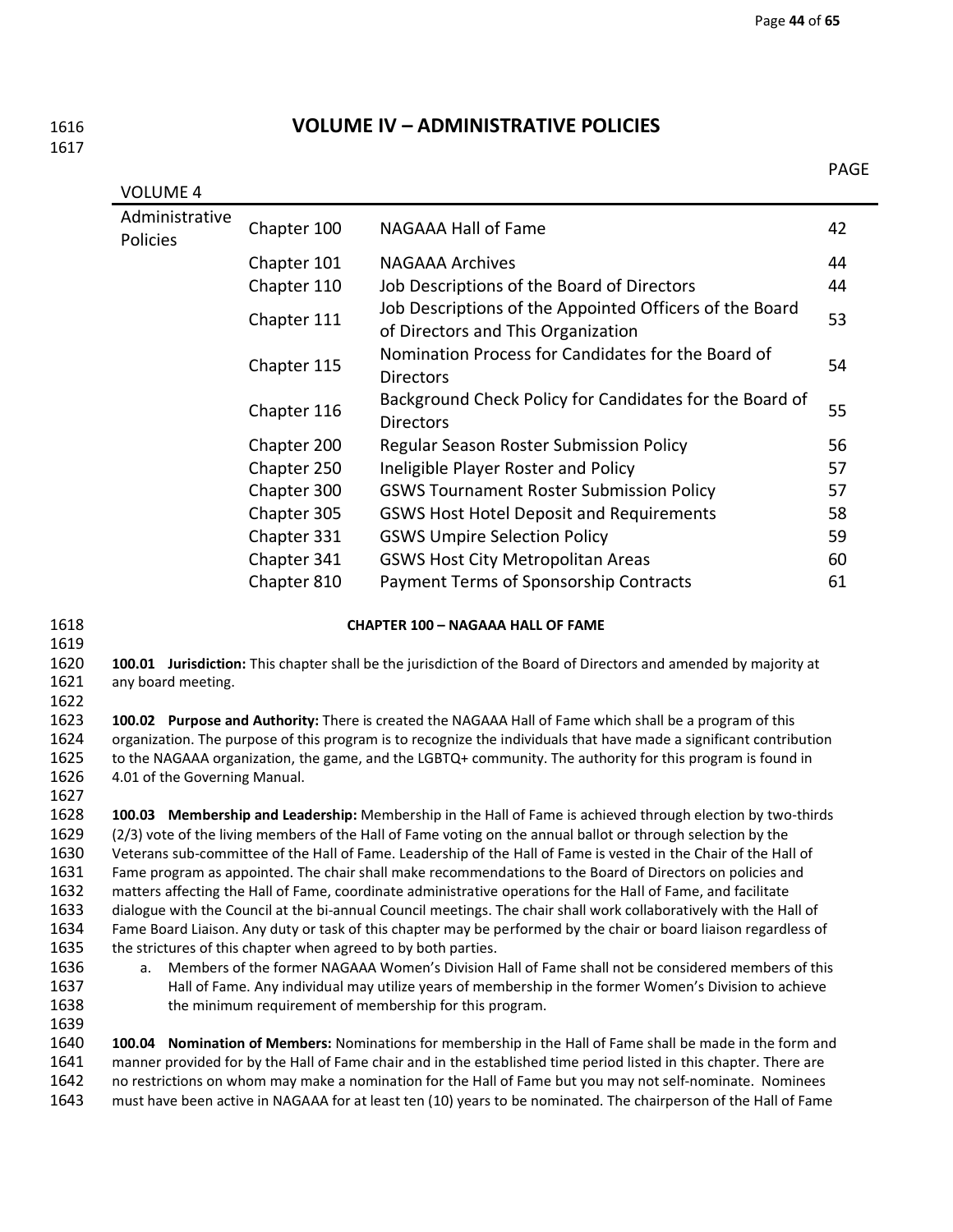# VOLUME IV – ADMINISTRATIVE POLICIES

| VOLUME 4 | | | PAGE |
|---|---|---|---|
| Administrative Policies | Chapter 100 | NAGAAA Hall of Fame | 42 |
| | Chapter 101 | NAGAAA Archives | 44 |
| | Chapter 110 | Job Descriptions of the Board of Directors | 44 |
| | Chapter 111 | Job Descriptions of the Appointed Officers of the Board of Directors and This Organization | 53 |
| | Chapter 115 | Nomination Process for Candidates for the Board of Directors | 54 |
| | Chapter 116 | Background Check Policy for Candidates for the Board of Directors | 55 |
| | Chapter 200 | Regular Season Roster Submission Policy | 56 |
| | Chapter 250 | Ineligible Player Roster and Policy | 57 |
| | Chapter 300 | GSWS Tournament Roster Submission Policy | 57 |
| | Chapter 305 | GSWS Host Hotel Deposit and Requirements | 58 |
| | Chapter 331 | GSWS Umpire Selection Policy | 59 |
| | Chapter 341 | GSWS Host City Metropolitan Areas | 60 |
| | Chapter 810 | Payment Terms of Sponsorship Contracts | 61 |

## CHAPTER 100 – NAGAAA HALL OF FAME

**100.01 Jurisdiction:** This chapter shall be the jurisdiction of the Board of Directors and amended by majority at any board meeting.

**100.02 Purpose and Authority:** There is created the NAGAAA Hall of Fame which shall be a program of this organization. The purpose of this program is to recognize the individuals that have made a significant contribution to the NAGAAA organization, the game, and the LGBTQ+ community. The authority for this program is found in 4.01 of the Governing Manual.

**100.03 Membership and Leadership:** Membership in the Hall of Fame is achieved through election by two-thirds (2/3) vote of the living members of the Hall of Fame voting on the annual ballot or through selection by the Veterans sub-committee of the Hall of Fame. Leadership of the Hall of Fame is vested in the Chair of the Hall of Fame program as appointed. The chair shall make recommendations to the Board of Directors on policies and matters affecting the Hall of Fame, coordinate administrative operations for the Hall of Fame, and facilitate dialogue with the Council at the bi-annual Council meetings. The chair shall work collaboratively with the Hall of Fame Board Liaison. Any duty or task of this chapter may be performed by the chair or board liaison regardless of the strictures of this chapter when agreed to by both parties.

a. Members of the former NAGAAA Women's Division Hall of Fame shall not be considered members of this Hall of Fame. Any individual may utilize years of membership in the former Women's Division to achieve the minimum requirement of membership for this program.

**100.04 Nomination of Members:** Nominations for membership in the Hall of Fame shall be made in the form and manner provided for by the Hall of Fame chair and in the established time period listed in this chapter. There are no restrictions on whom may make a nomination for the Hall of Fame but you may not self-nominate. Nominees must have been active in NAGAAA for at least ten (10) years to be nominated. The chairperson of the Hall of Fame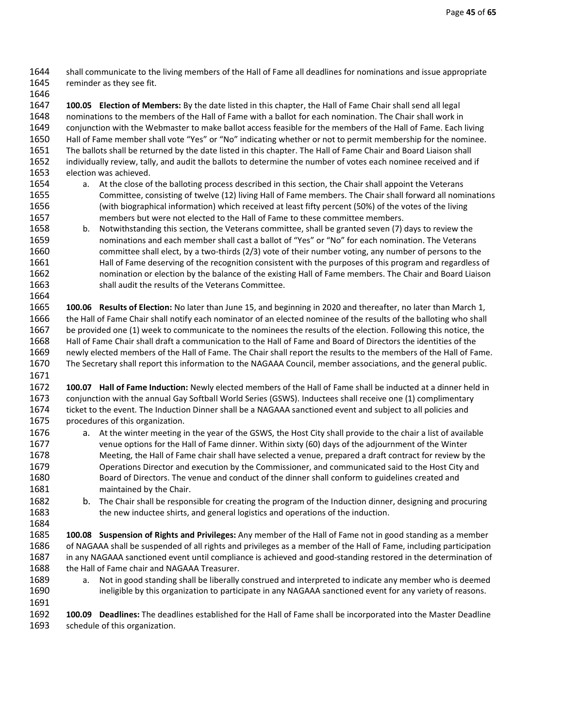shall communicate to the living members of the Hall of Fame all deadlines for nominations and issue appropriate reminder as they see fit.

**100.05 Election of Members:** By the date listed in this chapter, the Hall of Fame Chair shall send all legal nominations to the members of the Hall of Fame with a ballot for each nomination. The Chair shall work in conjunction with the Webmaster to make ballot access feasible for the members of the Hall of Fame. Each living Hall of Fame member shall vote "Yes" or "No" indicating whether or not to permit membership for the nominee. The ballots shall be returned by the date listed in this chapter. The Hall of Fame Chair and Board Liaison shall individually review, tally, and audit the ballots to determine the number of votes each nominee received and if election was achieved.

a. At the close of the balloting process described in this section, the Chair shall appoint the Veterans Committee, consisting of twelve (12) living Hall of Fame members. The Chair shall forward all nominations (with biographical information) which received at least fifty percent (50%) of the votes of the living members but were not elected to the Hall of Fame to these committee members.
b. Notwithstanding this section, the Veterans committee, shall be granted seven (7) days to review the nominations and each member shall cast a ballot of "Yes" or "No" for each nomination. The Veterans committee shall elect, by a two-thirds (2/3) vote of their number voting, any number of persons to the Hall of Fame deserving of the recognition consistent with the purposes of this program and regardless of nomination or election by the balance of the existing Hall of Fame members. The Chair and Board Liaison shall audit the results of the Veterans Committee.

**100.06 Results of Election:** No later than June 15, and beginning in 2020 and thereafter, no later than March 1, the Hall of Fame Chair shall notify each nominator of an elected nominee of the results of the balloting who shall be provided one (1) week to communicate to the nominees the results of the election. Following this notice, the Hall of Fame Chair shall draft a communication to the Hall of Fame and Board of Directors the identities of the newly elected members of the Hall of Fame. The Chair shall report the results to the members of the Hall of Fame. The Secretary shall report this information to the NAGAAA Council, member associations, and the general public.

**100.07 Hall of Fame Induction:** Newly elected members of the Hall of Fame shall be inducted at a dinner held in conjunction with the annual Gay Softball World Series (GSWS). Inductees shall receive one (1) complimentary ticket to the event. The Induction Dinner shall be a NAGAAA sanctioned event and subject to all policies and procedures of this organization.

a. At the winter meeting in the year of the GSWS, the Host City shall provide to the chair a list of available venue options for the Hall of Fame dinner. Within sixty (60) days of the adjournment of the Winter Meeting, the Hall of Fame chair shall have selected a venue, prepared a draft contract for review by the Operations Director and execution by the Commissioner, and communicated said to the Host City and Board of Directors. The venue and conduct of the dinner shall conform to guidelines created and maintained by the Chair.
b. The Chair shall be responsible for creating the program of the Induction dinner, designing and procuring the new inductee shirts, and general logistics and operations of the induction.

**100.08 Suspension of Rights and Privileges:** Any member of the Hall of Fame not in good standing as a member of NAGAAA shall be suspended of all rights and privileges as a member of the Hall of Fame, including participation in any NAGAAA sanctioned event until compliance is achieved and good-standing restored in the determination of the Hall of Fame chair and NAGAAA Treasurer.

a. Not in good standing shall be liberally construed and interpreted to indicate any member who is deemed ineligible by this organization to participate in any NAGAAA sanctioned event for any variety of reasons.

**100.09 Deadlines:** The deadlines established for the Hall of Fame shall be incorporated into the Master Deadline schedule of this organization.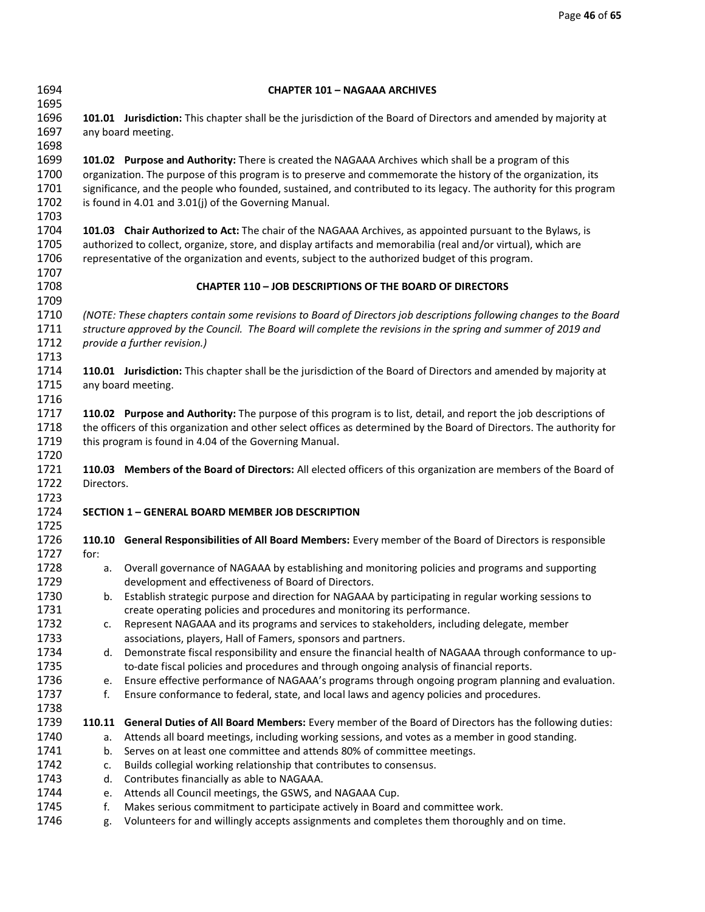## CHAPTER 101 – NAGAAA ARCHIVES

**101.01 Jurisdiction:** This chapter shall be the jurisdiction of the Board of Directors and amended by majority at any board meeting.

**101.02 Purpose and Authority:** There is created the NAGAAA Archives which shall be a program of this organization. The purpose of this program is to preserve and commemorate the history of the organization, its significance, and the people who founded, sustained, and contributed to its legacy. The authority for this program is found in 4.01 and 3.01(j) of the Governing Manual.

**101.03 Chair Authorized to Act:** The chair of the NAGAAA Archives, as appointed pursuant to the Bylaws, is authorized to collect, organize, store, and display artifacts and memorabilia (real and/or virtual), which are representative of the organization and events, subject to the authorized budget of this program.

## CHAPTER 110 – JOB DESCRIPTIONS OF THE BOARD OF DIRECTORS

*(NOTE: These chapters contain some revisions to Board of Directors job descriptions following changes to the Board structure approved by the Council. The Board will complete the revisions in the spring and summer of 2019 and provide a further revision.)*

**110.01 Jurisdiction:** This chapter shall be the jurisdiction of the Board of Directors and amended by majority at any board meeting.

**110.02 Purpose and Authority:** The purpose of this program is to list, detail, and report the job descriptions of the officers of this organization and other select offices as determined by the Board of Directors. The authority for this program is found in 4.04 of the Governing Manual.

**110.03 Members of the Board of Directors:** All elected officers of this organization are members of the Board of Directors.

### SECTION 1 – GENERAL BOARD MEMBER JOB DESCRIPTION

**110.10 General Responsibilities of All Board Members:** Every member of the Board of Directors is responsible for:

a. Overall governance of NAGAAA by establishing and monitoring policies and programs and supporting development and effectiveness of Board of Directors.
b. Establish strategic purpose and direction for NAGAAA by participating in regular working sessions to create operating policies and procedures and monitoring its performance.
c. Represent NAGAAA and its programs and services to stakeholders, including delegate, member associations, players, Hall of Famers, sponsors and partners.
d. Demonstrate fiscal responsibility and ensure the financial health of NAGAAA through conformance to up-to-date fiscal policies and procedures and through ongoing analysis of financial reports.
e. Ensure effective performance of NAGAAA's programs through ongoing program planning and evaluation.
f. Ensure conformance to federal, state, and local laws and agency policies and procedures.

**110.11 General Duties of All Board Members:** Every member of the Board of Directors has the following duties:

a. Attends all board meetings, including working sessions, and votes as a member in good standing.
b. Serves on at least one committee and attends 80% of committee meetings.
c. Builds collegial working relationship that contributes to consensus.
d. Contributes financially as able to NAGAAA.
e. Attends all Council meetings, the GSWS, and NAGAAA Cup.
f. Makes serious commitment to participate actively in Board and committee work.
g. Volunteers for and willingly accepts assignments and completes them thoroughly and on time.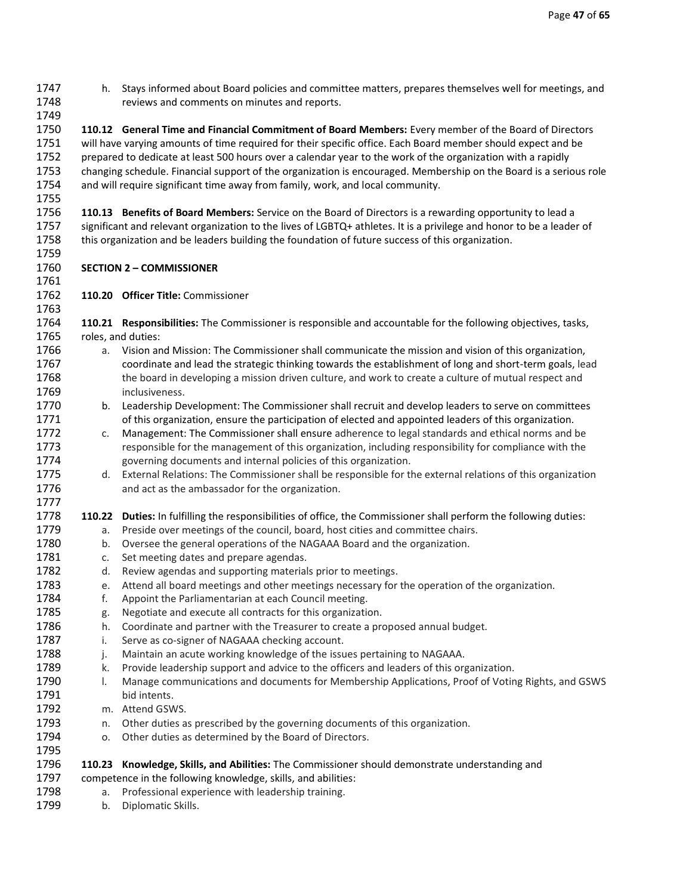h. Stays informed about Board policies and committee matters, prepares themselves well for meetings, and reviews and comments on minutes and reports.

**110.12 General Time and Financial Commitment of Board Members:** Every member of the Board of Directors will have varying amounts of time required for their specific office. Each Board member should expect and be prepared to dedicate at least 500 hours over a calendar year to the work of the organization with a rapidly changing schedule. Financial support of the organization is encouraged. Membership on the Board is a serious role and will require significant time away from family, work, and local community.

**110.13 Benefits of Board Members:** Service on the Board of Directors is a rewarding opportunity to lead a significant and relevant organization to the lives of LGBTQ+ athletes. It is a privilege and honor to be a leader of this organization and be leaders building the foundation of future success of this organization.

## SECTION 2 – COMMISSIONER

**110.20 Officer Title:** Commissioner

**110.21 Responsibilities:** The Commissioner is responsible and accountable for the following objectives, tasks, roles, and duties:

a. Vision and Mission: The Commissioner shall communicate the mission and vision of this organization, coordinate and lead the strategic thinking towards the establishment of long and short-term goals, lead the board in developing a mission driven culture, and work to create a culture of mutual respect and inclusiveness.
b. Leadership Development: The Commissioner shall recruit and develop leaders to serve on committees of this organization, ensure the participation of elected and appointed leaders of this organization.
c. Management: The Commissioner shall ensure adherence to legal standards and ethical norms and be responsible for the management of this organization, including responsibility for compliance with the governing documents and internal policies of this organization.
d. External Relations: The Commissioner shall be responsible for the external relations of this organization and act as the ambassador for the organization.

**110.22 Duties:** In fulfilling the responsibilities of office, the Commissioner shall perform the following duties:

a. Preside over meetings of the council, board, host cities and committee chairs.
b. Oversee the general operations of the NAGAAA Board and the organization.
c. Set meeting dates and prepare agendas.
d. Review agendas and supporting materials prior to meetings.
e. Attend all board meetings and other meetings necessary for the operation of the organization.
f. Appoint the Parliamentarian at each Council meeting.
g. Negotiate and execute all contracts for this organization.
h. Coordinate and partner with the Treasurer to create a proposed annual budget.
i. Serve as co-signer of NAGAAA checking account.
j. Maintain an acute working knowledge of the issues pertaining to NAGAAA.
k. Provide leadership support and advice to the officers and leaders of this organization.
l. Manage communications and documents for Membership Applications, Proof of Voting Rights, and GSWS bid intents.
m. Attend GSWS.
n. Other duties as prescribed by the governing documents of this organization.
o. Other duties as determined by the Board of Directors.

**110.23 Knowledge, Skills, and Abilities:** The Commissioner should demonstrate understanding and competence in the following knowledge, skills, and abilities:

a. Professional experience with leadership training.
b. Diplomatic Skills.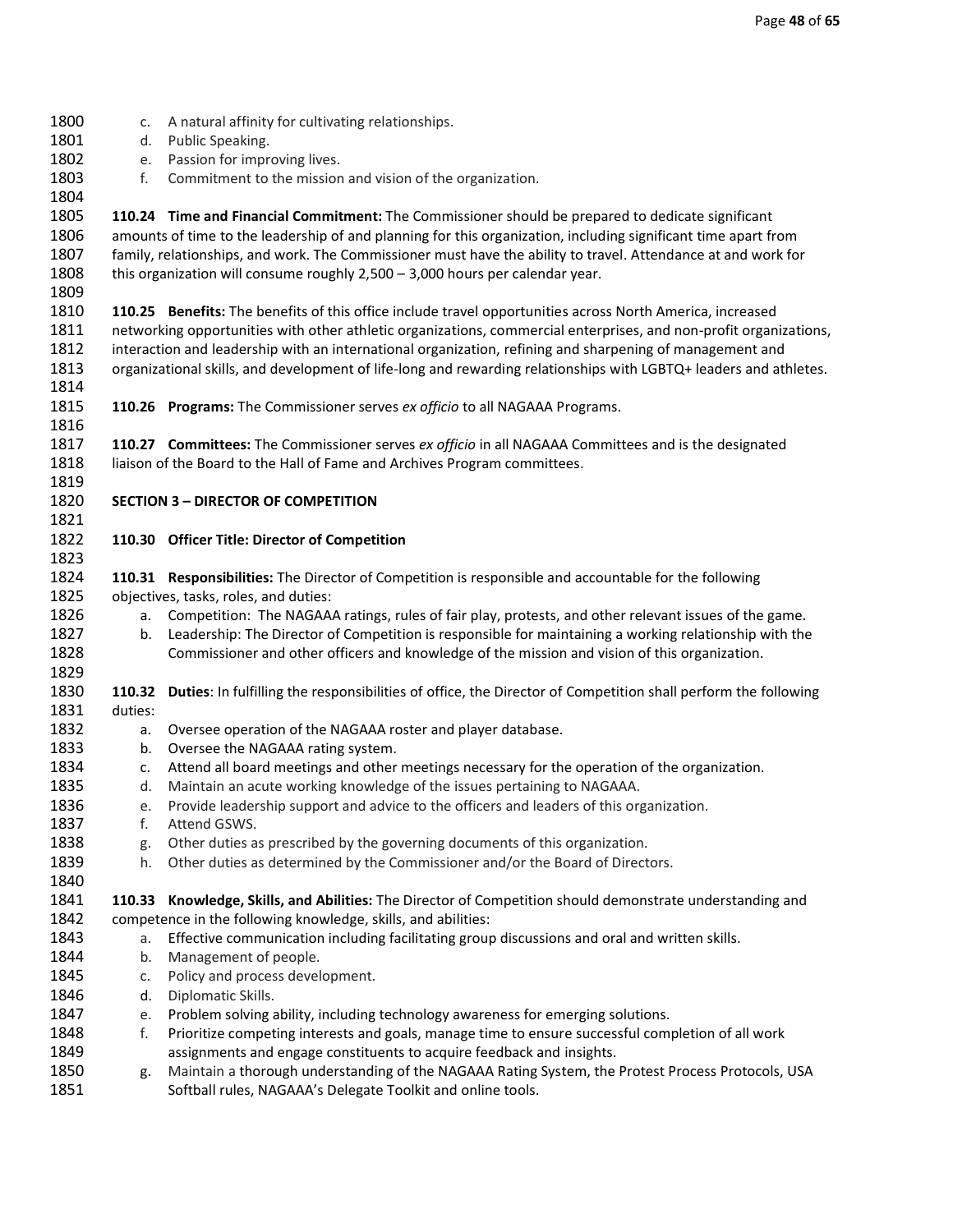c. A natural affinity for cultivating relationships.
d. Public Speaking.
e. Passion for improving lives.
f. Commitment to the mission and vision of the organization.

**110.24 Time and Financial Commitment:** The Commissioner should be prepared to dedicate significant amounts of time to the leadership of and planning for this organization, including significant time apart from family, relationships, and work. The Commissioner must have the ability to travel. Attendance at and work for this organization will consume roughly 2,500 – 3,000 hours per calendar year.

**110.25 Benefits:** The benefits of this office include travel opportunities across North America, increased networking opportunities with other athletic organizations, commercial enterprises, and non-profit organizations, interaction and leadership with an international organization, refining and sharpening of management and organizational skills, and development of life-long and rewarding relationships with LGBTQ+ leaders and athletes.

**110.26 Programs:** The Commissioner serves *ex officio* to all NAGAAA Programs.

**110.27 Committees:** The Commissioner serves *ex officio* in all NAGAAA Committees and is the designated liaison of the Board to the Hall of Fame and Archives Program committees.

## SECTION 3 – DIRECTOR OF COMPETITION

### 110.30 Officer Title: Director of Competition

**110.31 Responsibilities:** The Director of Competition is responsible and accountable for the following objectives, tasks, roles, and duties:

a. Competition: The NAGAAA ratings, rules of fair play, protests, and other relevant issues of the game.
b. Leadership: The Director of Competition is responsible for maintaining a working relationship with the Commissioner and other officers and knowledge of the mission and vision of this organization.

**110.32 Duties**: In fulfilling the responsibilities of office, the Director of Competition shall perform the following duties:

a. Oversee operation of the NAGAAA roster and player database.
b. Oversee the NAGAAA rating system.
c. Attend all board meetings and other meetings necessary for the operation of the organization.
d. Maintain an acute working knowledge of the issues pertaining to NAGAAA.
e. Provide leadership support and advice to the officers and leaders of this organization.
f. Attend GSWS.
g. Other duties as prescribed by the governing documents of this organization.
h. Other duties as determined by the Commissioner and/or the Board of Directors.

**110.33 Knowledge, Skills, and Abilities:** The Director of Competition should demonstrate understanding and competence in the following knowledge, skills, and abilities:

a. Effective communication including facilitating group discussions and oral and written skills.
b. Management of people.
c. Policy and process development.
d. Diplomatic Skills.
e. Problem solving ability, including technology awareness for emerging solutions.
f. Prioritize competing interests and goals, manage time to ensure successful completion of all work assignments and engage constituents to acquire feedback and insights.
g. Maintain a thorough understanding of the NAGAAA Rating System, the Protest Process Protocols, USA Softball rules, NAGAAA's Delegate Toolkit and online tools.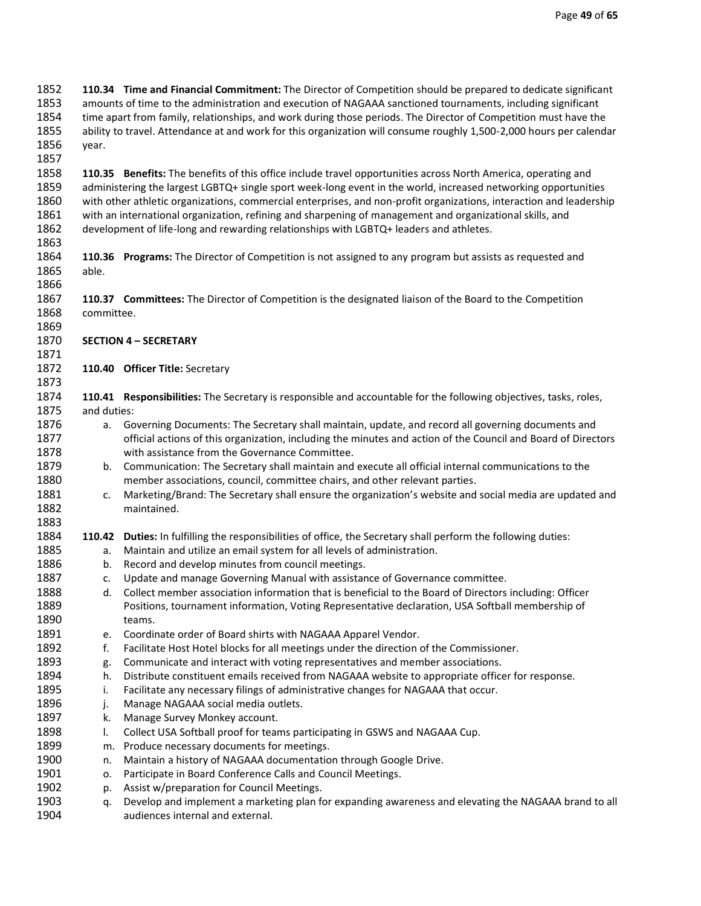**110.34 Time and Financial Commitment:** The Director of Competition should be prepared to dedicate significant amounts of time to the administration and execution of NAGAAA sanctioned tournaments, including significant time apart from family, relationships, and work during those periods. The Director of Competition must have the ability to travel. Attendance at and work for this organization will consume roughly 1,500-2,000 hours per calendar year.

**110.35 Benefits:** The benefits of this office include travel opportunities across North America, operating and administering the largest LGBTQ+ single sport week-long event in the world, increased networking opportunities with other athletic organizations, commercial enterprises, and non-profit organizations, interaction and leadership with an international organization, refining and sharpening of management and organizational skills, and development of life-long and rewarding relationships with LGBTQ+ leaders and athletes.

**110.36 Programs:** The Director of Competition is not assigned to any program but assists as requested and able.

**110.37 Committees:** The Director of Competition is the designated liaison of the Board to the Competition committee.

## SECTION 4 – SECRETARY

**110.40 Officer Title:** Secretary

**110.41 Responsibilities:** The Secretary is responsible and accountable for the following objectives, tasks, roles, and duties:

a. Governing Documents: The Secretary shall maintain, update, and record all governing documents and official actions of this organization, including the minutes and action of the Council and Board of Directors with assistance from the Governance Committee.
b. Communication: The Secretary shall maintain and execute all official internal communications to the member associations, council, committee chairs, and other relevant parties.
c. Marketing/Brand: The Secretary shall ensure the organization's website and social media are updated and maintained.

**110.42 Duties:** In fulfilling the responsibilities of office, the Secretary shall perform the following duties:

a. Maintain and utilize an email system for all levels of administration.
b. Record and develop minutes from council meetings.
c. Update and manage Governing Manual with assistance of Governance committee.
d. Collect member association information that is beneficial to the Board of Directors including: Officer Positions, tournament information, Voting Representative declaration, USA Softball membership of teams.
e. Coordinate order of Board shirts with NAGAAA Apparel Vendor.
f. Facilitate Host Hotel blocks for all meetings under the direction of the Commissioner.
g. Communicate and interact with voting representatives and member associations.
h. Distribute constituent emails received from NAGAAA website to appropriate officer for response.
i. Facilitate any necessary filings of administrative changes for NAGAAA that occur.
j. Manage NAGAAA social media outlets.
k. Manage Survey Monkey account.
l. Collect USA Softball proof for teams participating in GSWS and NAGAAA Cup.
m. Produce necessary documents for meetings.
n. Maintain a history of NAGAAA documentation through Google Drive.
o. Participate in Board Conference Calls and Council Meetings.
p. Assist w/preparation for Council Meetings.
q. Develop and implement a marketing plan for expanding awareness and elevating the NAGAAA brand to all audiences internal and external.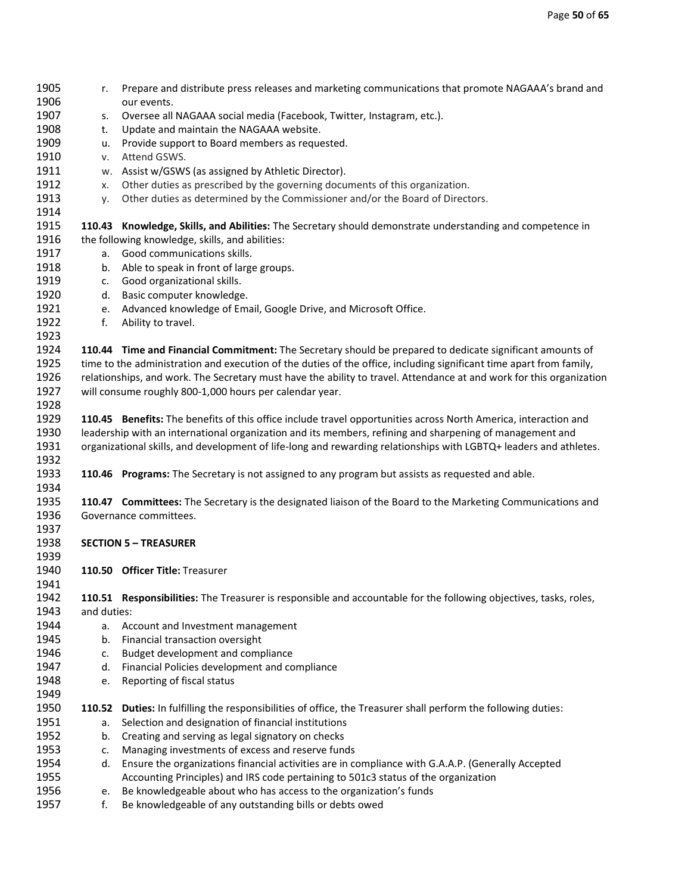r. Prepare and distribute press releases and marketing communications that promote NAGAAA's brand and our events.
s. Oversee all NAGAAA social media (Facebook, Twitter, Instagram, etc.).
t. Update and maintain the NAGAAA website.
u. Provide support to Board members as requested.
v. Attend GSWS.
w. Assist w/GSWS (as assigned by Athletic Director).
x. Other duties as prescribed by the governing documents of this organization.
y. Other duties as determined by the Commissioner and/or the Board of Directors.

**110.43 Knowledge, Skills, and Abilities:** The Secretary should demonstrate understanding and competence in the following knowledge, skills, and abilities:

a. Good communications skills.
b. Able to speak in front of large groups.
c. Good organizational skills.
d. Basic computer knowledge.
e. Advanced knowledge of Email, Google Drive, and Microsoft Office.
f. Ability to travel.

**110.44 Time and Financial Commitment:** The Secretary should be prepared to dedicate significant amounts of time to the administration and execution of the duties of the office, including significant time apart from family, relationships, and work. The Secretary must have the ability to travel. Attendance at and work for this organization will consume roughly 800-1,000 hours per calendar year.

**110.45 Benefits:** The benefits of this office include travel opportunities across North America, interaction and leadership with an international organization and its members, refining and sharpening of management and organizational skills, and development of life-long and rewarding relationships with LGBTQ+ leaders and athletes.

**110.46 Programs:** The Secretary is not assigned to any program but assists as requested and able.

**110.47 Committees:** The Secretary is the designated liaison of the Board to the Marketing Communications and Governance committees.

**SECTION 5 – TREASURER**

**110.50 Officer Title:** Treasurer

**110.51 Responsibilities:** The Treasurer is responsible and accountable for the following objectives, tasks, roles, and duties:

a. Account and Investment management
b. Financial transaction oversight
c. Budget development and compliance
d. Financial Policies development and compliance
e. Reporting of fiscal status

**110.52 Duties:** In fulfilling the responsibilities of office, the Treasurer shall perform the following duties:

a. Selection and designation of financial institutions
b. Creating and serving as legal signatory on checks
c. Managing investments of excess and reserve funds
d. Ensure the organizations financial activities are in compliance with G.A.A.P. (Generally Accepted Accounting Principles) and IRS code pertaining to 501c3 status of the organization
e. Be knowledgeable about who has access to the organization's funds
f. Be knowledgeable of any outstanding bills or debts owed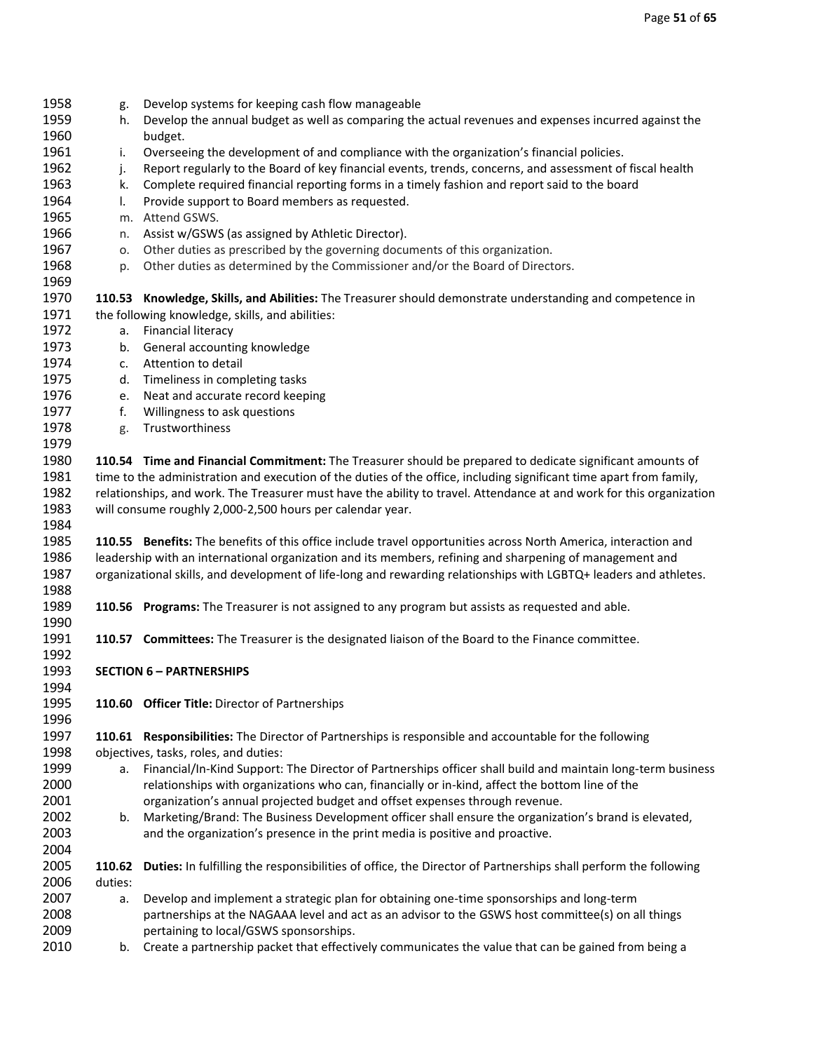g. Develop systems for keeping cash flow manageable
h. Develop the annual budget as well as comparing the actual revenues and expenses incurred against the budget.
i. Overseeing the development of and compliance with the organization's financial policies.
j. Report regularly to the Board of key financial events, trends, concerns, and assessment of fiscal health
k. Complete required financial reporting forms in a timely fashion and report said to the board
l. Provide support to Board members as requested.
m. Attend GSWS.
n. Assist w/GSWS (as assigned by Athletic Director).
o. Other duties as prescribed by the governing documents of this organization.
p. Other duties as determined by the Commissioner and/or the Board of Directors.

**110.53 Knowledge, Skills, and Abilities:** The Treasurer should demonstrate understanding and competence in the following knowledge, skills, and abilities:

a. Financial literacy
b. General accounting knowledge
c. Attention to detail
d. Timeliness in completing tasks
e. Neat and accurate record keeping
f. Willingness to ask questions
g. Trustworthiness

**110.54 Time and Financial Commitment:** The Treasurer should be prepared to dedicate significant amounts of time to the administration and execution of the duties of the office, including significant time apart from family, relationships, and work. The Treasurer must have the ability to travel. Attendance at and work for this organization will consume roughly 2,000-2,500 hours per calendar year.

**110.55 Benefits:** The benefits of this office include travel opportunities across North America, interaction and leadership with an international organization and its members, refining and sharpening of management and organizational skills, and development of life-long and rewarding relationships with LGBTQ+ leaders and athletes.

**110.56 Programs:** The Treasurer is not assigned to any program but assists as requested and able.

**110.57 Committees:** The Treasurer is the designated liaison of the Board to the Finance committee.

**SECTION 6 – PARTNERSHIPS**

**110.60 Officer Title:** Director of Partnerships

**110.61 Responsibilities:** The Director of Partnerships is responsible and accountable for the following objectives, tasks, roles, and duties:

a. Financial/In-Kind Support: The Director of Partnerships officer shall build and maintain long-term business relationships with organizations who can, financially or in-kind, affect the bottom line of the organization's annual projected budget and offset expenses through revenue.
b. Marketing/Brand: The Business Development officer shall ensure the organization's brand is elevated, and the organization's presence in the print media is positive and proactive.

**110.62 Duties:** In fulfilling the responsibilities of office, the Director of Partnerships shall perform the following duties:

a. Develop and implement a strategic plan for obtaining one-time sponsorships and long-term partnerships at the NAGAAA level and act as an advisor to the GSWS host committee(s) on all things pertaining to local/GSWS sponsorships.
b. Create a partnership packet that effectively communicates the value that can be gained from being a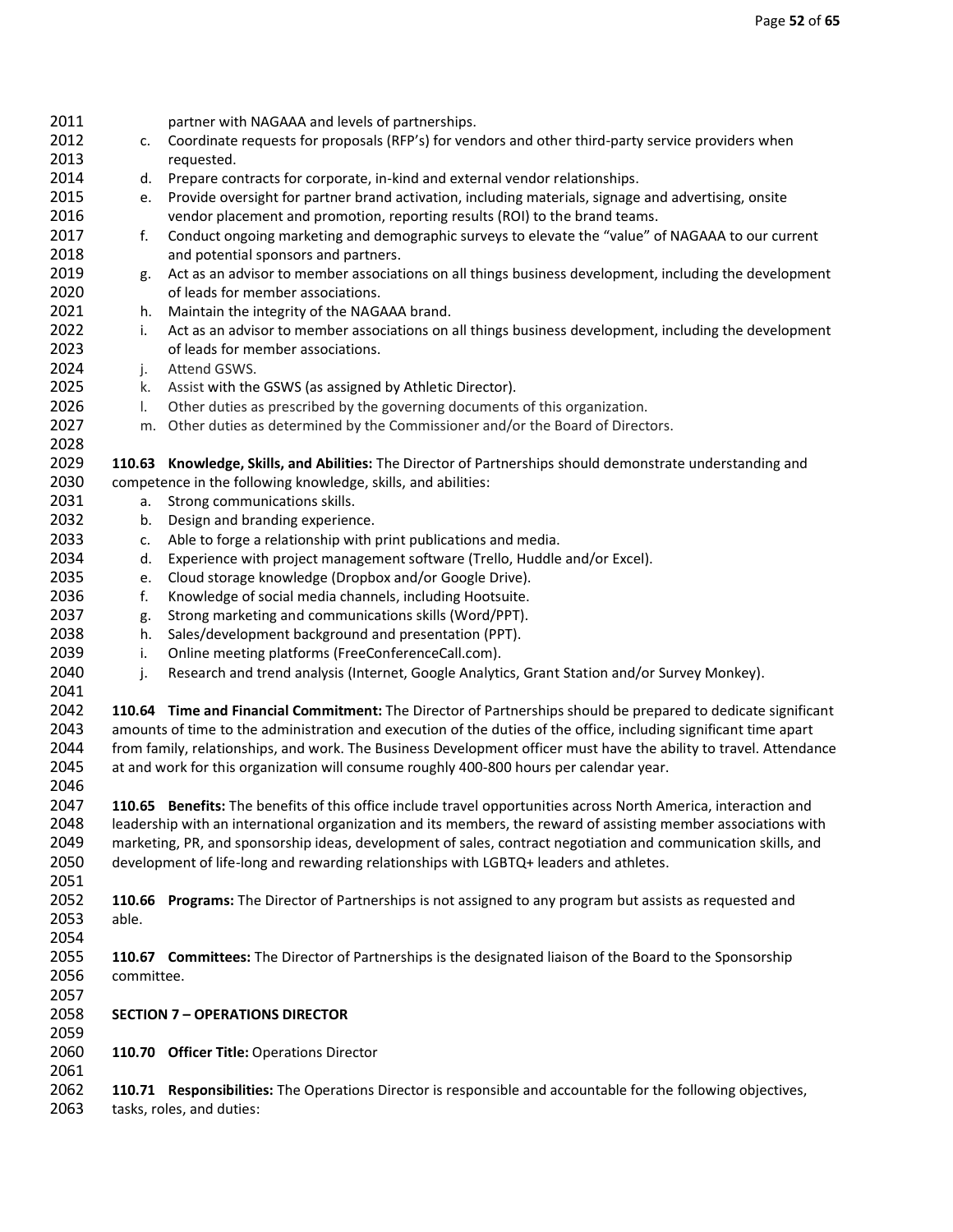partner with NAGAAA and levels of partnerships.

c. Coordinate requests for proposals (RFP's) for vendors and other third-party service providers when requested.
d. Prepare contracts for corporate, in-kind and external vendor relationships.
e. Provide oversight for partner brand activation, including materials, signage and advertising, onsite vendor placement and promotion, reporting results (ROI) to the brand teams.
f. Conduct ongoing marketing and demographic surveys to elevate the "value" of NAGAAA to our current and potential sponsors and partners.
g. Act as an advisor to member associations on all things business development, including the development of leads for member associations.
h. Maintain the integrity of the NAGAAA brand.
i. Act as an advisor to member associations on all things business development, including the development of leads for member associations.
j. Attend GSWS.
k. Assist with the GSWS (as assigned by Athletic Director).
l. Other duties as prescribed by the governing documents of this organization.
m. Other duties as determined by the Commissioner and/or the Board of Directors.

**110.63 Knowledge, Skills, and Abilities:** The Director of Partnerships should demonstrate understanding and competence in the following knowledge, skills, and abilities:

a. Strong communications skills.
b. Design and branding experience.
c. Able to forge a relationship with print publications and media.
d. Experience with project management software (Trello, Huddle and/or Excel).
e. Cloud storage knowledge (Dropbox and/or Google Drive).
f. Knowledge of social media channels, including Hootsuite.
g. Strong marketing and communications skills (Word/PPT).
h. Sales/development background and presentation (PPT).
i. Online meeting platforms (FreeConferenceCall.com).
j. Research and trend analysis (Internet, Google Analytics, Grant Station and/or Survey Monkey).

**110.64 Time and Financial Commitment:** The Director of Partnerships should be prepared to dedicate significant amounts of time to the administration and execution of the duties of the office, including significant time apart from family, relationships, and work. The Business Development officer must have the ability to travel. Attendance at and work for this organization will consume roughly 400-800 hours per calendar year.

**110.65 Benefits:** The benefits of this office include travel opportunities across North America, interaction and leadership with an international organization and its members, the reward of assisting member associations with marketing, PR, and sponsorship ideas, development of sales, contract negotiation and communication skills, and development of life-long and rewarding relationships with LGBTQ+ leaders and athletes.

**110.66 Programs:** The Director of Partnerships is not assigned to any program but assists as requested and able.

**110.67 Committees:** The Director of Partnerships is the designated liaison of the Board to the Sponsorship committee.

## SECTION 7 – OPERATIONS DIRECTOR

**110.70 Officer Title:** Operations Director

**110.71 Responsibilities:** The Operations Director is responsible and accountable for the following objectives, tasks, roles, and duties: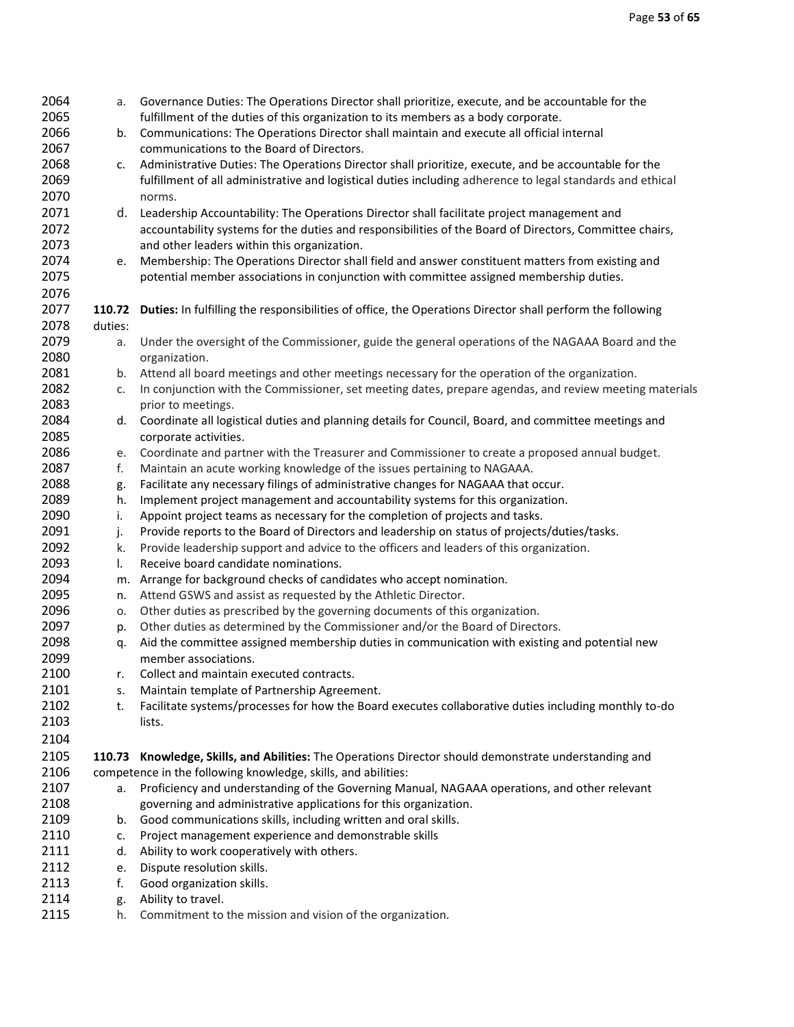a. Governance Duties: The Operations Director shall prioritize, execute, and be accountable for the fulfillment of the duties of this organization to its members as a body corporate.
b. Communications: The Operations Director shall maintain and execute all official internal communications to the Board of Directors.
c. Administrative Duties: The Operations Director shall prioritize, execute, and be accountable for the fulfillment of all administrative and logistical duties including adherence to legal standards and ethical norms.
d. Leadership Accountability: The Operations Director shall facilitate project management and accountability systems for the duties and responsibilities of the Board of Directors, Committee chairs, and other leaders within this organization.
e. Membership: The Operations Director shall field and answer constituent matters from existing and potential member associations in conjunction with committee assigned membership duties.

**110.72 Duties:** In fulfilling the responsibilities of office, the Operations Director shall perform the following duties:

a. Under the oversight of the Commissioner, guide the general operations of the NAGAAA Board and the organization.
b. Attend all board meetings and other meetings necessary for the operation of the organization.
c. In conjunction with the Commissioner, set meeting dates, prepare agendas, and review meeting materials prior to meetings.
d. Coordinate all logistical duties and planning details for Council, Board, and committee meetings and corporate activities.
e. Coordinate and partner with the Treasurer and Commissioner to create a proposed annual budget.
f. Maintain an acute working knowledge of the issues pertaining to NAGAAA.
g. Facilitate any necessary filings of administrative changes for NAGAAA that occur.
h. Implement project management and accountability systems for this organization.
i. Appoint project teams as necessary for the completion of projects and tasks.
j. Provide reports to the Board of Directors and leadership on status of projects/duties/tasks.
k. Provide leadership support and advice to the officers and leaders of this organization.
l. Receive board candidate nominations.
m. Arrange for background checks of candidates who accept nomination.
n. Attend GSWS and assist as requested by the Athletic Director.
o. Other duties as prescribed by the governing documents of this organization.
p. Other duties as determined by the Commissioner and/or the Board of Directors.
q. Aid the committee assigned membership duties in communication with existing and potential new member associations.
r. Collect and maintain executed contracts.
s. Maintain template of Partnership Agreement.
t. Facilitate systems/processes for how the Board executes collaborative duties including monthly to-do lists.

**110.73 Knowledge, Skills, and Abilities:** The Operations Director should demonstrate understanding and competence in the following knowledge, skills, and abilities:

a. Proficiency and understanding of the Governing Manual, NAGAAA operations, and other relevant governing and administrative applications for this organization.
b. Good communications skills, including written and oral skills.
c. Project management experience and demonstrable skills
d. Ability to work cooperatively with others.
e. Dispute resolution skills.
f. Good organization skills.
g. Ability to travel.
h. Commitment to the mission and vision of the organization.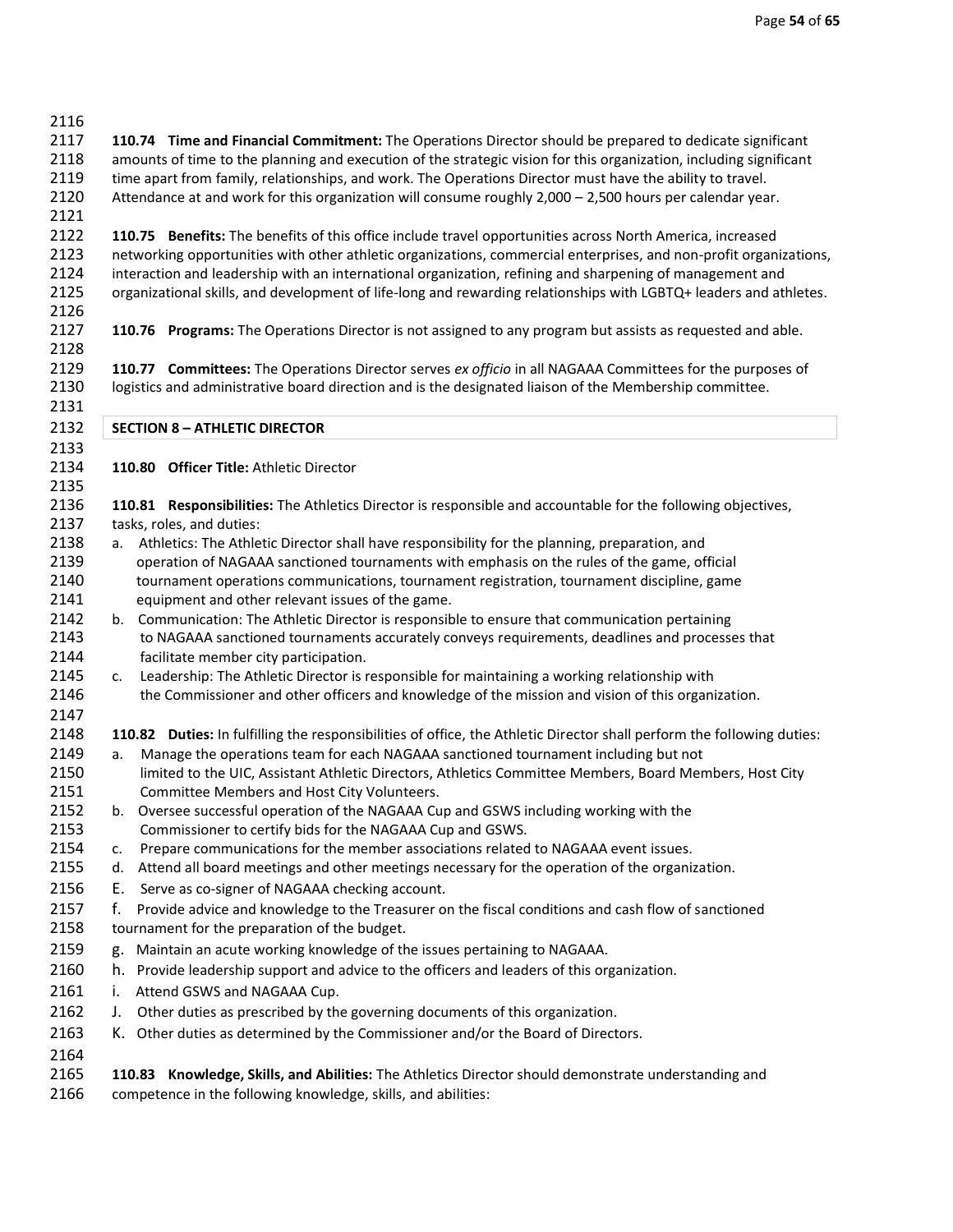**110.74 Time and Financial Commitment:** The Operations Director should be prepared to dedicate significant amounts of time to the planning and execution of the strategic vision for this organization, including significant time apart from family, relationships, and work. The Operations Director must have the ability to travel. Attendance at and work for this organization will consume roughly 2,000 – 2,500 hours per calendar year.

**110.75 Benefits:** The benefits of this office include travel opportunities across North America, increased networking opportunities with other athletic organizations, commercial enterprises, and non-profit organizations, interaction and leadership with an international organization, refining and sharpening of management and organizational skills, and development of life-long and rewarding relationships with LGBTQ+ leaders and athletes.

**110.76 Programs:** The Operations Director is not assigned to any program but assists as requested and able.

**110.77 Committees:** The Operations Director serves *ex officio* in all NAGAAA Committees for the purposes of logistics and administrative board direction and is the designated liaison of the Membership committee.

## SECTION 8 – ATHLETIC DIRECTOR

**110.80 Officer Title:** Athletic Director

**110.81 Responsibilities:** The Athletics Director is responsible and accountable for the following objectives, tasks, roles, and duties:

a. Athletics: The Athletic Director shall have responsibility for the planning, preparation, and operation of NAGAAA sanctioned tournaments with emphasis on the rules of the game, official tournament operations communications, tournament registration, tournament discipline, game equipment and other relevant issues of the game.
b. Communication: The Athletic Director is responsible to ensure that communication pertaining to NAGAAA sanctioned tournaments accurately conveys requirements, deadlines and processes that facilitate member city participation.
c. Leadership: The Athletic Director is responsible for maintaining a working relationship with the Commissioner and other officers and knowledge of the mission and vision of this organization.

**110.82 Duties:** In fulfilling the responsibilities of office, the Athletic Director shall perform the following duties:

a. Manage the operations team for each NAGAAA sanctioned tournament including but not limited to the UIC, Assistant Athletic Directors, Athletics Committee Members, Board Members, Host City Committee Members and Host City Volunteers.
b. Oversee successful operation of the NAGAAA Cup and GSWS including working with the Commissioner to certify bids for the NAGAAA Cup and GSWS.
c. Prepare communications for the member associations related to NAGAAA event issues.
d. Attend all board meetings and other meetings necessary for the operation of the organization.
E. Serve as co-signer of NAGAAA checking account.
f. Provide advice and knowledge to the Treasurer on the fiscal conditions and cash flow of sanctioned tournament for the preparation of the budget.
g. Maintain an acute working knowledge of the issues pertaining to NAGAAA.
h. Provide leadership support and advice to the officers and leaders of this organization.
i. Attend GSWS and NAGAAA Cup.
J. Other duties as prescribed by the governing documents of this organization.
K. Other duties as determined by the Commissioner and/or the Board of Directors.

**110.83 Knowledge, Skills, and Abilities:** The Athletics Director should demonstrate understanding and competence in the following knowledge, skills, and abilities: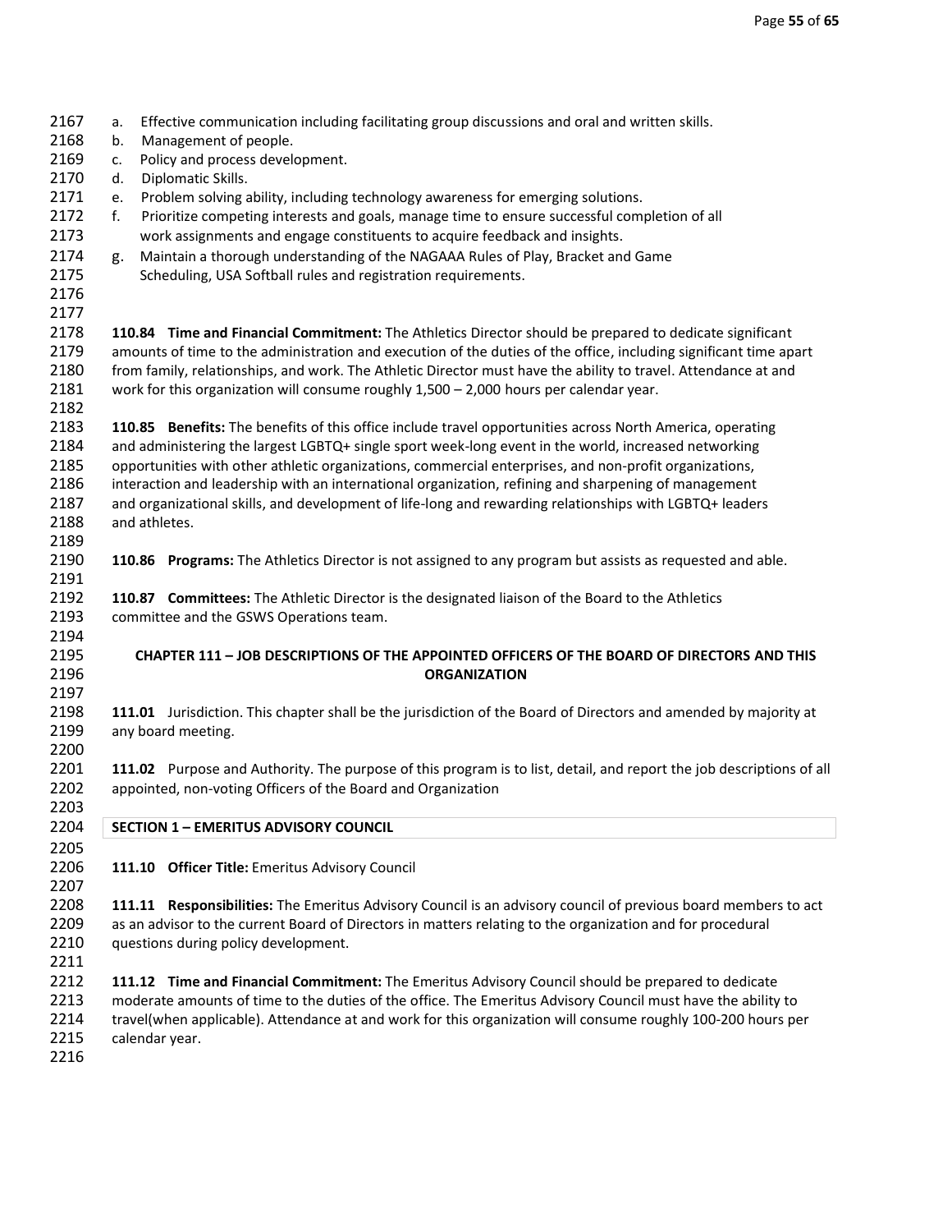a. Effective communication including facilitating group discussions and oral and written skills.
b. Management of people.
c. Policy and process development.
d. Diplomatic Skills.
e. Problem solving ability, including technology awareness for emerging solutions.
f. Prioritize competing interests and goals, manage time to ensure successful completion of all work assignments and engage constituents to acquire feedback and insights.
g. Maintain a thorough understanding of the NAGAAA Rules of Play, Bracket and Game Scheduling, USA Softball rules and registration requirements.

**110.84 Time and Financial Commitment:** The Athletics Director should be prepared to dedicate significant amounts of time to the administration and execution of the duties of the office, including significant time apart from family, relationships, and work. The Athletic Director must have the ability to travel. Attendance at and work for this organization will consume roughly 1,500 – 2,000 hours per calendar year.

**110.85 Benefits:** The benefits of this office include travel opportunities across North America, operating and administering the largest LGBTQ+ single sport week-long event in the world, increased networking opportunities with other athletic organizations, commercial enterprises, and non-profit organizations, interaction and leadership with an international organization, refining and sharpening of management and organizational skills, and development of life-long and rewarding relationships with LGBTQ+ leaders and athletes.

**110.86 Programs:** The Athletics Director is not assigned to any program but assists as requested and able.

**110.87 Committees:** The Athletic Director is the designated liaison of the Board to the Athletics committee and the GSWS Operations team.

## CHAPTER 111 – JOB DESCRIPTIONS OF THE APPOINTED OFFICERS OF THE BOARD OF DIRECTORS AND THIS ORGANIZATION

**111.01** Jurisdiction. This chapter shall be the jurisdiction of the Board of Directors and amended by majority at any board meeting.

**111.02** Purpose and Authority. The purpose of this program is to list, detail, and report the job descriptions of all appointed, non-voting Officers of the Board and Organization

### SECTION 1 – EMERITUS ADVISORY COUNCIL

**111.10 Officer Title:** Emeritus Advisory Council

**111.11 Responsibilities:** The Emeritus Advisory Council is an advisory council of previous board members to act as an advisor to the current Board of Directors in matters relating to the organization and for procedural questions during policy development.

**111.12 Time and Financial Commitment:** The Emeritus Advisory Council should be prepared to dedicate moderate amounts of time to the duties of the office. The Emeritus Advisory Council must have the ability to travel(when applicable). Attendance at and work for this organization will consume roughly 100-200 hours per calendar year.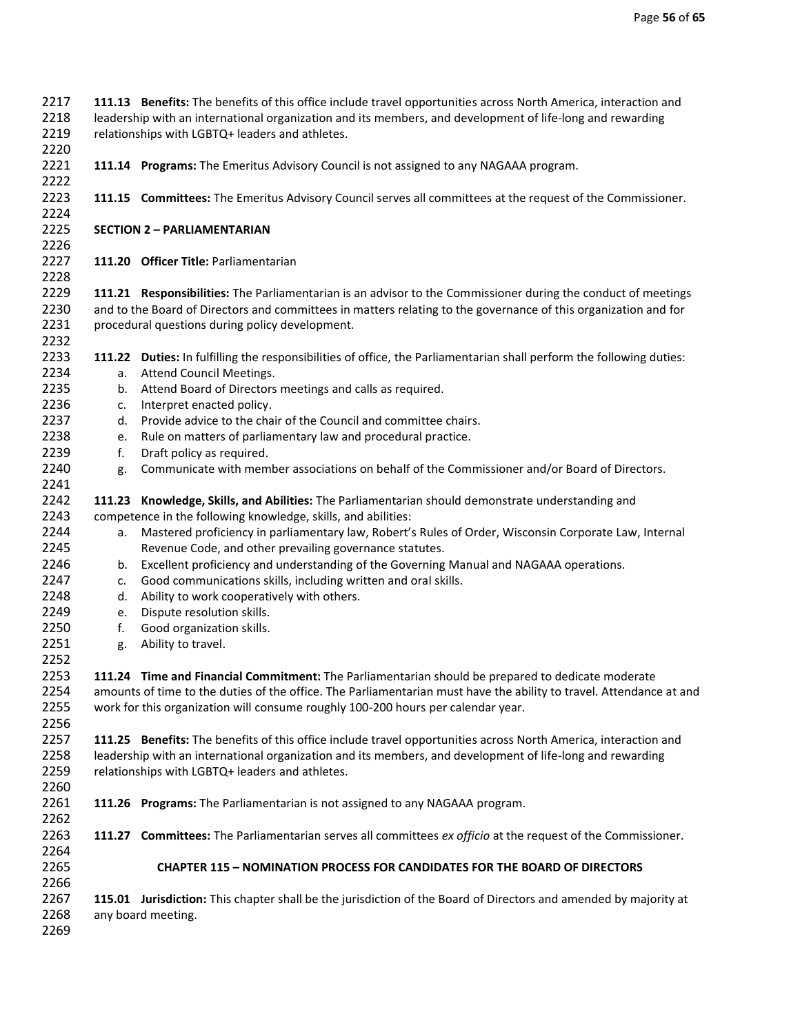**111.13 Benefits:** The benefits of this office include travel opportunities across North America, interaction and leadership with an international organization and its members, and development of life-long and rewarding relationships with LGBTQ+ leaders and athletes.

**111.14 Programs:** The Emeritus Advisory Council is not assigned to any NAGAAA program.

**111.15 Committees:** The Emeritus Advisory Council serves all committees at the request of the Commissioner.

**SECTION 2 – PARLIAMENTARIAN**

**111.20 Officer Title:** Parliamentarian

**111.21 Responsibilities:** The Parliamentarian is an advisor to the Commissioner during the conduct of meetings and to the Board of Directors and committees in matters relating to the governance of this organization and for procedural questions during policy development.

**111.22 Duties:** In fulfilling the responsibilities of office, the Parliamentarian shall perform the following duties:

a. Attend Council Meetings.
b. Attend Board of Directors meetings and calls as required.
c. Interpret enacted policy.
d. Provide advice to the chair of the Council and committee chairs.
e. Rule on matters of parliamentary law and procedural practice.
f. Draft policy as required.
g. Communicate with member associations on behalf of the Commissioner and/or Board of Directors.

**111.23 Knowledge, Skills, and Abilities:** The Parliamentarian should demonstrate understanding and competence in the following knowledge, skills, and abilities:

a. Mastered proficiency in parliamentary law, Robert's Rules of Order, Wisconsin Corporate Law, Internal Revenue Code, and other prevailing governance statutes.
b. Excellent proficiency and understanding of the Governing Manual and NAGAAA operations.
c. Good communications skills, including written and oral skills.
d. Ability to work cooperatively with others.
e. Dispute resolution skills.
f. Good organization skills.
g. Ability to travel.

**111.24 Time and Financial Commitment:** The Parliamentarian should be prepared to dedicate moderate amounts of time to the duties of the office. The Parliamentarian must have the ability to travel. Attendance at and work for this organization will consume roughly 100-200 hours per calendar year.

**111.25 Benefits:** The benefits of this office include travel opportunities across North America, interaction and leadership with an international organization and its members, and development of life-long and rewarding relationships with LGBTQ+ leaders and athletes.

**111.26 Programs:** The Parliamentarian is not assigned to any NAGAAA program.

**111.27 Committees:** The Parliamentarian serves all committees *ex officio* at the request of the Commissioner.

## CHAPTER 115 – NOMINATION PROCESS FOR CANDIDATES FOR THE BOARD OF DIRECTORS

**115.01 Jurisdiction:** This chapter shall be the jurisdiction of the Board of Directors and amended by majority at any board meeting.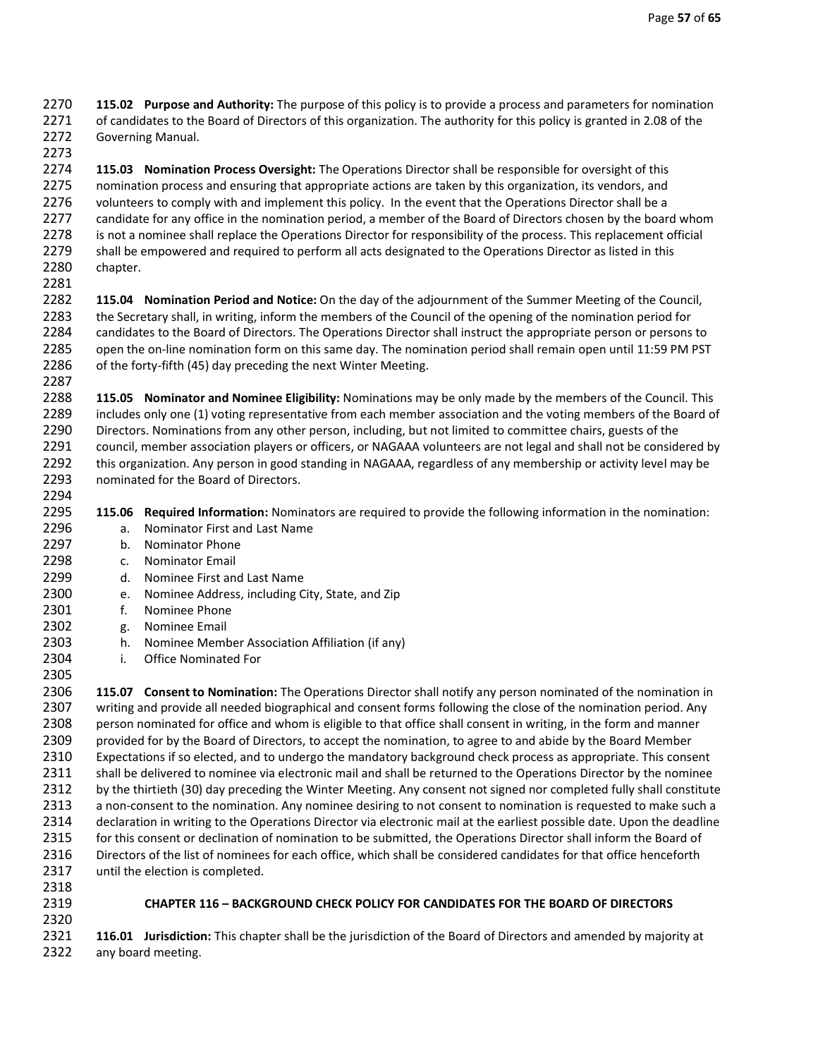**115.02 Purpose and Authority:** The purpose of this policy is to provide a process and parameters for nomination of candidates to the Board of Directors of this organization. The authority for this policy is granted in 2.08 of the Governing Manual.

**115.03 Nomination Process Oversight:** The Operations Director shall be responsible for oversight of this nomination process and ensuring that appropriate actions are taken by this organization, its vendors, and volunteers to comply with and implement this policy. In the event that the Operations Director shall be a candidate for any office in the nomination period, a member of the Board of Directors chosen by the board whom is not a nominee shall replace the Operations Director for responsibility of the process. This replacement official shall be empowered and required to perform all acts designated to the Operations Director as listed in this chapter.

**115.04 Nomination Period and Notice:** On the day of the adjournment of the Summer Meeting of the Council, the Secretary shall, in writing, inform the members of the Council of the opening of the nomination period for candidates to the Board of Directors. The Operations Director shall instruct the appropriate person or persons to open the on-line nomination form on this same day. The nomination period shall remain open until 11:59 PM PST of the forty-fifth (45) day preceding the next Winter Meeting.

**115.05 Nominator and Nominee Eligibility:** Nominations may be only made by the members of the Council. This includes only one (1) voting representative from each member association and the voting members of the Board of Directors. Nominations from any other person, including, but not limited to committee chairs, guests of the council, member association players or officers, or NAGAAA volunteers are not legal and shall not be considered by this organization. Any person in good standing in NAGAAA, regardless of any membership or activity level may be nominated for the Board of Directors.

**115.06 Required Information:** Nominators are required to provide the following information in the nomination:

a. Nominator First and Last Name
b. Nominator Phone
c. Nominator Email
d. Nominee First and Last Name
e. Nominee Address, including City, State, and Zip
f. Nominee Phone
g. Nominee Email
h. Nominee Member Association Affiliation (if any)
i. Office Nominated For

**115.07 Consent to Nomination:** The Operations Director shall notify any person nominated of the nomination in writing and provide all needed biographical and consent forms following the close of the nomination period. Any person nominated for office and whom is eligible to that office shall consent in writing, in the form and manner provided for by the Board of Directors, to accept the nomination, to agree to and abide by the Board Member Expectations if so elected, and to undergo the mandatory background check process as appropriate. This consent shall be delivered to nominee via electronic mail and shall be returned to the Operations Director by the nominee by the thirtieth (30) day preceding the Winter Meeting. Any consent not signed nor completed fully shall constitute a non-consent to the nomination. Any nominee desiring to not consent to nomination is requested to make such a declaration in writing to the Operations Director via electronic mail at the earliest possible date. Upon the deadline for this consent or declination of nomination to be submitted, the Operations Director shall inform the Board of Directors of the list of nominees for each office, which shall be considered candidates for that office henceforth until the election is completed.

## CHAPTER 116 – BACKGROUND CHECK POLICY FOR CANDIDATES FOR THE BOARD OF DIRECTORS

**116.01 Jurisdiction:** This chapter shall be the jurisdiction of the Board of Directors and amended by majority at any board meeting.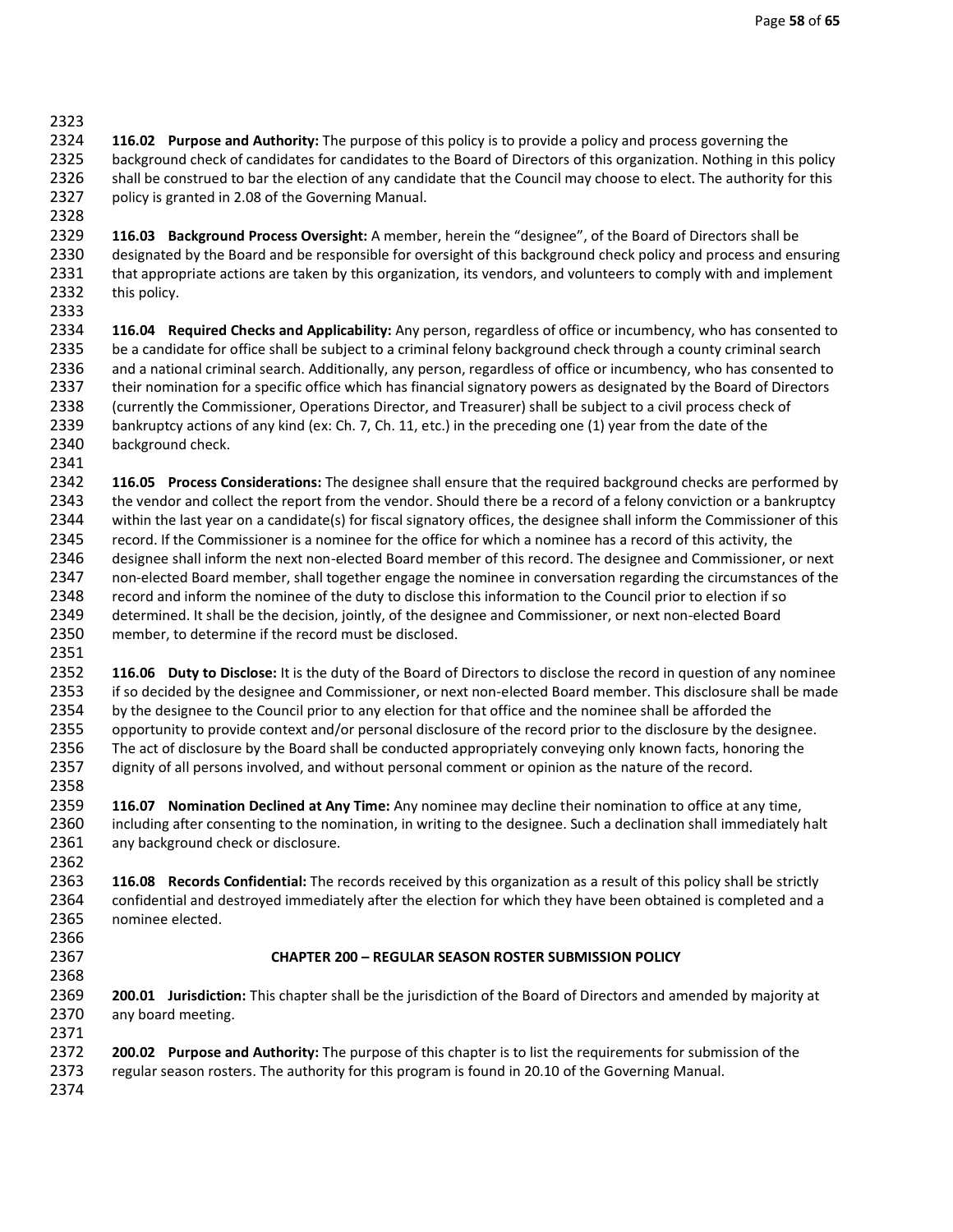**116.02 Purpose and Authority:** The purpose of this policy is to provide a policy and process governing the background check of candidates for candidates to the Board of Directors of this organization. Nothing in this policy shall be construed to bar the election of any candidate that the Council may choose to elect. The authority for this policy is granted in 2.08 of the Governing Manual.

**116.03 Background Process Oversight:** A member, herein the "designee", of the Board of Directors shall be designated by the Board and be responsible for oversight of this background check policy and process and ensuring that appropriate actions are taken by this organization, its vendors, and volunteers to comply with and implement this policy.

**116.04 Required Checks and Applicability:** Any person, regardless of office or incumbency, who has consented to be a candidate for office shall be subject to a criminal felony background check through a county criminal search and a national criminal search. Additionally, any person, regardless of office or incumbency, who has consented to their nomination for a specific office which has financial signatory powers as designated by the Board of Directors (currently the Commissioner, Operations Director, and Treasurer) shall be subject to a civil process check of bankruptcy actions of any kind (ex: Ch. 7, Ch. 11, etc.) in the preceding one (1) year from the date of the background check.

**116.05 Process Considerations:** The designee shall ensure that the required background checks are performed by the vendor and collect the report from the vendor. Should there be a record of a felony conviction or a bankruptcy within the last year on a candidate(s) for fiscal signatory offices, the designee shall inform the Commissioner of this record. If the Commissioner is a nominee for the office for which a nominee has a record of this activity, the designee shall inform the next non-elected Board member of this record. The designee and Commissioner, or next non-elected Board member, shall together engage the nominee in conversation regarding the circumstances of the record and inform the nominee of the duty to disclose this information to the Council prior to election if so determined. It shall be the decision, jointly, of the designee and Commissioner, or next non-elected Board member, to determine if the record must be disclosed.

**116.06 Duty to Disclose:** It is the duty of the Board of Directors to disclose the record in question of any nominee if so decided by the designee and Commissioner, or next non-elected Board member. This disclosure shall be made by the designee to the Council prior to any election for that office and the nominee shall be afforded the opportunity to provide context and/or personal disclosure of the record prior to the disclosure by the designee. The act of disclosure by the Board shall be conducted appropriately conveying only known facts, honoring the dignity of all persons involved, and without personal comment or opinion as the nature of the record.

**116.07 Nomination Declined at Any Time:** Any nominee may decline their nomination to office at any time, including after consenting to the nomination, in writing to the designee. Such a declination shall immediately halt any background check or disclosure.

**116.08 Records Confidential:** The records received by this organization as a result of this policy shall be strictly confidential and destroyed immediately after the election for which they have been obtained is completed and a nominee elected.

## CHAPTER 200 – REGULAR SEASON ROSTER SUBMISSION POLICY

**200.01 Jurisdiction:** This chapter shall be the jurisdiction of the Board of Directors and amended by majority at any board meeting.

**200.02 Purpose and Authority:** The purpose of this chapter is to list the requirements for submission of the regular season rosters. The authority for this program is found in 20.10 of the Governing Manual.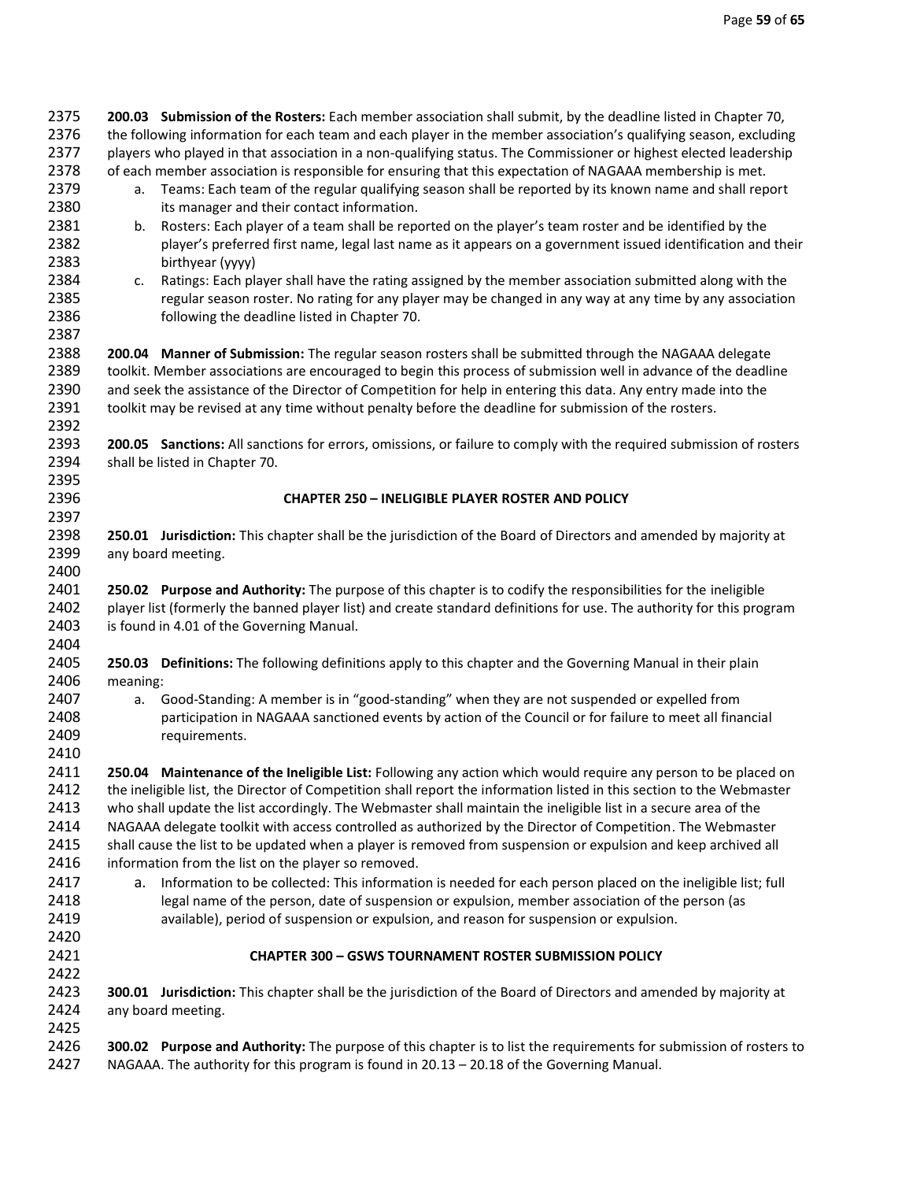**200.03 Submission of the Rosters:** Each member association shall submit, by the deadline listed in Chapter 70, the following information for each team and each player in the member association's qualifying season, excluding players who played in that association in a non-qualifying status. The Commissioner or highest elected leadership of each member association is responsible for ensuring that this expectation of NAGAAA membership is met.

a. Teams: Each team of the regular qualifying season shall be reported by its known name and shall report its manager and their contact information.
b. Rosters: Each player of a team shall be reported on the player's team roster and be identified by the player's preferred first name, legal last name as it appears on a government issued identification and their birthyear (yyyy)
c. Ratings: Each player shall have the rating assigned by the member association submitted along with the regular season roster. No rating for any player may be changed in any way at any time by any association following the deadline listed in Chapter 70.

**200.04 Manner of Submission:** The regular season rosters shall be submitted through the NAGAAA delegate toolkit. Member associations are encouraged to begin this process of submission well in advance of the deadline and seek the assistance of the Director of Competition for help in entering this data. Any entry made into the toolkit may be revised at any time without penalty before the deadline for submission of the rosters.

**200.05 Sanctions:** All sanctions for errors, omissions, or failure to comply with the required submission of rosters shall be listed in Chapter 70.

## CHAPTER 250 – INELIGIBLE PLAYER ROSTER AND POLICY

**250.01 Jurisdiction:** This chapter shall be the jurisdiction of the Board of Directors and amended by majority at any board meeting.

**250.02 Purpose and Authority:** The purpose of this chapter is to codify the responsibilities for the ineligible player list (formerly the banned player list) and create standard definitions for use. The authority for this program is found in 4.01 of the Governing Manual.

**250.03 Definitions:** The following definitions apply to this chapter and the Governing Manual in their plain meaning:

a. Good-Standing: A member is in "good-standing" when they are not suspended or expelled from participation in NAGAAA sanctioned events by action of the Council or for failure to meet all financial requirements.

**250.04 Maintenance of the Ineligible List:** Following any action which would require any person to be placed on the ineligible list, the Director of Competition shall report the information listed in this section to the Webmaster who shall update the list accordingly. The Webmaster shall maintain the ineligible list in a secure area of the NAGAAA delegate toolkit with access controlled as authorized by the Director of Competition. The Webmaster shall cause the list to be updated when a player is removed from suspension or expulsion and keep archived all information from the list on the player so removed.

a. Information to be collected: This information is needed for each person placed on the ineligible list; full legal name of the person, date of suspension or expulsion, member association of the person (as available), period of suspension or expulsion, and reason for suspension or expulsion.

## CHAPTER 300 – GSWS TOURNAMENT ROSTER SUBMISSION POLICY

**300.01 Jurisdiction:** This chapter shall be the jurisdiction of the Board of Directors and amended by majority at any board meeting.

**300.02 Purpose and Authority:** The purpose of this chapter is to list the requirements for submission of rosters to NAGAAA. The authority for this program is found in 20.13 – 20.18 of the Governing Manual.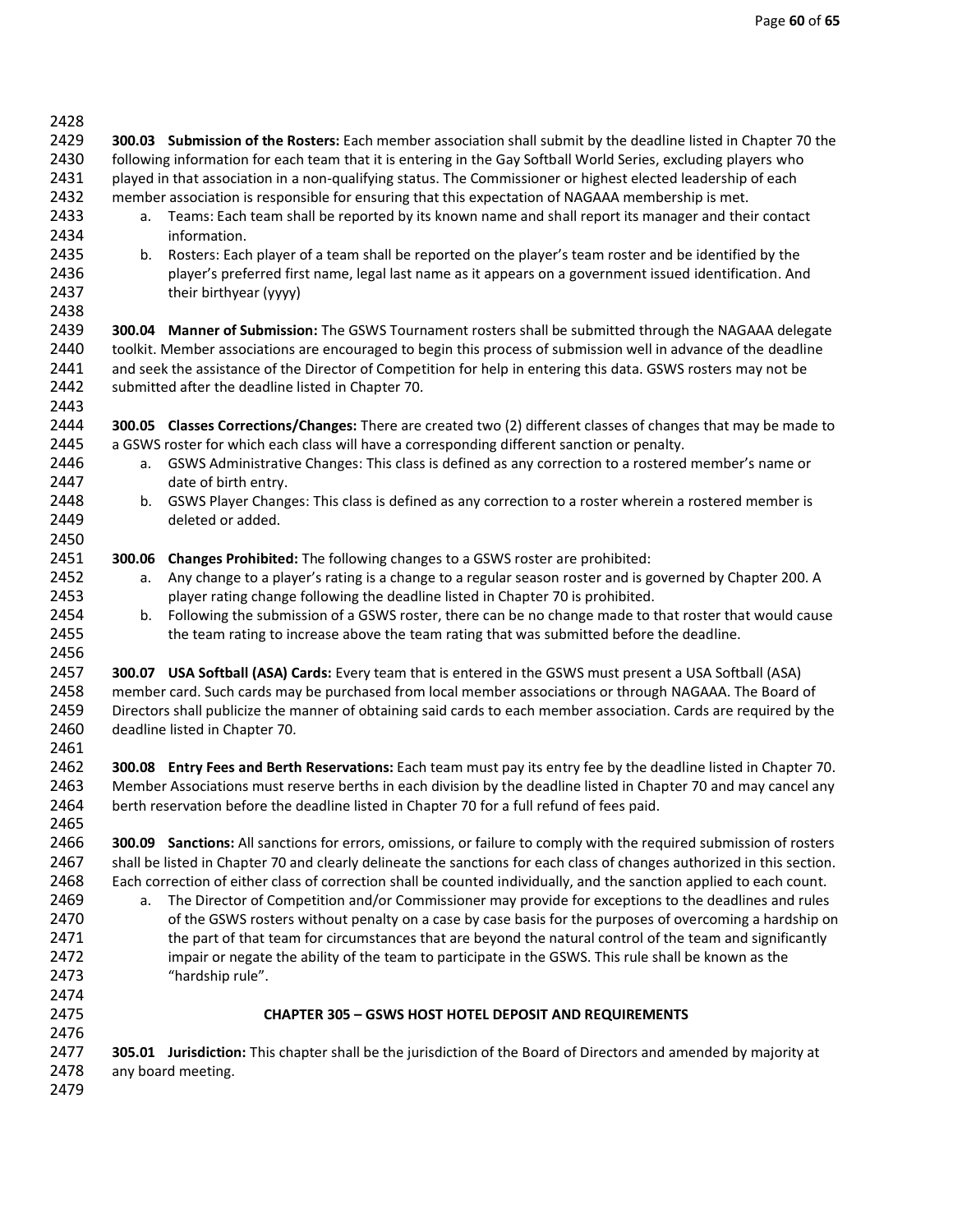**300.03 Submission of the Rosters:** Each member association shall submit by the deadline listed in Chapter 70 the following information for each team that it is entering in the Gay Softball World Series, excluding players who played in that association in a non-qualifying status. The Commissioner or highest elected leadership of each member association is responsible for ensuring that this expectation of NAGAAA membership is met.

a. Teams: Each team shall be reported by its known name and shall report its manager and their contact information.
b. Rosters: Each player of a team shall be reported on the player's team roster and be identified by the player's preferred first name, legal last name as it appears on a government issued identification. And their birthyear (yyyy)

**300.04 Manner of Submission:** The GSWS Tournament rosters shall be submitted through the NAGAAA delegate toolkit. Member associations are encouraged to begin this process of submission well in advance of the deadline and seek the assistance of the Director of Competition for help in entering this data. GSWS rosters may not be submitted after the deadline listed in Chapter 70.

**300.05 Classes Corrections/Changes:** There are created two (2) different classes of changes that may be made to a GSWS roster for which each class will have a corresponding different sanction or penalty.

a. GSWS Administrative Changes: This class is defined as any correction to a rostered member's name or date of birth entry.
b. GSWS Player Changes: This class is defined as any correction to a roster wherein a rostered member is deleted or added.

**300.06 Changes Prohibited:** The following changes to a GSWS roster are prohibited:

a. Any change to a player's rating is a change to a regular season roster and is governed by Chapter 200. A player rating change following the deadline listed in Chapter 70 is prohibited.
b. Following the submission of a GSWS roster, there can be no change made to that roster that would cause the team rating to increase above the team rating that was submitted before the deadline.

**300.07 USA Softball (ASA) Cards:** Every team that is entered in the GSWS must present a USA Softball (ASA) member card. Such cards may be purchased from local member associations or through NAGAAA. The Board of Directors shall publicize the manner of obtaining said cards to each member association. Cards are required by the deadline listed in Chapter 70.

**300.08 Entry Fees and Berth Reservations:** Each team must pay its entry fee by the deadline listed in Chapter 70. Member Associations must reserve berths in each division by the deadline listed in Chapter 70 and may cancel any berth reservation before the deadline listed in Chapter 70 for a full refund of fees paid.

**300.09 Sanctions:** All sanctions for errors, omissions, or failure to comply with the required submission of rosters shall be listed in Chapter 70 and clearly delineate the sanctions for each class of changes authorized in this section. Each correction of either class of correction shall be counted individually, and the sanction applied to each count.

a. The Director of Competition and/or Commissioner may provide for exceptions to the deadlines and rules of the GSWS rosters without penalty on a case by case basis for the purposes of overcoming a hardship on the part of that team for circumstances that are beyond the natural control of the team and significantly impair or negate the ability of the team to participate in the GSWS. This rule shall be known as the "hardship rule".

## CHAPTER 305 – GSWS HOST HOTEL DEPOSIT AND REQUIREMENTS

**305.01 Jurisdiction:** This chapter shall be the jurisdiction of the Board of Directors and amended by majority at any board meeting.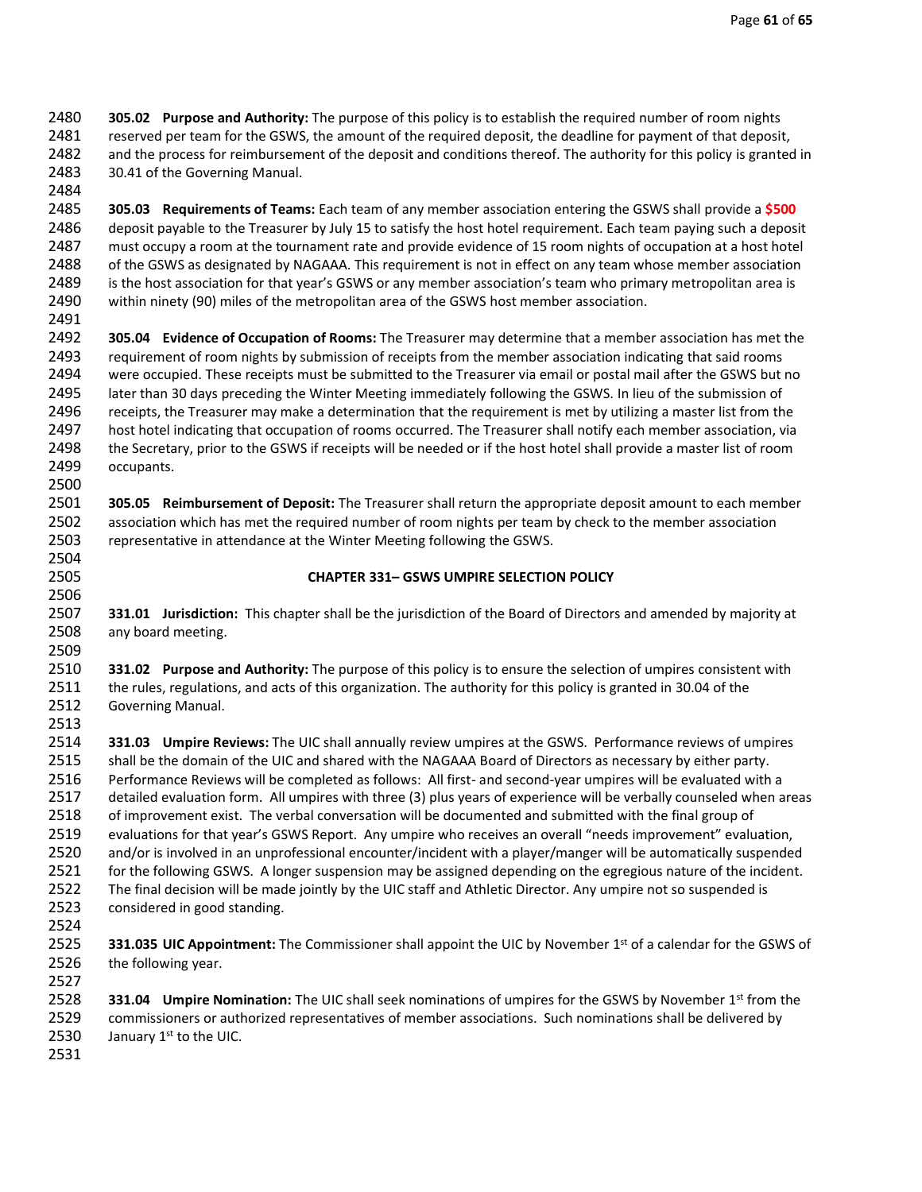**305.02 Purpose and Authority:** The purpose of this policy is to establish the required number of room nights reserved per team for the GSWS, the amount of the required deposit, the deadline for payment of that deposit, and the process for reimbursement of the deposit and conditions thereof. The authority for this policy is granted in 30.41 of the Governing Manual.

**305.03 Requirements of Teams:** Each team of any member association entering the GSWS shall provide a **$500** deposit payable to the Treasurer by July 15 to satisfy the host hotel requirement. Each team paying such a deposit must occupy a room at the tournament rate and provide evidence of 15 room nights of occupation at a host hotel of the GSWS as designated by NAGAAA. This requirement is not in effect on any team whose member association is the host association for that year's GSWS or any member association's team who primary metropolitan area is within ninety (90) miles of the metropolitan area of the GSWS host member association.

**305.04 Evidence of Occupation of Rooms:** The Treasurer may determine that a member association has met the requirement of room nights by submission of receipts from the member association indicating that said rooms were occupied. These receipts must be submitted to the Treasurer via email or postal mail after the GSWS but no later than 30 days preceding the Winter Meeting immediately following the GSWS. In lieu of the submission of receipts, the Treasurer may make a determination that the requirement is met by utilizing a master list from the host hotel indicating that occupation of rooms occurred. The Treasurer shall notify each member association, via the Secretary, prior to the GSWS if receipts will be needed or if the host hotel shall provide a master list of room occupants.

**305.05 Reimbursement of Deposit:** The Treasurer shall return the appropriate deposit amount to each member association which has met the required number of room nights per team by check to the member association representative in attendance at the Winter Meeting following the GSWS.

## CHAPTER 331– GSWS UMPIRE SELECTION POLICY

**331.01 Jurisdiction:** This chapter shall be the jurisdiction of the Board of Directors and amended by majority at any board meeting.

**331.02 Purpose and Authority:** The purpose of this policy is to ensure the selection of umpires consistent with the rules, regulations, and acts of this organization. The authority for this policy is granted in 30.04 of the Governing Manual.

**331.03 Umpire Reviews:** The UIC shall annually review umpires at the GSWS. Performance reviews of umpires shall be the domain of the UIC and shared with the NAGAAA Board of Directors as necessary by either party. Performance Reviews will be completed as follows: All first- and second-year umpires will be evaluated with a detailed evaluation form. All umpires with three (3) plus years of experience will be verbally counseled when areas of improvement exist. The verbal conversation will be documented and submitted with the final group of evaluations for that year's GSWS Report. Any umpire who receives an overall "needs improvement" evaluation, and/or is involved in an unprofessional encounter/incident with a player/manger will be automatically suspended for the following GSWS. A longer suspension may be assigned depending on the egregious nature of the incident. The final decision will be made jointly by the UIC staff and Athletic Director. Any umpire not so suspended is considered in good standing.

**331.035 UIC Appointment:** The Commissioner shall appoint the UIC by November 1st of a calendar for the GSWS of the following year.

**331.04 Umpire Nomination:** The UIC shall seek nominations of umpires for the GSWS by November 1st from the commissioners or authorized representatives of member associations. Such nominations shall be delivered by January 1st to the UIC.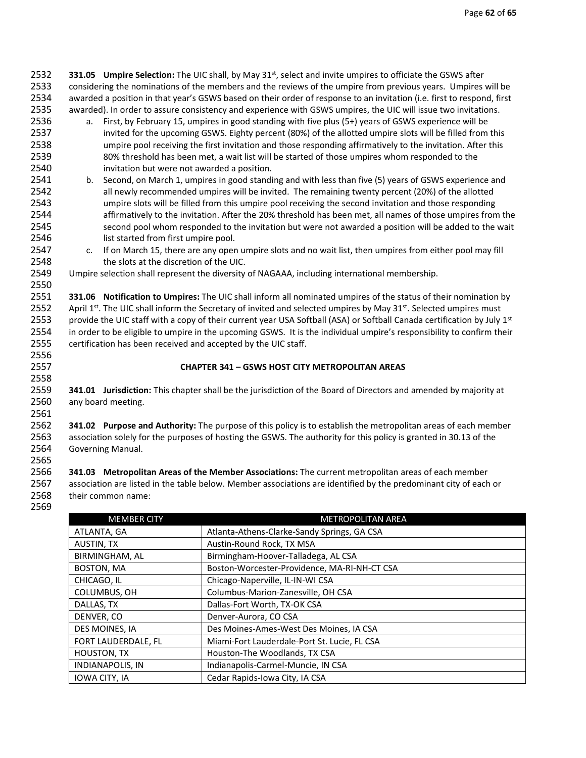**331.05 Umpire Selection:** The UIC shall, by May 31st, select and invite umpires to officiate the GSWS after considering the nominations of the members and the reviews of the umpire from previous years. Umpires will be awarded a position in that year's GSWS based on their order of response to an invitation (i.e. first to respond, first awarded). In order to assure consistency and experience with GSWS umpires, the UIC will issue two invitations.

a. First, by February 15, umpires in good standing with five plus (5+) years of GSWS experience will be invited for the upcoming GSWS. Eighty percent (80%) of the allotted umpire slots will be filled from this umpire pool receiving the first invitation and those responding affirmatively to the invitation. After this 80% threshold has been met, a wait list will be started of those umpires whom responded to the invitation but were not awarded a position.
b. Second, on March 1, umpires in good standing and with less than five (5) years of GSWS experience and all newly recommended umpires will be invited. The remaining twenty percent (20%) of the allotted umpire slots will be filled from this umpire pool receiving the second invitation and those responding affirmatively to the invitation. After the 20% threshold has been met, all names of those umpires from the second pool whom responded to the invitation but were not awarded a position will be added to the wait list started from first umpire pool.
c. If on March 15, there are any open umpire slots and no wait list, then umpires from either pool may fill the slots at the discretion of the UIC.

Umpire selection shall represent the diversity of NAGAAA, including international membership.

**331.06 Notification to Umpires:** The UIC shall inform all nominated umpires of the status of their nomination by April 1st. The UIC shall inform the Secretary of invited and selected umpires by May 31st. Selected umpires must provide the UIC staff with a copy of their current year USA Softball (ASA) or Softball Canada certification by July 1st in order to be eligible to umpire in the upcoming GSWS. It is the individual umpire's responsibility to confirm their certification has been received and accepted by the UIC staff.

## CHAPTER 341 – GSWS HOST CITY METROPOLITAN AREAS

**341.01 Jurisdiction:** This chapter shall be the jurisdiction of the Board of Directors and amended by majority at any board meeting.

**341.02 Purpose and Authority:** The purpose of this policy is to establish the metropolitan areas of each member association solely for the purposes of hosting the GSWS. The authority for this policy is granted in 30.13 of the Governing Manual.

**341.03 Metropolitan Areas of the Member Associations:** The current metropolitan areas of each member association are listed in the table below. Member associations are identified by the predominant city of each or their common name:

| MEMBER CITY | METROPOLITAN AREA |
|---|---|
| ATLANTA, GA | Atlanta-Athens-Clarke-Sandy Springs, GA CSA |
| AUSTIN, TX | Austin-Round Rock, TX MSA |
| BIRMINGHAM, AL | Birmingham-Hoover-Talladega, AL CSA |
| BOSTON, MA | Boston-Worcester-Providence, MA-RI-NH-CT CSA |
| CHICAGO, IL | Chicago-Naperville, IL-IN-WI CSA |
| COLUMBUS, OH | Columbus-Marion-Zanesville, OH CSA |
| DALLAS, TX | Dallas-Fort Worth, TX-OK CSA |
| DENVER, CO | Denver-Aurora, CO CSA |
| DES MOINES, IA | Des Moines-Ames-West Des Moines, IA CSA |
| FORT LAUDERDALE, FL | Miami-Fort Lauderdale-Port St. Lucie, FL CSA |
| HOUSTON, TX | Houston-The Woodlands, TX CSA |
| INDIANAPOLIS, IN | Indianapolis-Carmel-Muncie, IN CSA |
| IOWA CITY, IA | Cedar Rapids-Iowa City, IA CSA |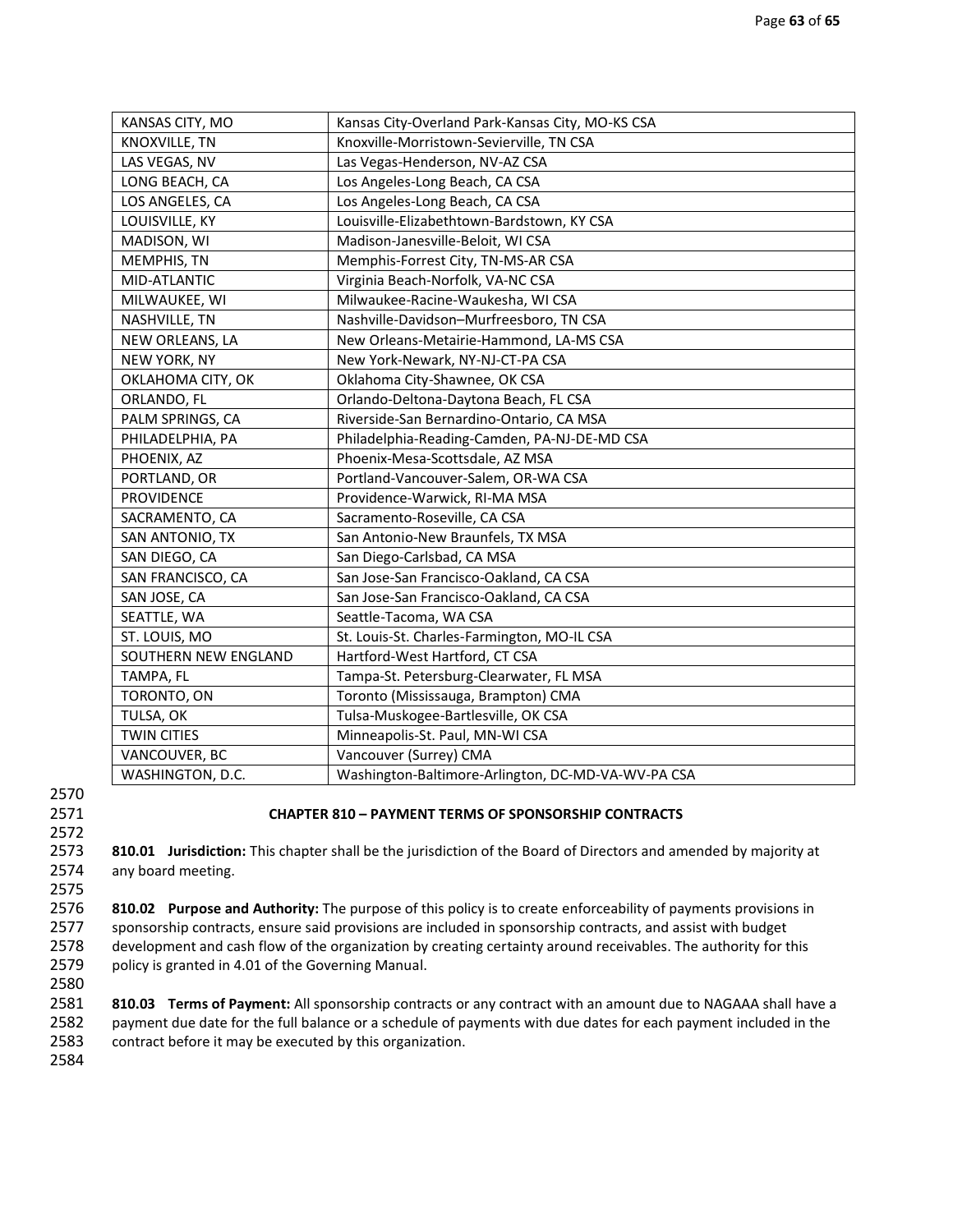| KANSAS CITY, MO | Kansas City-Overland Park-Kansas City, MO-KS CSA |
|---|---|
| KNOXVILLE, TN | Knoxville-Morristown-Sevierville, TN CSA |
| LAS VEGAS, NV | Las Vegas-Henderson, NV-AZ CSA |
| LONG BEACH, CA | Los Angeles-Long Beach, CA CSA |
| LOS ANGELES, CA | Los Angeles-Long Beach, CA CSA |
| LOUISVILLE, KY | Louisville-Elizabethtown-Bardstown, KY CSA |
| MADISON, WI | Madison-Janesville-Beloit, WI CSA |
| MEMPHIS, TN | Memphis-Forrest City, TN-MS-AR CSA |
| MID-ATLANTIC | Virginia Beach-Norfolk, VA-NC CSA |
| MILWAUKEE, WI | Milwaukee-Racine-Waukesha, WI CSA |
| NASHVILLE, TN | Nashville-Davidson–Murfreesboro, TN CSA |
| NEW ORLEANS, LA | New Orleans-Metairie-Hammond, LA-MS CSA |
| NEW YORK, NY | New York-Newark, NY-NJ-CT-PA CSA |
| OKLAHOMA CITY, OK | Oklahoma City-Shawnee, OK CSA |
| ORLANDO, FL | Orlando-Deltona-Daytona Beach, FL CSA |
| PALM SPRINGS, CA | Riverside-San Bernardino-Ontario, CA MSA |
| PHILADELPHIA, PA | Philadelphia-Reading-Camden, PA-NJ-DE-MD CSA |
| PHOENIX, AZ | Phoenix-Mesa-Scottsdale, AZ MSA |
| PORTLAND, OR | Portland-Vancouver-Salem, OR-WA CSA |
| PROVIDENCE | Providence-Warwick, RI-MA MSA |
| SACRAMENTO, CA | Sacramento-Roseville, CA CSA |
| SAN ANTONIO, TX | San Antonio-New Braunfels, TX MSA |
| SAN DIEGO, CA | San Diego-Carlsbad, CA MSA |
| SAN FRANCISCO, CA | San Jose-San Francisco-Oakland, CA CSA |
| SAN JOSE, CA | San Jose-San Francisco-Oakland, CA CSA |
| SEATTLE, WA | Seattle-Tacoma, WA CSA |
| ST. LOUIS, MO | St. Louis-St. Charles-Farmington, MO-IL CSA |
| SOUTHERN NEW ENGLAND | Hartford-West Hartford, CT CSA |
| TAMPA, FL | Tampa-St. Petersburg-Clearwater, FL MSA |
| TORONTO, ON | Toronto (Mississauga, Brampton) CMA |
| TULSA, OK | Tulsa-Muskogee-Bartlesville, OK CSA |
| TWIN CITIES | Minneapolis-St. Paul, MN-WI CSA |
| VANCOUVER, BC | Vancouver (Surrey) CMA |
| WASHINGTON, D.C. | Washington-Baltimore-Arlington, DC-MD-VA-WV-PA CSA |

## CHAPTER 810 – PAYMENT TERMS OF SPONSORSHIP CONTRACTS

**810.01 Jurisdiction:** This chapter shall be the jurisdiction of the Board of Directors and amended by majority at any board meeting.

**810.02 Purpose and Authority:** The purpose of this policy is to create enforceability of payments provisions in sponsorship contracts, ensure said provisions are included in sponsorship contracts, and assist with budget development and cash flow of the organization by creating certainty around receivables. The authority for this policy is granted in 4.01 of the Governing Manual.

**810.03 Terms of Payment:** All sponsorship contracts or any contract with an amount due to NAGAAA shall have a payment due date for the full balance or a schedule of payments with due dates for each payment included in the contract before it may be executed by this organization.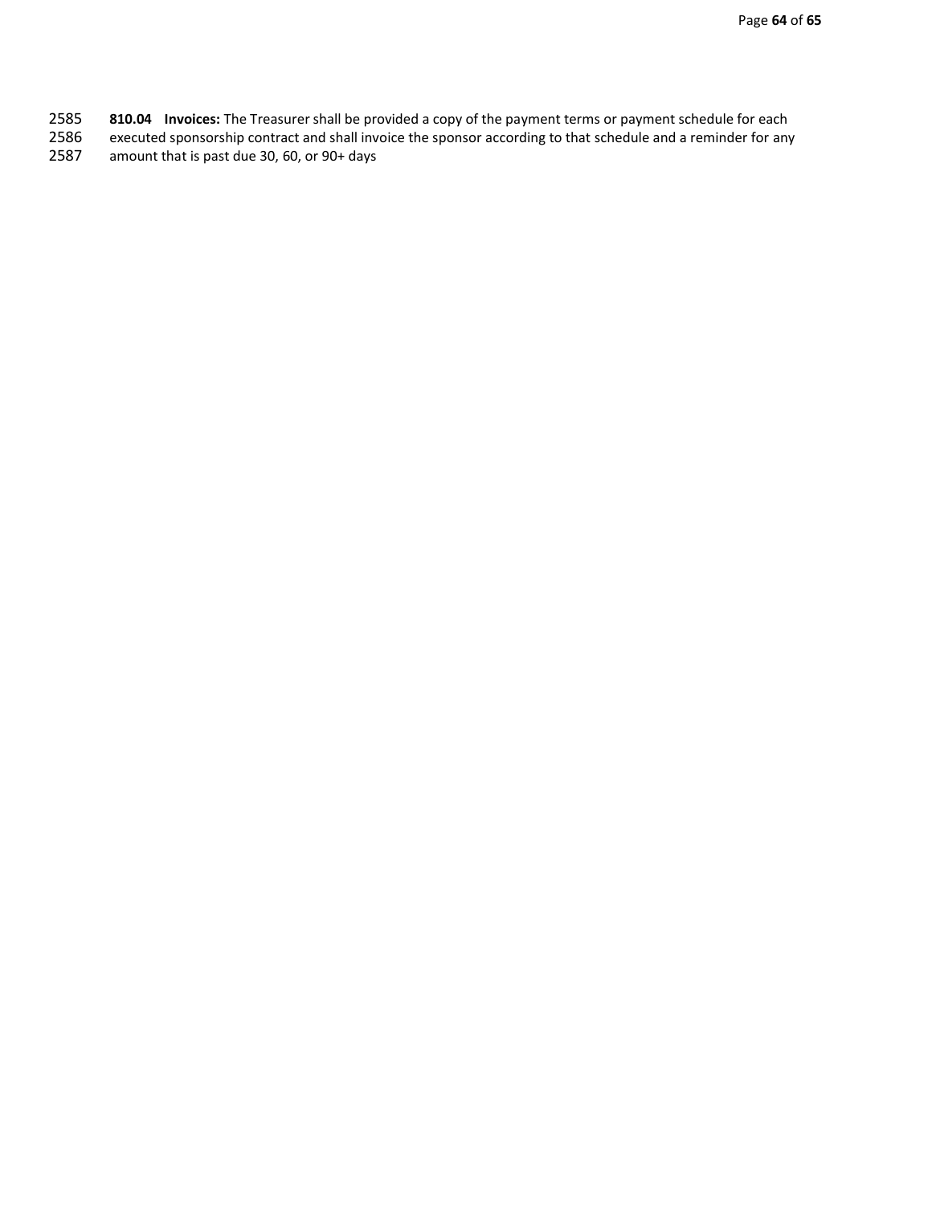**810.04 Invoices:** The Treasurer shall be provided a copy of the payment terms or payment schedule for each executed sponsorship contract and shall invoice the sponsor according to that schedule and a reminder for any amount that is past due 30, 60, or 90+ days